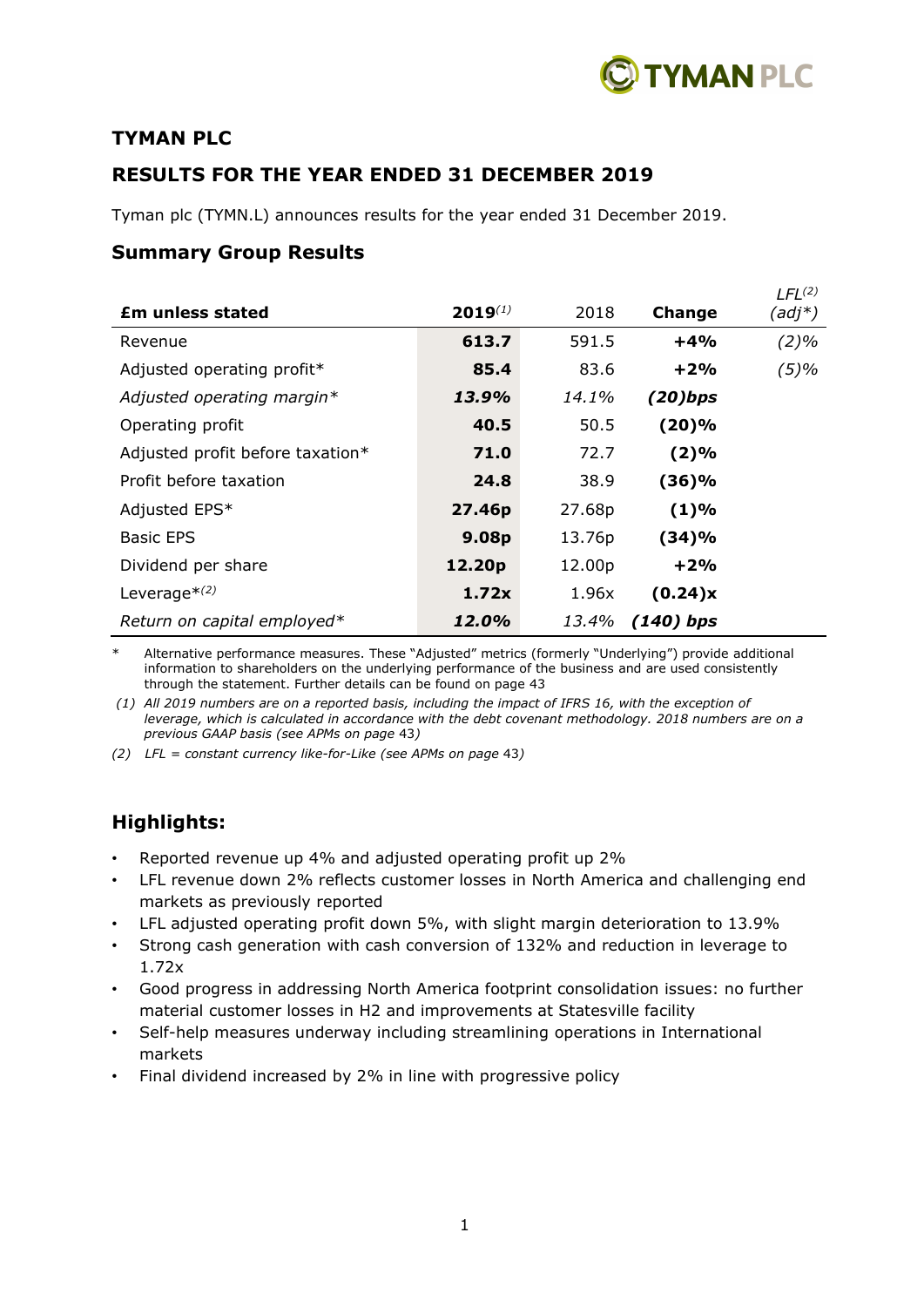# TYMAN PLC

## RESULTS FOR THE YEAR ENDED 31 DECEMBER 2019

Tyman plc (TYMN.L) announces results for the year ended 31 December 2019.

### Summary Group Results

| £m unless stated | 2019[(1)] | 2018 | Change | LFL[(2)] (adj*) |
|---|---|---|---|---|
| Revenue | **613.7** | 591.5 | **+4%** | *(2)%* |
| Adjusted operating profit* | **85.4** | 83.6 | **+2%** | *(5)%* |
| *Adjusted operating margin** | ***13.9%*** | *14.1%* | ***(20)bps*** | |
| Operating profit | **40.5** | 50.5 | **(20)%** | |
| Adjusted profit before taxation* | **71.0** | 72.7 | **(2)%** | |
| Profit before taxation | **24.8** | 38.9 | **(36)%** | |
| Adjusted EPS* | **27.46p** | 27.68p | **(1)%** | |
| Basic EPS | **9.08p** | 13.76p | **(34)%** | |
| Dividend per share | **12.20p** | 12.00p | **+2%** | |
| Leverage*[(2)] | **1.72x** | 1.96x | **(0.24)x** | |
| *Return on capital employed** | ***12.0%*** | *13.4%* | ***(140) bps*** | |

\* Alternative performance measures. These "Adjusted" metrics (formerly "Underlying") provide additional information to shareholders on the underlying performance of the business and are used consistently through the statement. Further details can be found on page 43

*(1) All 2019 numbers are on a reported basis, including the impact of IFRS 16, with the exception of leverage, which is calculated in accordance with the debt covenant methodology. 2018 numbers are on a previous GAAP basis (see APMs on page 43)*

*(2) LFL = constant currency like-for-Like (see APMs on page 43)*

### Highlights:

- Reported revenue up 4% and adjusted operating profit up 2%
- LFL revenue down 2% reflects customer losses in North America and challenging end markets as previously reported
- LFL adjusted operating profit down 5%, with slight margin deterioration to 13.9%
- Strong cash generation with cash conversion of 132% and reduction in leverage to 1.72x
- Good progress in addressing North America footprint consolidation issues: no further material customer losses in H2 and improvements at Statesville facility
- Self-help measures underway including streamlining operations in International markets
- Final dividend increased by 2% in line with progressive policy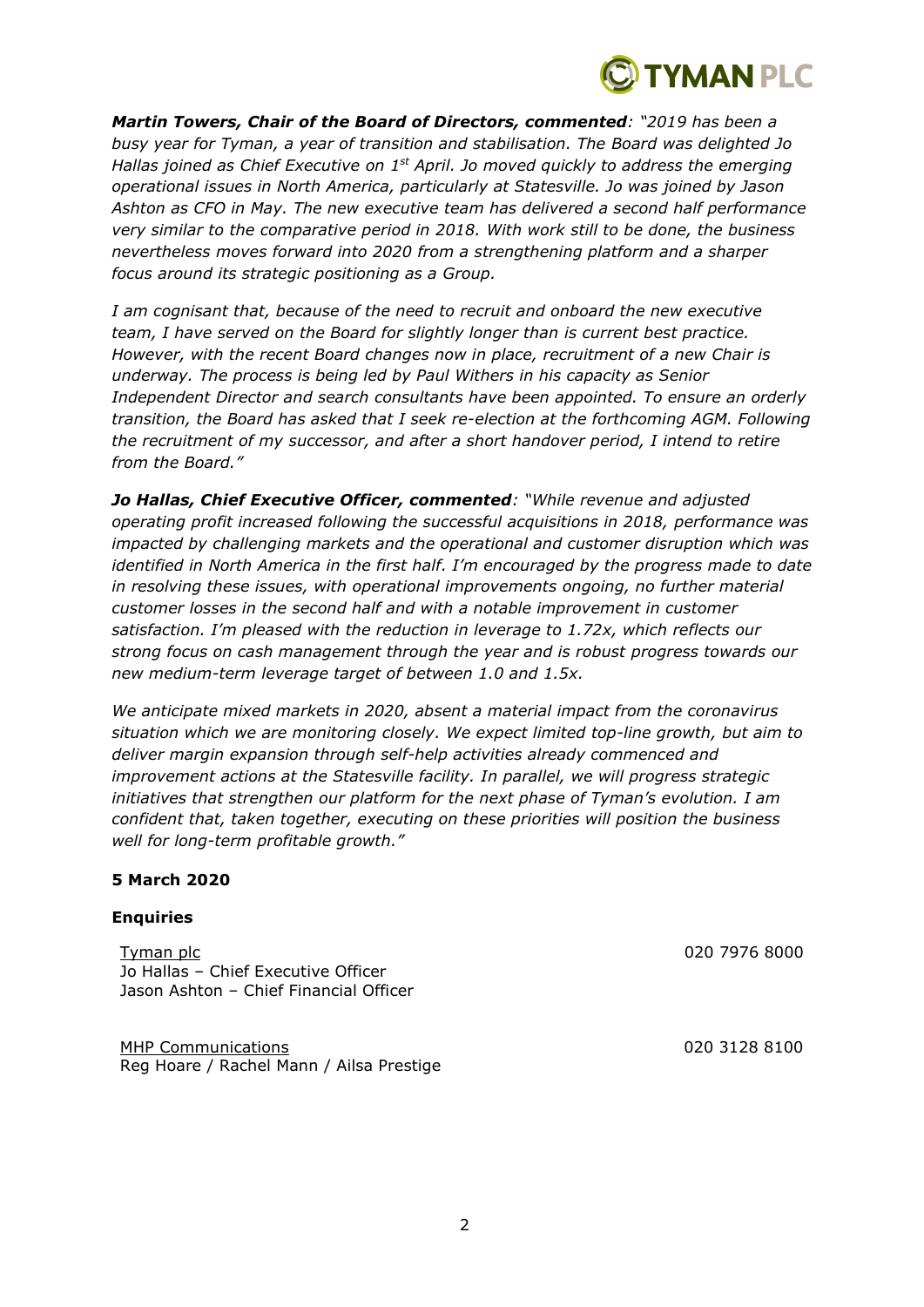***Martin Towers, Chair of the Board of Directors, commented****: "2019 has been a busy year for Tyman, a year of transition and stabilisation. The Board was delighted Jo Hallas joined as Chief Executive on 1st April. Jo moved quickly to address the emerging operational issues in North America, particularly at Statesville. Jo was joined by Jason Ashton as CFO in May. The new executive team has delivered a second half performance very similar to the comparative period in 2018. With work still to be done, the business nevertheless moves forward into 2020 from a strengthening platform and a sharper focus around its strategic positioning as a Group.*

*I am cognisant that, because of the need to recruit and onboard the new executive team, I have served on the Board for slightly longer than is current best practice. However, with the recent Board changes now in place, recruitment of a new Chair is underway. The process is being led by Paul Withers in his capacity as Senior Independent Director and search consultants have been appointed. To ensure an orderly transition, the Board has asked that I seek re-election at the forthcoming AGM. Following the recruitment of my successor, and after a short handover period, I intend to retire from the Board."*

***Jo Hallas, Chief Executive Officer, commented****: "While revenue and adjusted operating profit increased following the successful acquisitions in 2018, performance was impacted by challenging markets and the operational and customer disruption which was identified in North America in the first half. I'm encouraged by the progress made to date in resolving these issues, with operational improvements ongoing, no further material customer losses in the second half and with a notable improvement in customer satisfaction. I'm pleased with the reduction in leverage to 1.72x, which reflects our strong focus on cash management through the year and is robust progress towards our new medium-term leverage target of between 1.0 and 1.5x.*

*We anticipate mixed markets in 2020, absent a material impact from the coronavirus situation which we are monitoring closely. We expect limited top-line growth, but aim to deliver margin expansion through self-help activities already commenced and improvement actions at the Statesville facility. In parallel, we will progress strategic initiatives that strengthen our platform for the next phase of Tyman's evolution. I am confident that, taken together, executing on these priorities will position the business well for long-term profitable growth."*

**5 March 2020**

**Enquiries**

| | |
|---|---|
| Tyman plc | 020 7976 8000 |
| Jo Hallas – Chief Executive Officer | |
| Jason Ashton – Chief Financial Officer | |
| | |
| MHP Communications | 020 3128 8100 |
| Reg Hoare / Rachel Mann / Ailsa Prestige | |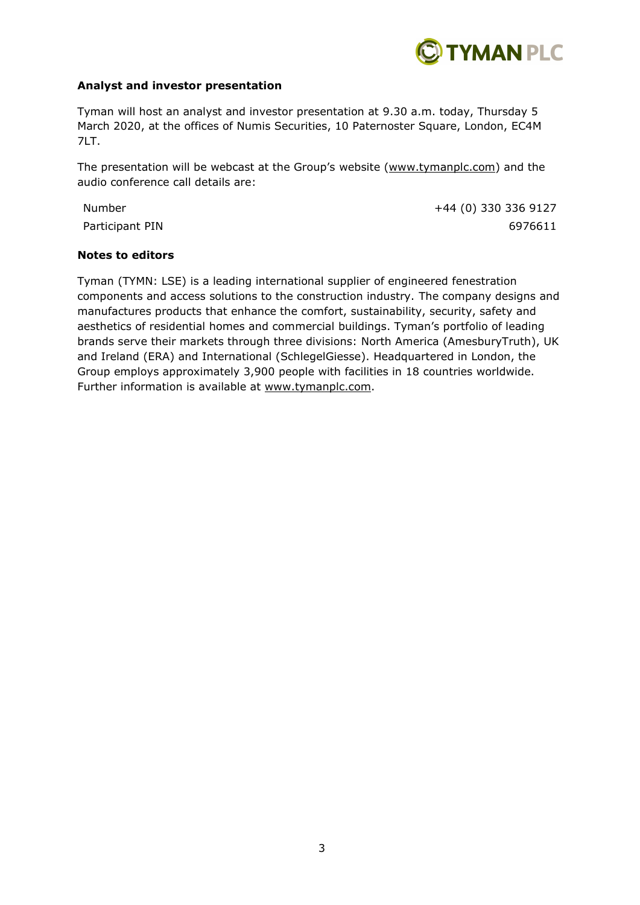**Analyst and investor presentation**

Tyman will host an analyst and investor presentation at 9.30 a.m. today, Thursday 5 March 2020, at the offices of Numis Securities, 10 Paternoster Square, London, EC4M 7LT.

The presentation will be webcast at the Group's website (www.tymanplc.com) and the audio conference call details are:

| | |
|---|---|
| Number | +44 (0) 330 336 9127 |
| Participant PIN | 6976611 |

**Notes to editors**

Tyman (TYMN: LSE) is a leading international supplier of engineered fenestration components and access solutions to the construction industry. The company designs and manufactures products that enhance the comfort, sustainability, security, safety and aesthetics of residential homes and commercial buildings. Tyman's portfolio of leading brands serve their markets through three divisions: North America (AmesburyTruth), UK and Ireland (ERA) and International (SchlegelGiesse). Headquartered in London, the Group employs approximately 3,900 people with facilities in 18 countries worldwide. Further information is available at www.tymanplc.com.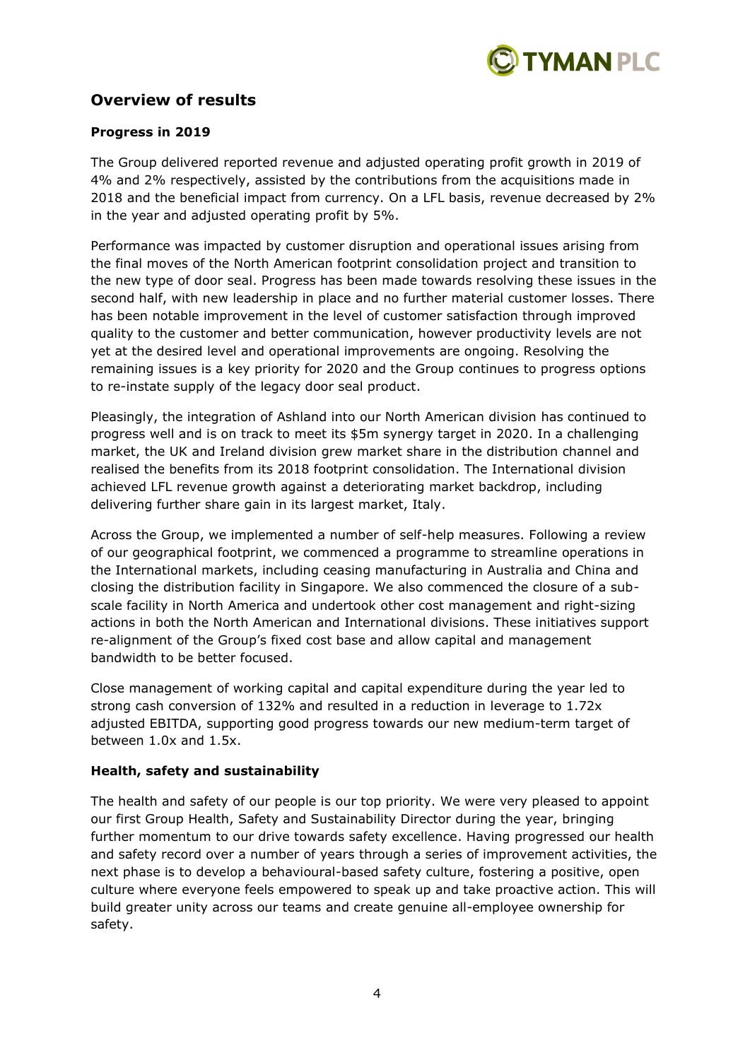## Overview of results

### Progress in 2019

The Group delivered reported revenue and adjusted operating profit growth in 2019 of 4% and 2% respectively, assisted by the contributions from the acquisitions made in 2018 and the beneficial impact from currency. On a LFL basis, revenue decreased by 2% in the year and adjusted operating profit by 5%.

Performance was impacted by customer disruption and operational issues arising from the final moves of the North American footprint consolidation project and transition to the new type of door seal. Progress has been made towards resolving these issues in the second half, with new leadership in place and no further material customer losses. There has been notable improvement in the level of customer satisfaction through improved quality to the customer and better communication, however productivity levels are not yet at the desired level and operational improvements are ongoing. Resolving the remaining issues is a key priority for 2020 and the Group continues to progress options to re-instate supply of the legacy door seal product.

Pleasingly, the integration of Ashland into our North American division has continued to progress well and is on track to meet its $5m synergy target in 2020. In a challenging market, the UK and Ireland division grew market share in the distribution channel and realised the benefits from its 2018 footprint consolidation. The International division achieved LFL revenue growth against a deteriorating market backdrop, including delivering further share gain in its largest market, Italy.

Across the Group, we implemented a number of self-help measures. Following a review of our geographical footprint, we commenced a programme to streamline operations in the International markets, including ceasing manufacturing in Australia and China and closing the distribution facility in Singapore. We also commenced the closure of a sub-scale facility in North America and undertook other cost management and right-sizing actions in both the North American and International divisions. These initiatives support re-alignment of the Group's fixed cost base and allow capital and management bandwidth to be better focused.

Close management of working capital and capital expenditure during the year led to strong cash conversion of 132% and resulted in a reduction in leverage to 1.72x adjusted EBITDA, supporting good progress towards our new medium-term target of between 1.0x and 1.5x.

### Health, safety and sustainability

The health and safety of our people is our top priority. We were very pleased to appoint our first Group Health, Safety and Sustainability Director during the year, bringing further momentum to our drive towards safety excellence. Having progressed our health and safety record over a number of years through a series of improvement activities, the next phase is to develop a behavioural-based safety culture, fostering a positive, open culture where everyone feels empowered to speak up and take proactive action. This will build greater unity across our teams and create genuine all-employee ownership for safety.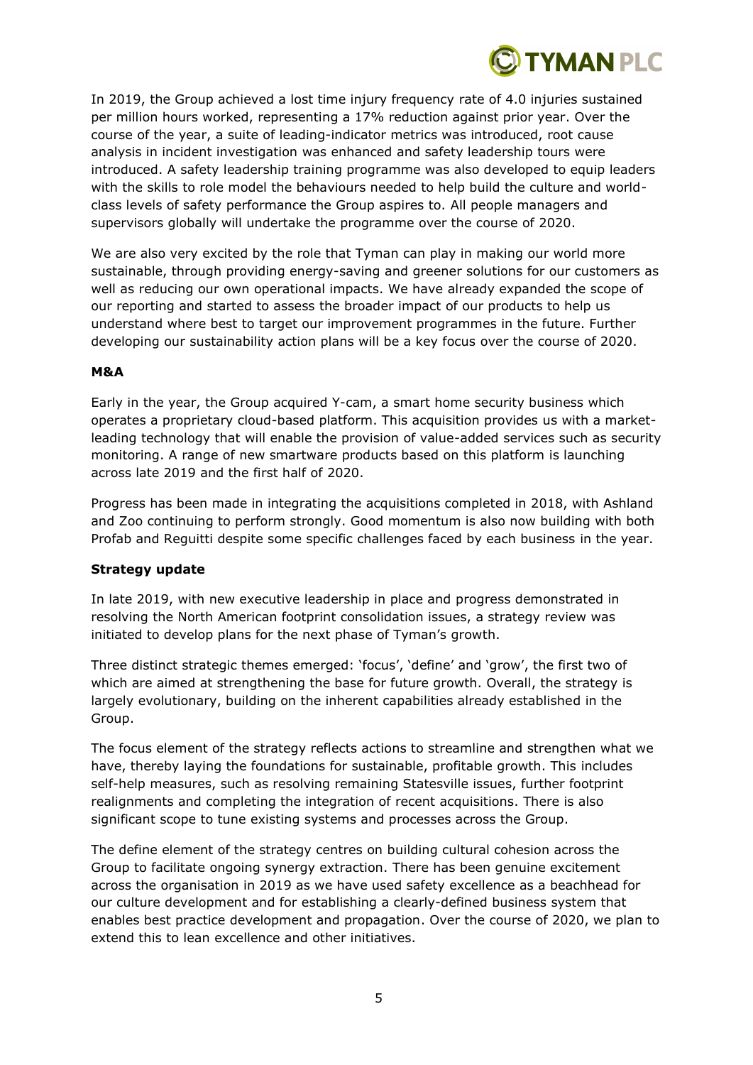In 2019, the Group achieved a lost time injury frequency rate of 4.0 injuries sustained per million hours worked, representing a 17% reduction against prior year. Over the course of the year, a suite of leading-indicator metrics was introduced, root cause analysis in incident investigation was enhanced and safety leadership tours were introduced. A safety leadership training programme was also developed to equip leaders with the skills to role model the behaviours needed to help build the culture and world-class levels of safety performance the Group aspires to. All people managers and supervisors globally will undertake the programme over the course of 2020.

We are also very excited by the role that Tyman can play in making our world more sustainable, through providing energy-saving and greener solutions for our customers as well as reducing our own operational impacts. We have already expanded the scope of our reporting and started to assess the broader impact of our products to help us understand where best to target our improvement programmes in the future. Further developing our sustainability action plans will be a key focus over the course of 2020.

**M&A**

Early in the year, the Group acquired Y-cam, a smart home security business which operates a proprietary cloud-based platform. This acquisition provides us with a market-leading technology that will enable the provision of value-added services such as security monitoring. A range of new smartware products based on this platform is launching across late 2019 and the first half of 2020.

Progress has been made in integrating the acquisitions completed in 2018, with Ashland and Zoo continuing to perform strongly. Good momentum is also now building with both Profab and Reguitti despite some specific challenges faced by each business in the year.

**Strategy update**

In late 2019, with new executive leadership in place and progress demonstrated in resolving the North American footprint consolidation issues, a strategy review was initiated to develop plans for the next phase of Tyman's growth.

Three distinct strategic themes emerged: 'focus', 'define' and 'grow', the first two of which are aimed at strengthening the base for future growth. Overall, the strategy is largely evolutionary, building on the inherent capabilities already established in the Group.

The focus element of the strategy reflects actions to streamline and strengthen what we have, thereby laying the foundations for sustainable, profitable growth. This includes self-help measures, such as resolving remaining Statesville issues, further footprint realignments and completing the integration of recent acquisitions. There is also significant scope to tune existing systems and processes across the Group.

The define element of the strategy centres on building cultural cohesion across the Group to facilitate ongoing synergy extraction. There has been genuine excitement across the organisation in 2019 as we have used safety excellence as a beachhead for our culture development and for establishing a clearly-defined business system that enables best practice development and propagation. Over the course of 2020, we plan to extend this to lean excellence and other initiatives.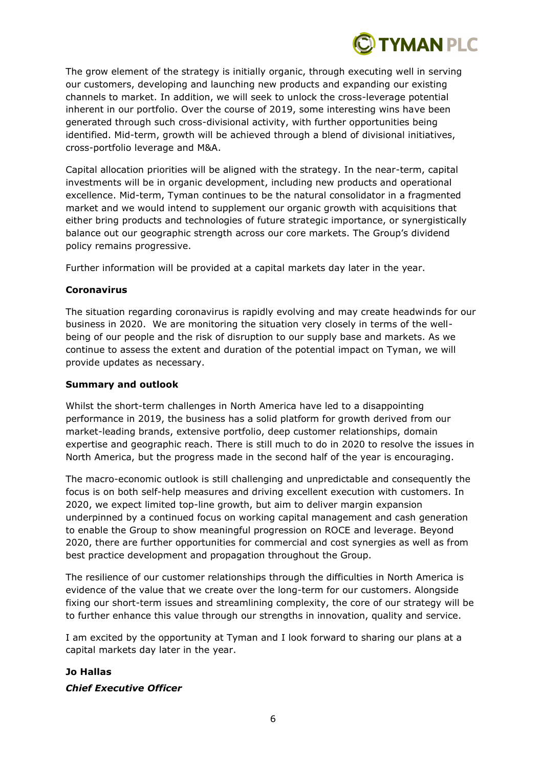The grow element of the strategy is initially organic, through executing well in serving our customers, developing and launching new products and expanding our existing channels to market. In addition, we will seek to unlock the cross-leverage potential inherent in our portfolio. Over the course of 2019, some interesting wins have been generated through such cross-divisional activity, with further opportunities being identified. Mid-term, growth will be achieved through a blend of divisional initiatives, cross-portfolio leverage and M&A.

Capital allocation priorities will be aligned with the strategy. In the near-term, capital investments will be in organic development, including new products and operational excellence. Mid-term, Tyman continues to be the natural consolidator in a fragmented market and we would intend to supplement our organic growth with acquisitions that either bring products and technologies of future strategic importance, or synergistically balance out our geographic strength across our core markets. The Group's dividend policy remains progressive.

Further information will be provided at a capital markets day later in the year.

**Coronavirus**

The situation regarding coronavirus is rapidly evolving and may create headwinds for our business in 2020. We are monitoring the situation very closely in terms of the well-being of our people and the risk of disruption to our supply base and markets. As we continue to assess the extent and duration of the potential impact on Tyman, we will provide updates as necessary.

**Summary and outlook**

Whilst the short-term challenges in North America have led to a disappointing performance in 2019, the business has a solid platform for growth derived from our market-leading brands, extensive portfolio, deep customer relationships, domain expertise and geographic reach. There is still much to do in 2020 to resolve the issues in North America, but the progress made in the second half of the year is encouraging.

The macro-economic outlook is still challenging and unpredictable and consequently the focus is on both self-help measures and driving excellent execution with customers. In 2020, we expect limited top-line growth, but aim to deliver margin expansion underpinned by a continued focus on working capital management and cash generation to enable the Group to show meaningful progression on ROCE and leverage. Beyond 2020, there are further opportunities for commercial and cost synergies as well as from best practice development and propagation throughout the Group.

The resilience of our customer relationships through the difficulties in North America is evidence of the value that we create over the long-term for our customers. Alongside fixing our short-term issues and streamlining complexity, the core of our strategy will be to further enhance this value through our strengths in innovation, quality and service.

I am excited by the opportunity at Tyman and I look forward to sharing our plans at a capital markets day later in the year.

**Jo Hallas**

***Chief Executive Officer***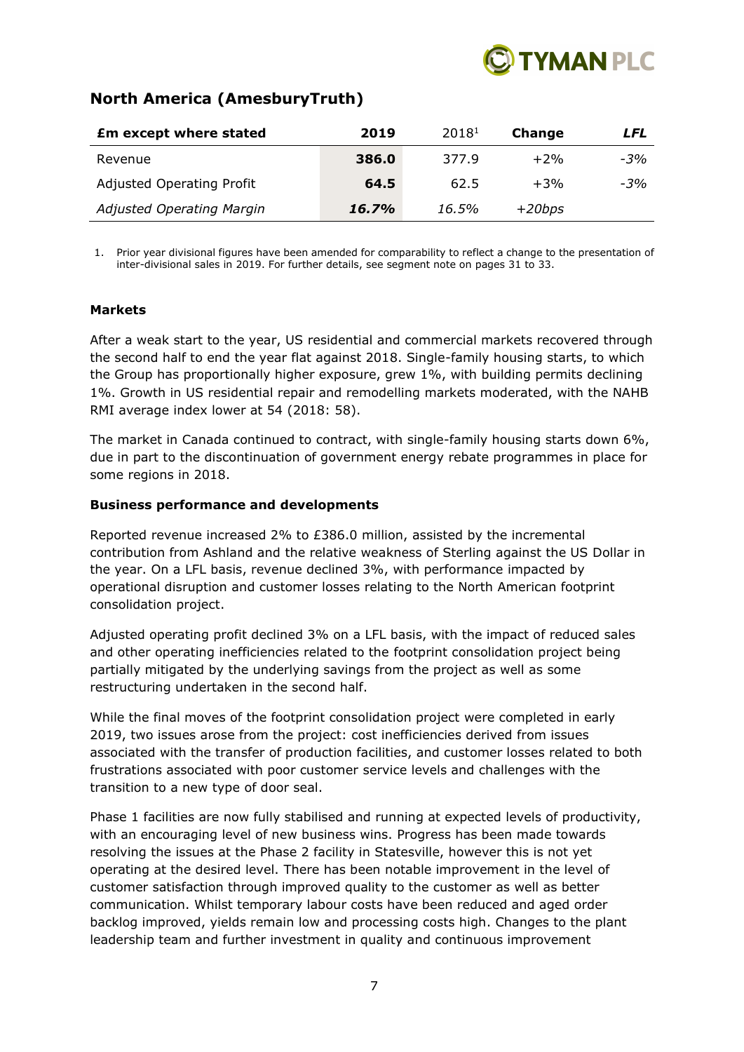## North America (AmesburyTruth)

| **£m except where stated** | **2019** | 2018[1] | **Change** | ***LFL*** |
|---|---|---|---|---|
| Revenue | **386.0** | 377.9 | +2% | *-3%* |
| Adjusted Operating Profit | **64.5** | 62.5 | +3% | *-3%* |
| *Adjusted Operating Margin* | ***16.7%*** | *16.5%* | *+20bps* | |

1. Prior year divisional figures have been amended for comparability to reflect a change to the presentation of inter-divisional sales in 2019. For further details, see segment note on pages 31 to 33.

**Markets**

After a weak start to the year, US residential and commercial markets recovered through the second half to end the year flat against 2018. Single-family housing starts, to which the Group has proportionally higher exposure, grew 1%, with building permits declining 1%. Growth in US residential repair and remodelling markets moderated, with the NAHB RMI average index lower at 54 (2018: 58).

The market in Canada continued to contract, with single-family housing starts down 6%, due in part to the discontinuation of government energy rebate programmes in place for some regions in 2018.

**Business performance and developments**

Reported revenue increased 2% to £386.0 million, assisted by the incremental contribution from Ashland and the relative weakness of Sterling against the US Dollar in the year. On a LFL basis, revenue declined 3%, with performance impacted by operational disruption and customer losses relating to the North American footprint consolidation project.

Adjusted operating profit declined 3% on a LFL basis, with the impact of reduced sales and other operating inefficiencies related to the footprint consolidation project being partially mitigated by the underlying savings from the project as well as some restructuring undertaken in the second half.

While the final moves of the footprint consolidation project were completed in early 2019, two issues arose from the project: cost inefficiencies derived from issues associated with the transfer of production facilities, and customer losses related to both frustrations associated with poor customer service levels and challenges with the transition to a new type of door seal.

Phase 1 facilities are now fully stabilised and running at expected levels of productivity, with an encouraging level of new business wins. Progress has been made towards resolving the issues at the Phase 2 facility in Statesville, however this is not yet operating at the desired level. There has been notable improvement in the level of customer satisfaction through improved quality to the customer as well as better communication. Whilst temporary labour costs have been reduced and aged order backlog improved, yields remain low and processing costs high. Changes to the plant leadership team and further investment in quality and continuous improvement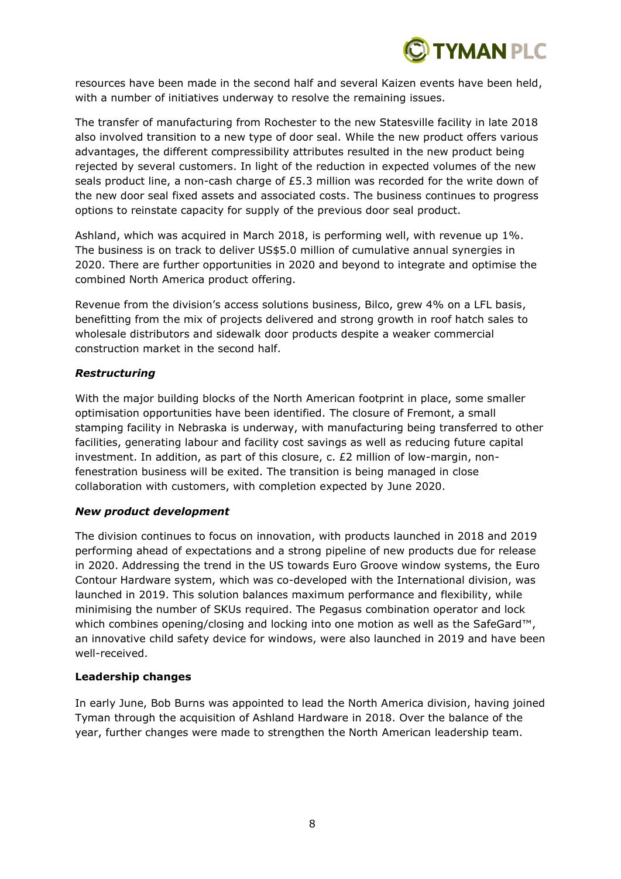resources have been made in the second half and several Kaizen events have been held, with a number of initiatives underway to resolve the remaining issues.

The transfer of manufacturing from Rochester to the new Statesville facility in late 2018 also involved transition to a new type of door seal. While the new product offers various advantages, the different compressibility attributes resulted in the new product being rejected by several customers. In light of the reduction in expected volumes of the new seals product line, a non-cash charge of £5.3 million was recorded for the write down of the new door seal fixed assets and associated costs. The business continues to progress options to reinstate capacity for supply of the previous door seal product.

Ashland, which was acquired in March 2018, is performing well, with revenue up 1%. The business is on track to deliver US$5.0 million of cumulative annual synergies in 2020. There are further opportunities in 2020 and beyond to integrate and optimise the combined North America product offering.

Revenue from the division's access solutions business, Bilco, grew 4% on a LFL basis, benefitting from the mix of projects delivered and strong growth in roof hatch sales to wholesale distributors and sidewalk door products despite a weaker commercial construction market in the second half.

***Restructuring***

With the major building blocks of the North American footprint in place, some smaller optimisation opportunities have been identified. The closure of Fremont, a small stamping facility in Nebraska is underway, with manufacturing being transferred to other facilities, generating labour and facility cost savings as well as reducing future capital investment. In addition, as part of this closure, c. £2 million of low-margin, non-fenestration business will be exited. The transition is being managed in close collaboration with customers, with completion expected by June 2020.

***New product development***

The division continues to focus on innovation, with products launched in 2018 and 2019 performing ahead of expectations and a strong pipeline of new products due for release in 2020. Addressing the trend in the US towards Euro Groove window systems, the Euro Contour Hardware system, which was co-developed with the International division, was launched in 2019. This solution balances maximum performance and flexibility, while minimising the number of SKUs required. The Pegasus combination operator and lock which combines opening/closing and locking into one motion as well as the SafeGard™, an innovative child safety device for windows, were also launched in 2019 and have been well-received.

**Leadership changes**

In early June, Bob Burns was appointed to lead the North America division, having joined Tyman through the acquisition of Ashland Hardware in 2018. Over the balance of the year, further changes were made to strengthen the North American leadership team.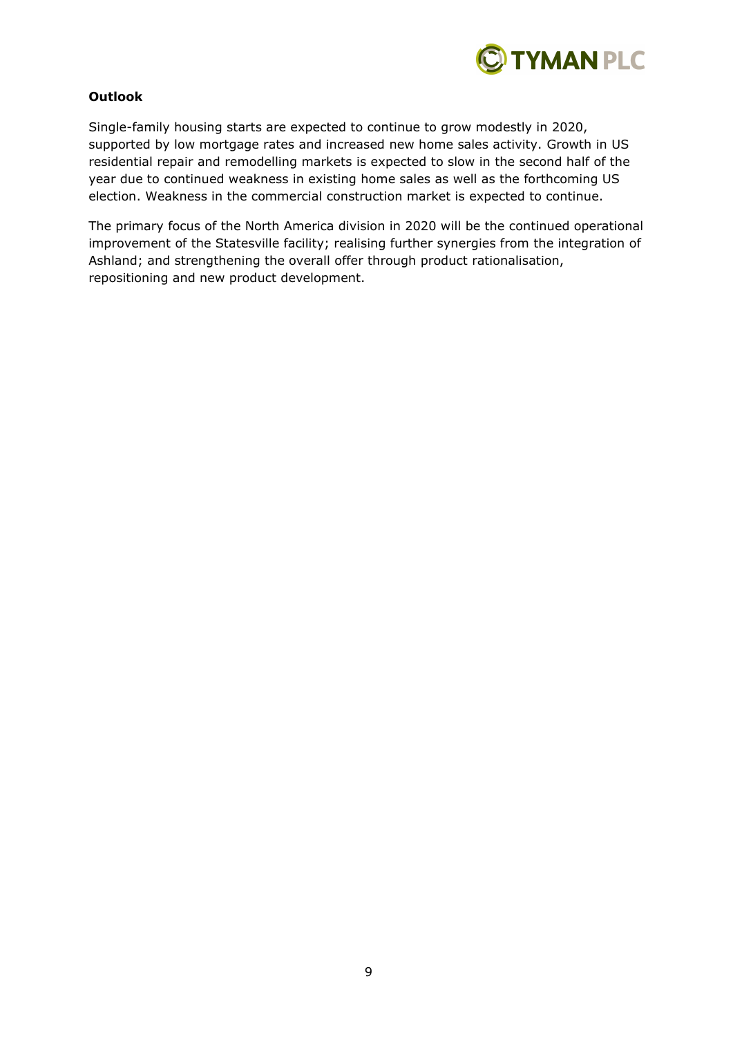**Outlook**

Single-family housing starts are expected to continue to grow modestly in 2020, supported by low mortgage rates and increased new home sales activity. Growth in US residential repair and remodelling markets is expected to slow in the second half of the year due to continued weakness in existing home sales as well as the forthcoming US election. Weakness in the commercial construction market is expected to continue.

The primary focus of the North America division in 2020 will be the continued operational improvement of the Statesville facility; realising further synergies from the integration of Ashland; and strengthening the overall offer through product rationalisation, repositioning and new product development.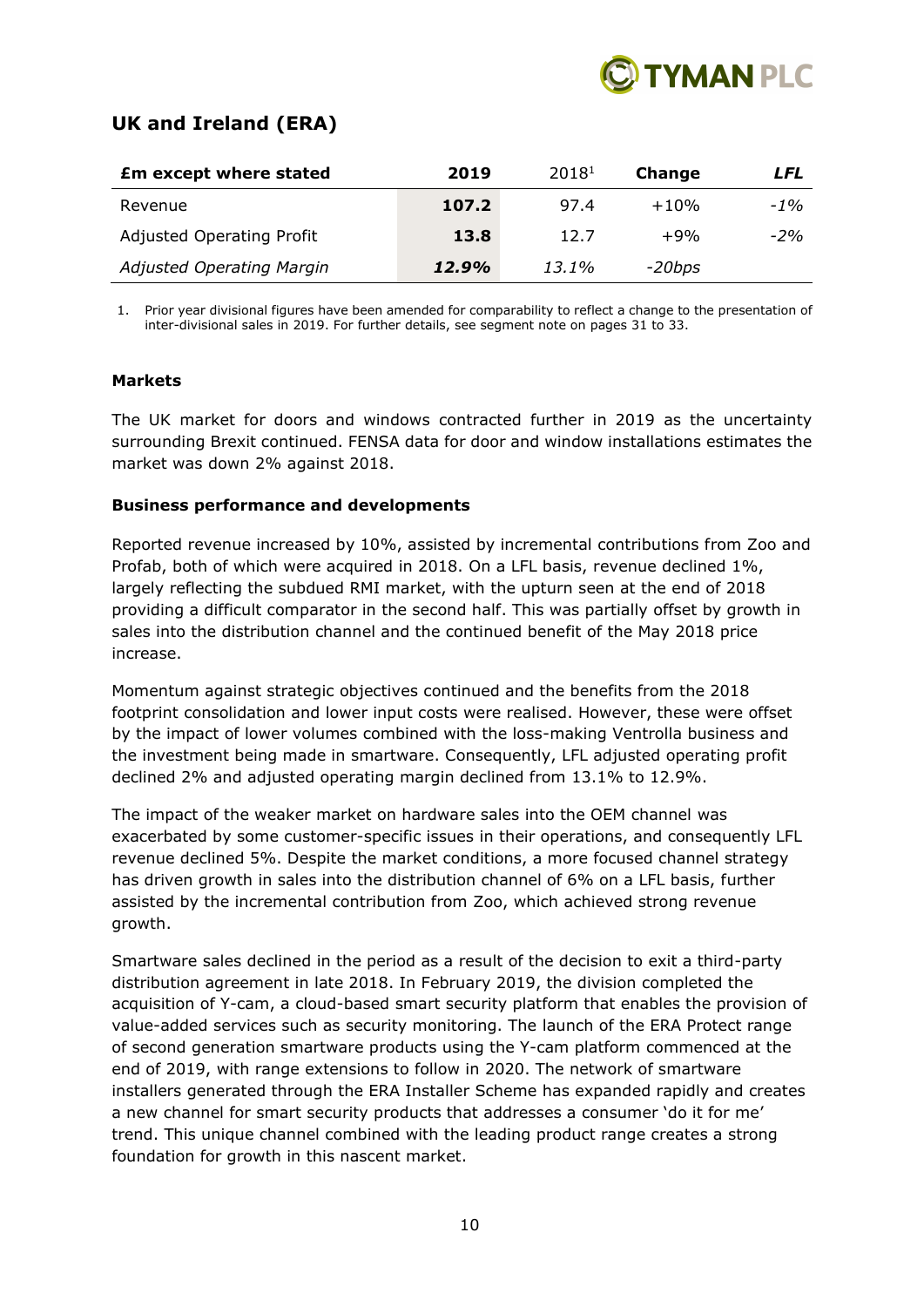## UK and Ireland (ERA)

| **£m except where stated** | **2019** | 2018[1] | **Change** | ***LFL*** |
|---|---|---|---|---|
| Revenue | **107.2** | 97.4 | +10% | *-1%* |
| Adjusted Operating Profit | **13.8** | 12.7 | +9% | *-2%* |
| *Adjusted Operating Margin* | ***12.9%*** | *13.1%* | *-20bps* | |

1. Prior year divisional figures have been amended for comparability to reflect a change to the presentation of inter-divisional sales in 2019. For further details, see segment note on pages 31 to 33.

**Markets**

The UK market for doors and windows contracted further in 2019 as the uncertainty surrounding Brexit continued. FENSA data for door and window installations estimates the market was down 2% against 2018.

**Business performance and developments**

Reported revenue increased by 10%, assisted by incremental contributions from Zoo and Profab, both of which were acquired in 2018. On a LFL basis, revenue declined 1%, largely reflecting the subdued RMI market, with the upturn seen at the end of 2018 providing a difficult comparator in the second half. This was partially offset by growth in sales into the distribution channel and the continued benefit of the May 2018 price increase.

Momentum against strategic objectives continued and the benefits from the 2018 footprint consolidation and lower input costs were realised. However, these were offset by the impact of lower volumes combined with the loss-making Ventrolla business and the investment being made in smartware. Consequently, LFL adjusted operating profit declined 2% and adjusted operating margin declined from 13.1% to 12.9%.

The impact of the weaker market on hardware sales into the OEM channel was exacerbated by some customer-specific issues in their operations, and consequently LFL revenue declined 5%. Despite the market conditions, a more focused channel strategy has driven growth in sales into the distribution channel of 6% on a LFL basis, further assisted by the incremental contribution from Zoo, which achieved strong revenue growth.

Smartware sales declined in the period as a result of the decision to exit a third-party distribution agreement in late 2018. In February 2019, the division completed the acquisition of Y-cam, a cloud-based smart security platform that enables the provision of value-added services such as security monitoring. The launch of the ERA Protect range of second generation smartware products using the Y-cam platform commenced at the end of 2019, with range extensions to follow in 2020. The network of smartware installers generated through the ERA Installer Scheme has expanded rapidly and creates a new channel for smart security products that addresses a consumer 'do it for me' trend. This unique channel combined with the leading product range creates a strong foundation for growth in this nascent market.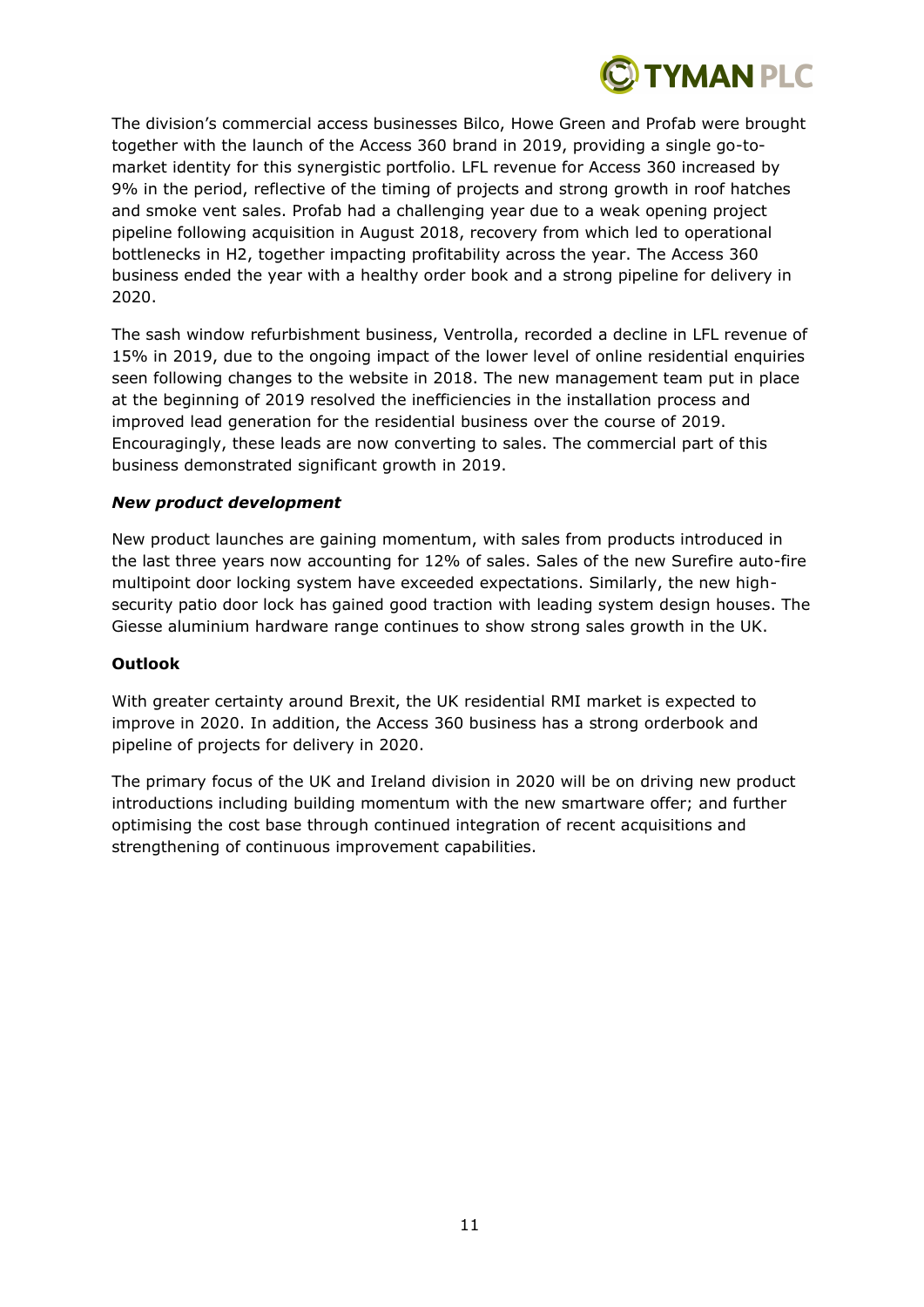The division's commercial access businesses Bilco, Howe Green and Profab were brought together with the launch of the Access 360 brand in 2019, providing a single go-to-market identity for this synergistic portfolio. LFL revenue for Access 360 increased by 9% in the period, reflective of the timing of projects and strong growth in roof hatches and smoke vent sales. Profab had a challenging year due to a weak opening project pipeline following acquisition in August 2018, recovery from which led to operational bottlenecks in H2, together impacting profitability across the year. The Access 360 business ended the year with a healthy order book and a strong pipeline for delivery in 2020.

The sash window refurbishment business, Ventrolla, recorded a decline in LFL revenue of 15% in 2019, due to the ongoing impact of the lower level of online residential enquiries seen following changes to the website in 2018. The new management team put in place at the beginning of 2019 resolved the inefficiencies in the installation process and improved lead generation for the residential business over the course of 2019. Encouragingly, these leads are now converting to sales. The commercial part of this business demonstrated significant growth in 2019.

***New product development***

New product launches are gaining momentum, with sales from products introduced in the last three years now accounting for 12% of sales. Sales of the new Surefire auto-fire multipoint door locking system have exceeded expectations. Similarly, the new high-security patio door lock has gained good traction with leading system design houses. The Giesse aluminium hardware range continues to show strong sales growth in the UK.

**Outlook**

With greater certainty around Brexit, the UK residential RMI market is expected to improve in 2020. In addition, the Access 360 business has a strong orderbook and pipeline of projects for delivery in 2020.

The primary focus of the UK and Ireland division in 2020 will be on driving new product introductions including building momentum with the new smartware offer; and further optimising the cost base through continued integration of recent acquisitions and strengthening of continuous improvement capabilities.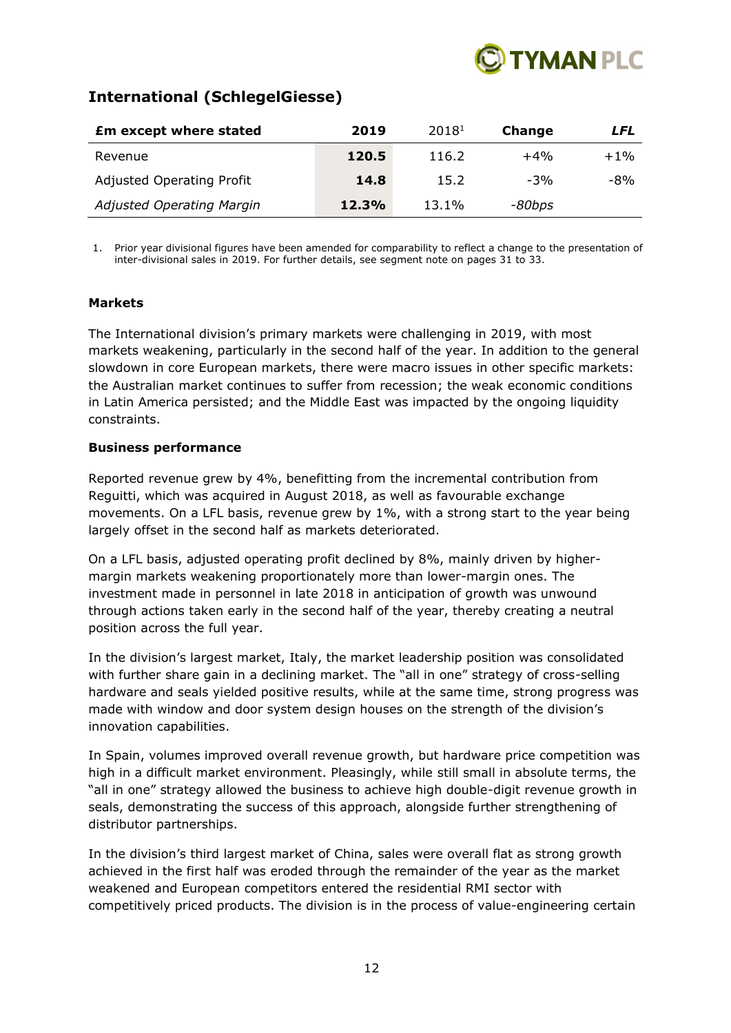## International (SchlegelGiesse)

| £m except where stated | 2019 | 2018[1] | Change | *LFL* |
|---|---|---|---|---|
| Revenue | **120.5** | 116.2 | +4% | +1% |
| Adjusted Operating Profit | **14.8** | 15.2 | -3% | -8% |
| *Adjusted Operating Margin* | **12.3%** | 13.1% | *-80bps* | |

1. Prior year divisional figures have been amended for comparability to reflect a change to the presentation of inter-divisional sales in 2019. For further details, see segment note on pages 31 to 33.

**Markets**

The International division's primary markets were challenging in 2019, with most markets weakening, particularly in the second half of the year. In addition to the general slowdown in core European markets, there were macro issues in other specific markets: the Australian market continues to suffer from recession; the weak economic conditions in Latin America persisted; and the Middle East was impacted by the ongoing liquidity constraints.

**Business performance**

Reported revenue grew by 4%, benefitting from the incremental contribution from Reguitti, which was acquired in August 2018, as well as favourable exchange movements. On a LFL basis, revenue grew by 1%, with a strong start to the year being largely offset in the second half as markets deteriorated.

On a LFL basis, adjusted operating profit declined by 8%, mainly driven by higher-margin markets weakening proportionately more than lower-margin ones. The investment made in personnel in late 2018 in anticipation of growth was unwound through actions taken early in the second half of the year, thereby creating a neutral position across the full year.

In the division's largest market, Italy, the market leadership position was consolidated with further share gain in a declining market. The "all in one" strategy of cross-selling hardware and seals yielded positive results, while at the same time, strong progress was made with window and door system design houses on the strength of the division's innovation capabilities.

In Spain, volumes improved overall revenue growth, but hardware price competition was high in a difficult market environment. Pleasingly, while still small in absolute terms, the "all in one" strategy allowed the business to achieve high double-digit revenue growth in seals, demonstrating the success of this approach, alongside further strengthening of distributor partnerships.

In the division's third largest market of China, sales were overall flat as strong growth achieved in the first half was eroded through the remainder of the year as the market weakened and European competitors entered the residential RMI sector with competitively priced products. The division is in the process of value-engineering certain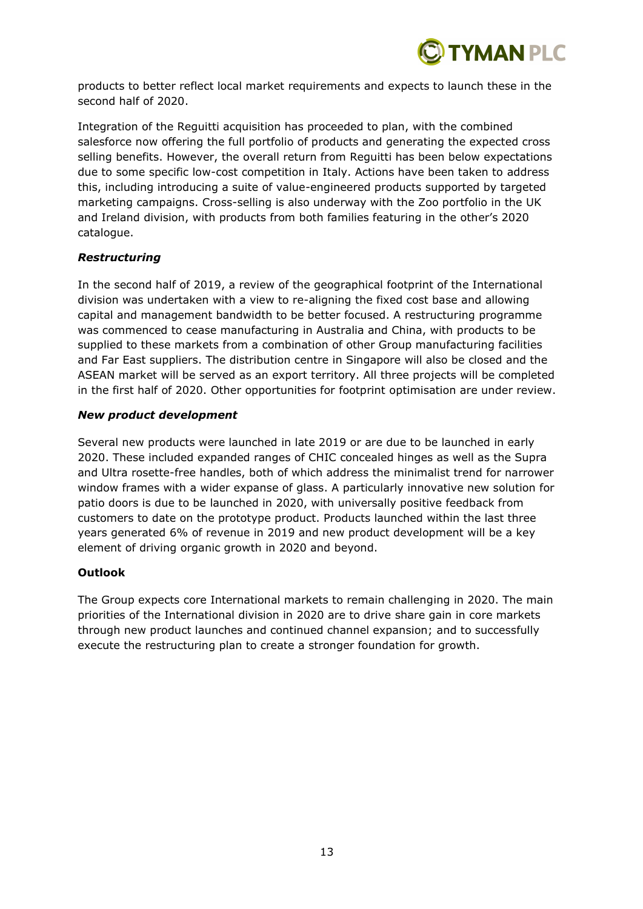products to better reflect local market requirements and expects to launch these in the second half of 2020.

Integration of the Reguitti acquisition has proceeded to plan, with the combined salesforce now offering the full portfolio of products and generating the expected cross selling benefits. However, the overall return from Reguitti has been below expectations due to some specific low-cost competition in Italy. Actions have been taken to address this, including introducing a suite of value-engineered products supported by targeted marketing campaigns. Cross-selling is also underway with the Zoo portfolio in the UK and Ireland division, with products from both families featuring in the other's 2020 catalogue.

***Restructuring***

In the second half of 2019, a review of the geographical footprint of the International division was undertaken with a view to re-aligning the fixed cost base and allowing capital and management bandwidth to be better focused. A restructuring programme was commenced to cease manufacturing in Australia and China, with products to be supplied to these markets from a combination of other Group manufacturing facilities and Far East suppliers. The distribution centre in Singapore will also be closed and the ASEAN market will be served as an export territory. All three projects will be completed in the first half of 2020. Other opportunities for footprint optimisation are under review.

***New product development***

Several new products were launched in late 2019 or are due to be launched in early 2020. These included expanded ranges of CHIC concealed hinges as well as the Supra and Ultra rosette-free handles, both of which address the minimalist trend for narrower window frames with a wider expanse of glass. A particularly innovative new solution for patio doors is due to be launched in 2020, with universally positive feedback from customers to date on the prototype product. Products launched within the last three years generated 6% of revenue in 2019 and new product development will be a key element of driving organic growth in 2020 and beyond.

**Outlook**

The Group expects core International markets to remain challenging in 2020. The main priorities of the International division in 2020 are to drive share gain in core markets through new product launches and continued channel expansion; and to successfully execute the restructuring plan to create a stronger foundation for growth.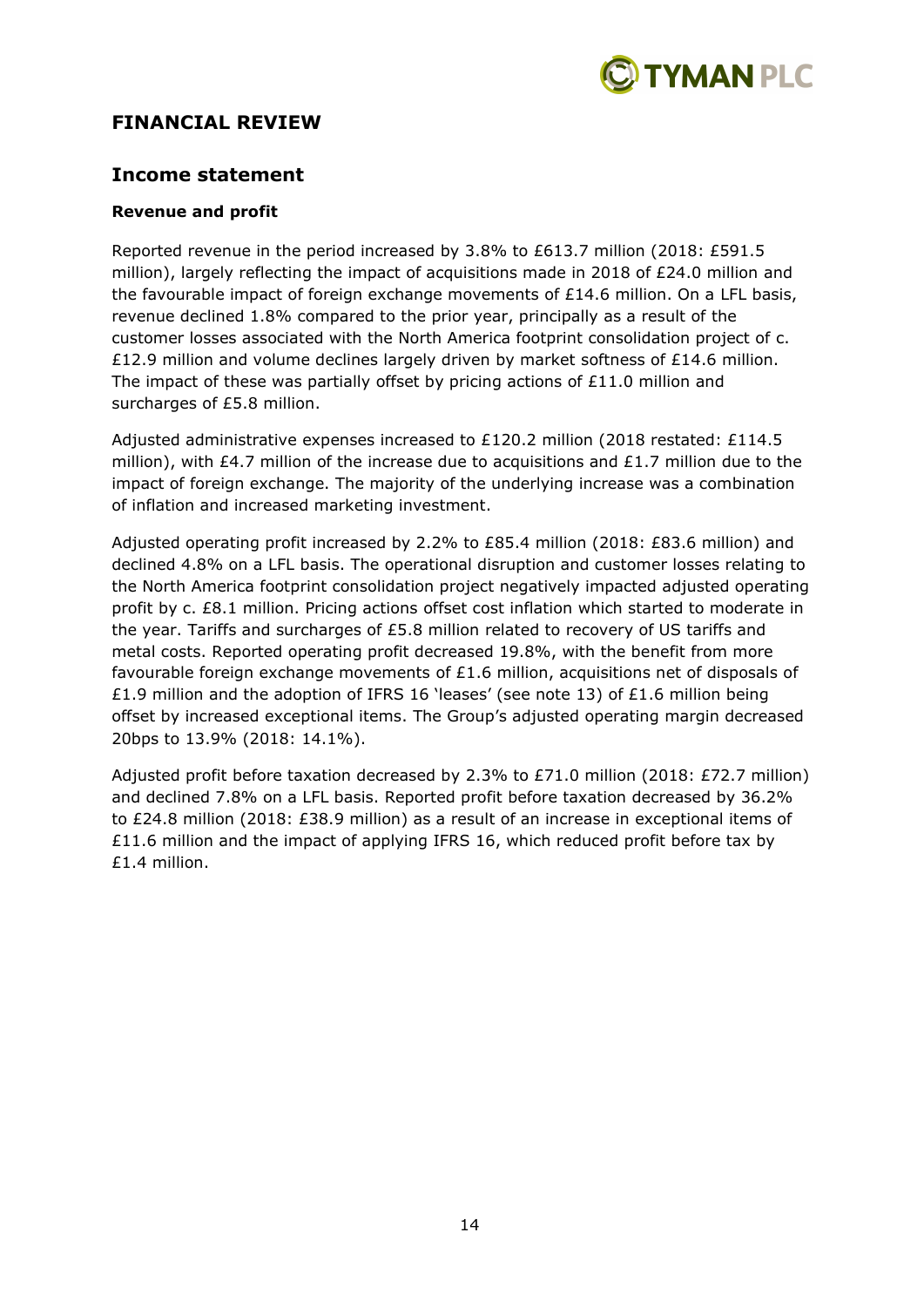# FINANCIAL REVIEW

## Income statement

### Revenue and profit

Reported revenue in the period increased by 3.8% to £613.7 million (2018: £591.5 million), largely reflecting the impact of acquisitions made in 2018 of £24.0 million and the favourable impact of foreign exchange movements of £14.6 million. On a LFL basis, revenue declined 1.8% compared to the prior year, principally as a result of the customer losses associated with the North America footprint consolidation project of c. £12.9 million and volume declines largely driven by market softness of £14.6 million. The impact of these was partially offset by pricing actions of £11.0 million and surcharges of £5.8 million.

Adjusted administrative expenses increased to £120.2 million (2018 restated: £114.5 million), with £4.7 million of the increase due to acquisitions and £1.7 million due to the impact of foreign exchange. The majority of the underlying increase was a combination of inflation and increased marketing investment.

Adjusted operating profit increased by 2.2% to £85.4 million (2018: £83.6 million) and declined 4.8% on a LFL basis. The operational disruption and customer losses relating to the North America footprint consolidation project negatively impacted adjusted operating profit by c. £8.1 million. Pricing actions offset cost inflation which started to moderate in the year. Tariffs and surcharges of £5.8 million related to recovery of US tariffs and metal costs. Reported operating profit decreased 19.8%, with the benefit from more favourable foreign exchange movements of £1.6 million, acquisitions net of disposals of £1.9 million and the adoption of IFRS 16 'leases' (see note 13) of £1.6 million being offset by increased exceptional items. The Group's adjusted operating margin decreased 20bps to 13.9% (2018: 14.1%).

Adjusted profit before taxation decreased by 2.3% to £71.0 million (2018: £72.7 million) and declined 7.8% on a LFL basis. Reported profit before taxation decreased by 36.2% to £24.8 million (2018: £38.9 million) as a result of an increase in exceptional items of £11.6 million and the impact of applying IFRS 16, which reduced profit before tax by £1.4 million.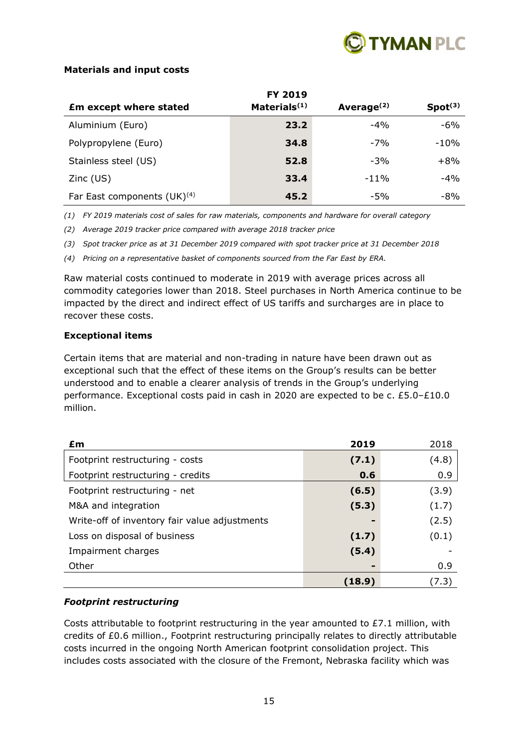**Materials and input costs**

| £m except where stated | FY 2019 Materials[(1)] | Average[(2)] | Spot[(3)] |
|---|---|---|---|
| Aluminium (Euro) | **23.2** | -4% | -6% |
| Polypropylene (Euro) | **34.8** | -7% | -10% |
| Stainless steel (US) | **52.8** | -3% | +8% |
| Zinc (US) | **33.4** | -11% | -4% |
| Far East components (UK)[(4)] | **45.2** | -5% | -8% |

*(1) FY 2019 materials cost of sales for raw materials, components and hardware for overall category*

*(2) Average 2019 tracker price compared with average 2018 tracker price*

*(3) Spot tracker price as at 31 December 2019 compared with spot tracker price at 31 December 2018*

*(4) Pricing on a representative basket of components sourced from the Far East by ERA.*

Raw material costs continued to moderate in 2019 with average prices across all commodity categories lower than 2018. Steel purchases in North America continue to be impacted by the direct and indirect effect of US tariffs and surcharges are in place to recover these costs.

**Exceptional items**

Certain items that are material and non-trading in nature have been drawn out as exceptional such that the effect of these items on the Group's results can be better understood and to enable a clearer analysis of trends in the Group's underlying performance. Exceptional costs paid in cash in 2020 are expected to be c. £5.0–£10.0 million.

| £m | 2019 | 2018 |
|---|---|---|
| Footprint restructuring - costs | **(7.1)** | (4.8) |
| Footprint restructuring - credits | **0.6** | 0.9 |
| Footprint restructuring - net | **(6.5)** | (3.9) |
| M&A and integration | **(5.3)** | (1.7) |
| Write-off of inventory fair value adjustments | **-** | (2.5) |
| Loss on disposal of business | **(1.7)** | (0.1) |
| Impairment charges | **(5.4)** | - |
| Other | **-** | 0.9 |
| | **(18.9)** | (7.3) |

***Footprint restructuring***

Costs attributable to footprint restructuring in the year amounted to £7.1 million, with credits of £0.6 million., Footprint restructuring principally relates to directly attributable costs incurred in the ongoing North American footprint consolidation project. This includes costs associated with the closure of the Fremont, Nebraska facility which was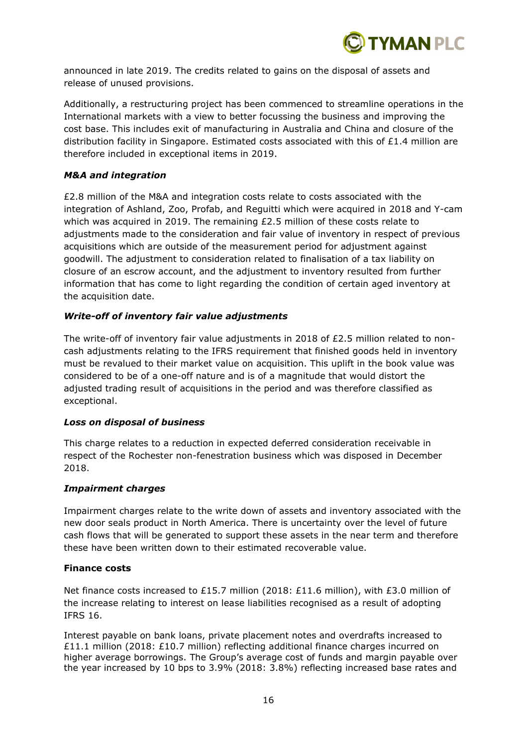announced in late 2019. The credits related to gains on the disposal of assets and release of unused provisions.

Additionally, a restructuring project has been commenced to streamline operations in the International markets with a view to better focussing the business and improving the cost base. This includes exit of manufacturing in Australia and China and closure of the distribution facility in Singapore. Estimated costs associated with this of £1.4 million are therefore included in exceptional items in 2019.

***M&A and integration***

£2.8 million of the M&A and integration costs relate to costs associated with the integration of Ashland, Zoo, Profab, and Reguitti which were acquired in 2018 and Y-cam which was acquired in 2019. The remaining £2.5 million of these costs relate to adjustments made to the consideration and fair value of inventory in respect of previous acquisitions which are outside of the measurement period for adjustment against goodwill. The adjustment to consideration related to finalisation of a tax liability on closure of an escrow account, and the adjustment to inventory resulted from further information that has come to light regarding the condition of certain aged inventory at the acquisition date.

***Write-off of inventory fair value adjustments***

The write-off of inventory fair value adjustments in 2018 of £2.5 million related to non-cash adjustments relating to the IFRS requirement that finished goods held in inventory must be revalued to their market value on acquisition. This uplift in the book value was considered to be of a one-off nature and is of a magnitude that would distort the adjusted trading result of acquisitions in the period and was therefore classified as exceptional.

***Loss on disposal of business***

This charge relates to a reduction in expected deferred consideration receivable in respect of the Rochester non-fenestration business which was disposed in December 2018.

***Impairment charges***

Impairment charges relate to the write down of assets and inventory associated with the new door seals product in North America. There is uncertainty over the level of future cash flows that will be generated to support these assets in the near term and therefore these have been written down to their estimated recoverable value.

**Finance costs**

Net finance costs increased to £15.7 million (2018: £11.6 million), with £3.0 million of the increase relating to interest on lease liabilities recognised as a result of adopting IFRS 16.

Interest payable on bank loans, private placement notes and overdrafts increased to £11.1 million (2018: £10.7 million) reflecting additional finance charges incurred on higher average borrowings. The Group's average cost of funds and margin payable over the year increased by 10 bps to 3.9% (2018: 3.8%) reflecting increased base rates and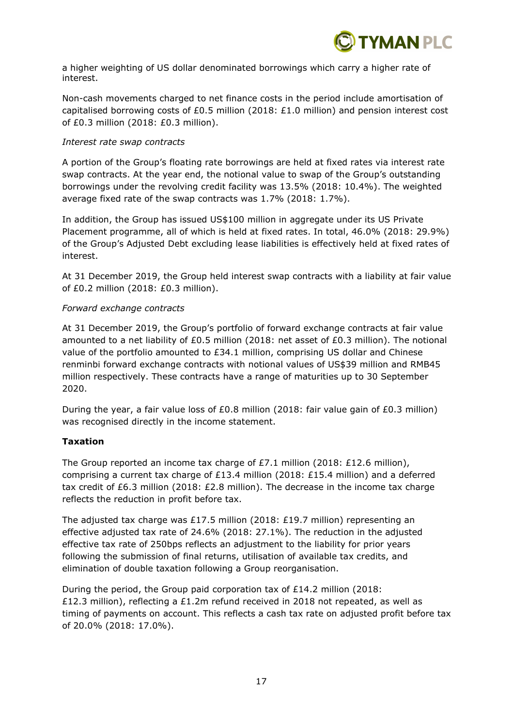a higher weighting of US dollar denominated borrowings which carry a higher rate of interest.

Non-cash movements charged to net finance costs in the period include amortisation of capitalised borrowing costs of £0.5 million (2018: £1.0 million) and pension interest cost of £0.3 million (2018: £0.3 million).

*Interest rate swap contracts*

A portion of the Group's floating rate borrowings are held at fixed rates via interest rate swap contracts. At the year end, the notional value to swap of the Group's outstanding borrowings under the revolving credit facility was 13.5% (2018: 10.4%). The weighted average fixed rate of the swap contracts was 1.7% (2018: 1.7%).

In addition, the Group has issued US$100 million in aggregate under its US Private Placement programme, all of which is held at fixed rates. In total, 46.0% (2018: 29.9%) of the Group's Adjusted Debt excluding lease liabilities is effectively held at fixed rates of interest.

At 31 December 2019, the Group held interest swap contracts with a liability at fair value of £0.2 million (2018: £0.3 million).

*Forward exchange contracts*

At 31 December 2019, the Group's portfolio of forward exchange contracts at fair value amounted to a net liability of £0.5 million (2018: net asset of £0.3 million). The notional value of the portfolio amounted to £34.1 million, comprising US dollar and Chinese renminbi forward exchange contracts with notional values of US$39 million and RMB45 million respectively. These contracts have a range of maturities up to 30 September 2020.

During the year, a fair value loss of £0.8 million (2018: fair value gain of £0.3 million) was recognised directly in the income statement.

**Taxation**

The Group reported an income tax charge of £7.1 million (2018: £12.6 million), comprising a current tax charge of £13.4 million (2018: £15.4 million) and a deferred tax credit of £6.3 million (2018: £2.8 million). The decrease in the income tax charge reflects the reduction in profit before tax.

The adjusted tax charge was £17.5 million (2018: £19.7 million) representing an effective adjusted tax rate of 24.6% (2018: 27.1%). The reduction in the adjusted effective tax rate of 250bps reflects an adjustment to the liability for prior years following the submission of final returns, utilisation of available tax credits, and elimination of double taxation following a Group reorganisation.

During the period, the Group paid corporation tax of £14.2 million (2018: £12.3 million), reflecting a £1.2m refund received in 2018 not repeated, as well as timing of payments on account. This reflects a cash tax rate on adjusted profit before tax of 20.0% (2018: 17.0%).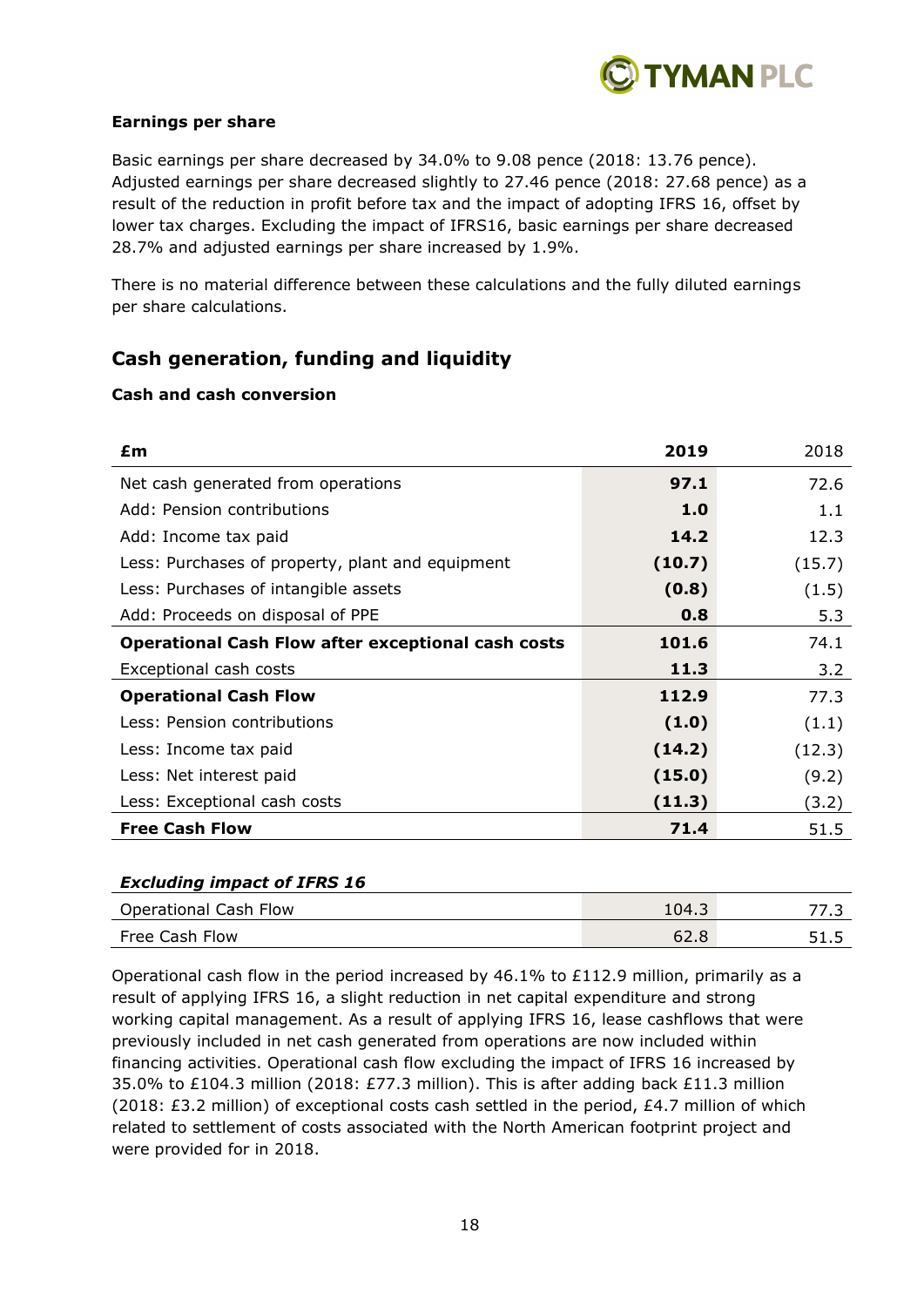**Earnings per share**

Basic earnings per share decreased by 34.0% to 9.08 pence (2018: 13.76 pence). Adjusted earnings per share decreased slightly to 27.46 pence (2018: 27.68 pence) as a result of the reduction in profit before tax and the impact of adopting IFRS 16, offset by lower tax charges. Excluding the impact of IFRS16, basic earnings per share decreased 28.7% and adjusted earnings per share increased by 1.9%.

There is no material difference between these calculations and the fully diluted earnings per share calculations.

## Cash generation, funding and liquidity

**Cash and cash conversion**

| £m | 2019 | 2018 |
|---|---|---|
| Net cash generated from operations | **97.1** | 72.6 |
| Add: Pension contributions | **1.0** | 1.1 |
| Add: Income tax paid | **14.2** | 12.3 |
| Less: Purchases of property, plant and equipment | **(10.7)** | (15.7) |
| Less: Purchases of intangible assets | **(0.8)** | (1.5) |
| Add: Proceeds on disposal of PPE | **0.8** | 5.3 |
| **Operational Cash Flow after exceptional cash costs** | **101.6** | 74.1 |
| Exceptional cash costs | **11.3** | 3.2 |
| **Operational Cash Flow** | **112.9** | 77.3 |
| Less: Pension contributions | **(1.0)** | (1.1) |
| Less: Income tax paid | **(14.2)** | (12.3) |
| Less: Net interest paid | **(15.0)** | (9.2) |
| Less: Exceptional cash costs | **(11.3)** | (3.2) |
| **Free Cash Flow** | **71.4** | 51.5 |

| ***Excluding impact of IFRS 16*** | | |
|---|---|---|
| Operational Cash Flow | 104.3 | 77.3 |
| Free Cash Flow | 62.8 | 51.5 |

Operational cash flow in the period increased by 46.1% to £112.9 million, primarily as a result of applying IFRS 16, a slight reduction in net capital expenditure and strong working capital management. As a result of applying IFRS 16, lease cashflows that were previously included in net cash generated from operations are now included within financing activities. Operational cash flow excluding the impact of IFRS 16 increased by 35.0% to £104.3 million (2018: £77.3 million). This is after adding back £11.3 million (2018: £3.2 million) of exceptional costs cash settled in the period, £4.7 million of which related to settlement of costs associated with the North American footprint project and were provided for in 2018.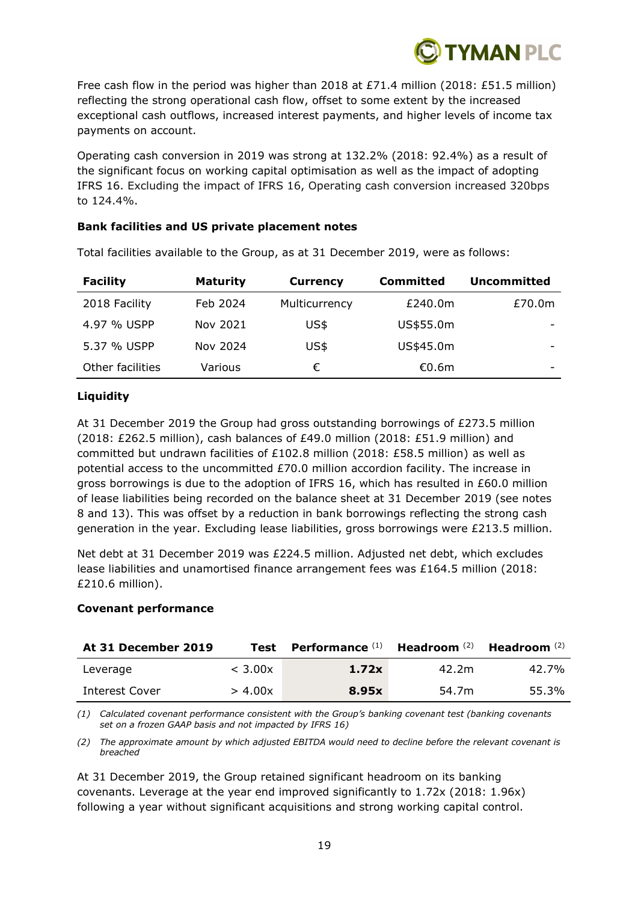Free cash flow in the period was higher than 2018 at £71.4 million (2018: £51.5 million) reflecting the strong operational cash flow, offset to some extent by the increased exceptional cash outflows, increased interest payments, and higher levels of income tax payments on account.

Operating cash conversion in 2019 was strong at 132.2% (2018: 92.4%) as a result of the significant focus on working capital optimisation as well as the impact of adopting IFRS 16. Excluding the impact of IFRS 16, Operating cash conversion increased 320bps to 124.4%.

**Bank facilities and US private placement notes**

Total facilities available to the Group, as at 31 December 2019, were as follows:

| Facility | Maturity | Currency | Committed | Uncommitted |
|---|---|---|---|---|
| 2018 Facility | Feb 2024 | Multicurrency | £240.0m | £70.0m |
| 4.97 % USPP | Nov 2021 | US$ | US$55.0m | - |
| 5.37 % USPP | Nov 2024 | US$ | US$45.0m | - |
| Other facilities | Various | € | €0.6m | - |

**Liquidity**

At 31 December 2019 the Group had gross outstanding borrowings of £273.5 million (2018: £262.5 million), cash balances of £49.0 million (2018: £51.9 million) and committed but undrawn facilities of £102.8 million (2018: £58.5 million) as well as potential access to the uncommitted £70.0 million accordion facility. The increase in gross borrowings is due to the adoption of IFRS 16, which has resulted in £60.0 million of lease liabilities being recorded on the balance sheet at 31 December 2019 (see notes 8 and 13). This was offset by a reduction in bank borrowings reflecting the strong cash generation in the year. Excluding lease liabilities, gross borrowings were £213.5 million.

Net debt at 31 December 2019 was £224.5 million. Adjusted net debt, which excludes lease liabilities and unamortised finance arrangement fees was £164.5 million (2018: £210.6 million).

**Covenant performance**

| At 31 December 2019 | Test | Performance (1) | Headroom (2) | Headroom (2) |
|---|---|---|---|---|
| Leverage | < 3.00x | **1.72x** | 42.2m | 42.7% |
| Interest Cover | > 4.00x | **8.95x** | 54.7m | 55.3% |

*(1) Calculated covenant performance consistent with the Group's banking covenant test (banking covenants set on a frozen GAAP basis and not impacted by IFRS 16)*

*(2) The approximate amount by which adjusted EBITDA would need to decline before the relevant covenant is breached*

At 31 December 2019, the Group retained significant headroom on its banking covenants. Leverage at the year end improved significantly to 1.72x (2018: 1.96x) following a year without significant acquisitions and strong working capital control.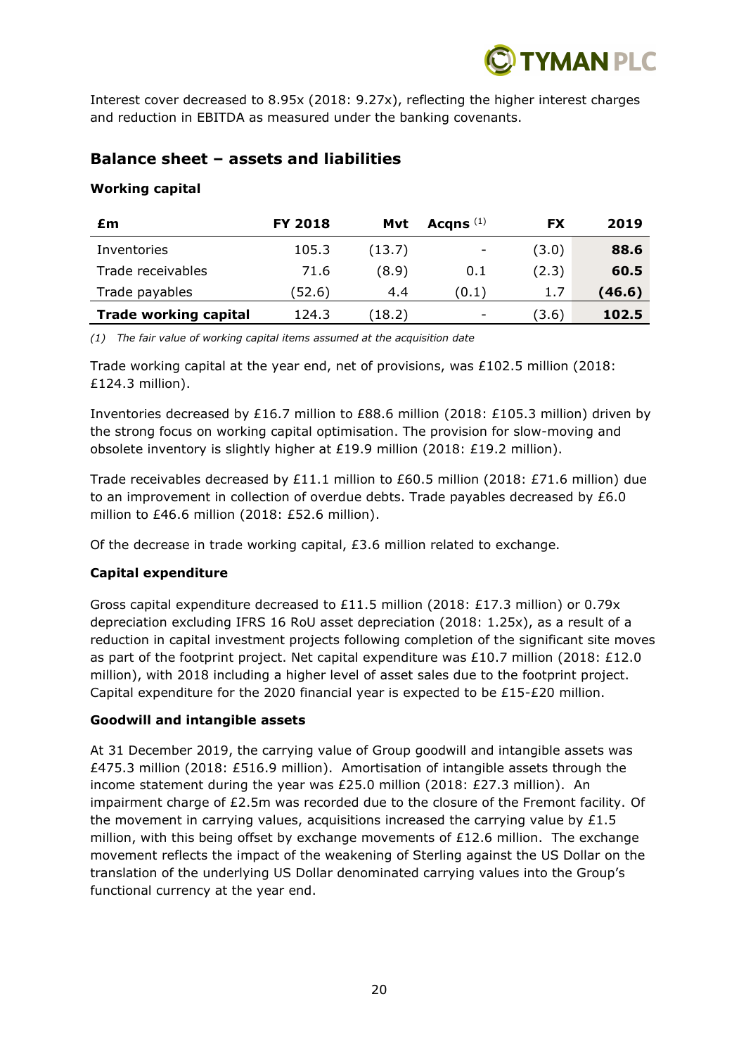Interest cover decreased to 8.95x (2018: 9.27x), reflecting the higher interest charges and reduction in EBITDA as measured under the banking covenants.

## Balance sheet – assets and liabilities

### Working capital

| £m | FY 2018 | Mvt | Acqns [(1)] | FX | 2019 |
|---|---|---|---|---|---|
| Inventories | 105.3 | (13.7) | - | (3.0) | **88.6** |
| Trade receivables | 71.6 | (8.9) | 0.1 | (2.3) | **60.5** |
| Trade payables | (52.6) | 4.4 | (0.1) | 1.7 | **(46.6)** |
| **Trade working capital** | 124.3 | (18.2) | - | (3.6) | **102.5** |

*(1) The fair value of working capital items assumed at the acquisition date*

Trade working capital at the year end, net of provisions, was £102.5 million (2018: £124.3 million).

Inventories decreased by £16.7 million to £88.6 million (2018: £105.3 million) driven by the strong focus on working capital optimisation. The provision for slow-moving and obsolete inventory is slightly higher at £19.9 million (2018: £19.2 million).

Trade receivables decreased by £11.1 million to £60.5 million (2018: £71.6 million) due to an improvement in collection of overdue debts. Trade payables decreased by £6.0 million to £46.6 million (2018: £52.6 million).

Of the decrease in trade working capital, £3.6 million related to exchange.

### Capital expenditure

Gross capital expenditure decreased to £11.5 million (2018: £17.3 million) or 0.79x depreciation excluding IFRS 16 RoU asset depreciation (2018: 1.25x), as a result of a reduction in capital investment projects following completion of the significant site moves as part of the footprint project. Net capital expenditure was £10.7 million (2018: £12.0 million), with 2018 including a higher level of asset sales due to the footprint project. Capital expenditure for the 2020 financial year is expected to be £15-£20 million.

### Goodwill and intangible assets

At 31 December 2019, the carrying value of Group goodwill and intangible assets was £475.3 million (2018: £516.9 million). Amortisation of intangible assets through the income statement during the year was £25.0 million (2018: £27.3 million). An impairment charge of £2.5m was recorded due to the closure of the Fremont facility. Of the movement in carrying values, acquisitions increased the carrying value by £1.5 million, with this being offset by exchange movements of £12.6 million. The exchange movement reflects the impact of the weakening of Sterling against the US Dollar on the translation of the underlying US Dollar denominated carrying values into the Group's functional currency at the year end.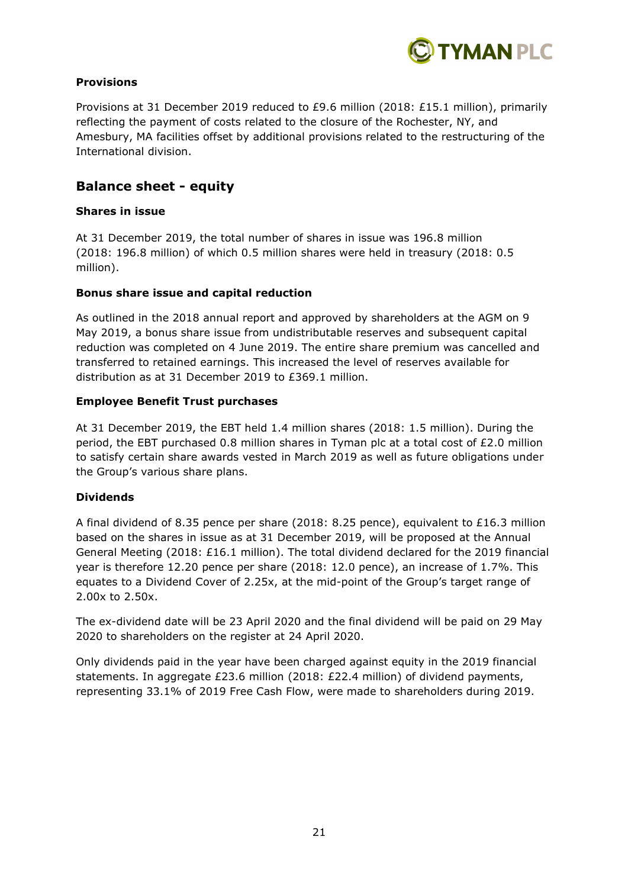### Provisions

Provisions at 31 December 2019 reduced to £9.6 million (2018: £15.1 million), primarily reflecting the payment of costs related to the closure of the Rochester, NY, and Amesbury, MA facilities offset by additional provisions related to the restructuring of the International division.

## Balance sheet - equity

### Shares in issue

At 31 December 2019, the total number of shares in issue was 196.8 million (2018: 196.8 million) of which 0.5 million shares were held in treasury (2018: 0.5 million).

### Bonus share issue and capital reduction

As outlined in the 2018 annual report and approved by shareholders at the AGM on 9 May 2019, a bonus share issue from undistributable reserves and subsequent capital reduction was completed on 4 June 2019. The entire share premium was cancelled and transferred to retained earnings. This increased the level of reserves available for distribution as at 31 December 2019 to £369.1 million.

### Employee Benefit Trust purchases

At 31 December 2019, the EBT held 1.4 million shares (2018: 1.5 million). During the period, the EBT purchased 0.8 million shares in Tyman plc at a total cost of £2.0 million to satisfy certain share awards vested in March 2019 as well as future obligations under the Group's various share plans.

### Dividends

A final dividend of 8.35 pence per share (2018: 8.25 pence), equivalent to £16.3 million based on the shares in issue as at 31 December 2019, will be proposed at the Annual General Meeting (2018: £16.1 million). The total dividend declared for the 2019 financial year is therefore 12.20 pence per share (2018: 12.0 pence), an increase of 1.7%. This equates to a Dividend Cover of 2.25x, at the mid-point of the Group's target range of 2.00x to 2.50x.

The ex-dividend date will be 23 April 2020 and the final dividend will be paid on 29 May 2020 to shareholders on the register at 24 April 2020.

Only dividends paid in the year have been charged against equity in the 2019 financial statements. In aggregate £23.6 million (2018: £22.4 million) of dividend payments, representing 33.1% of 2019 Free Cash Flow, were made to shareholders during 2019.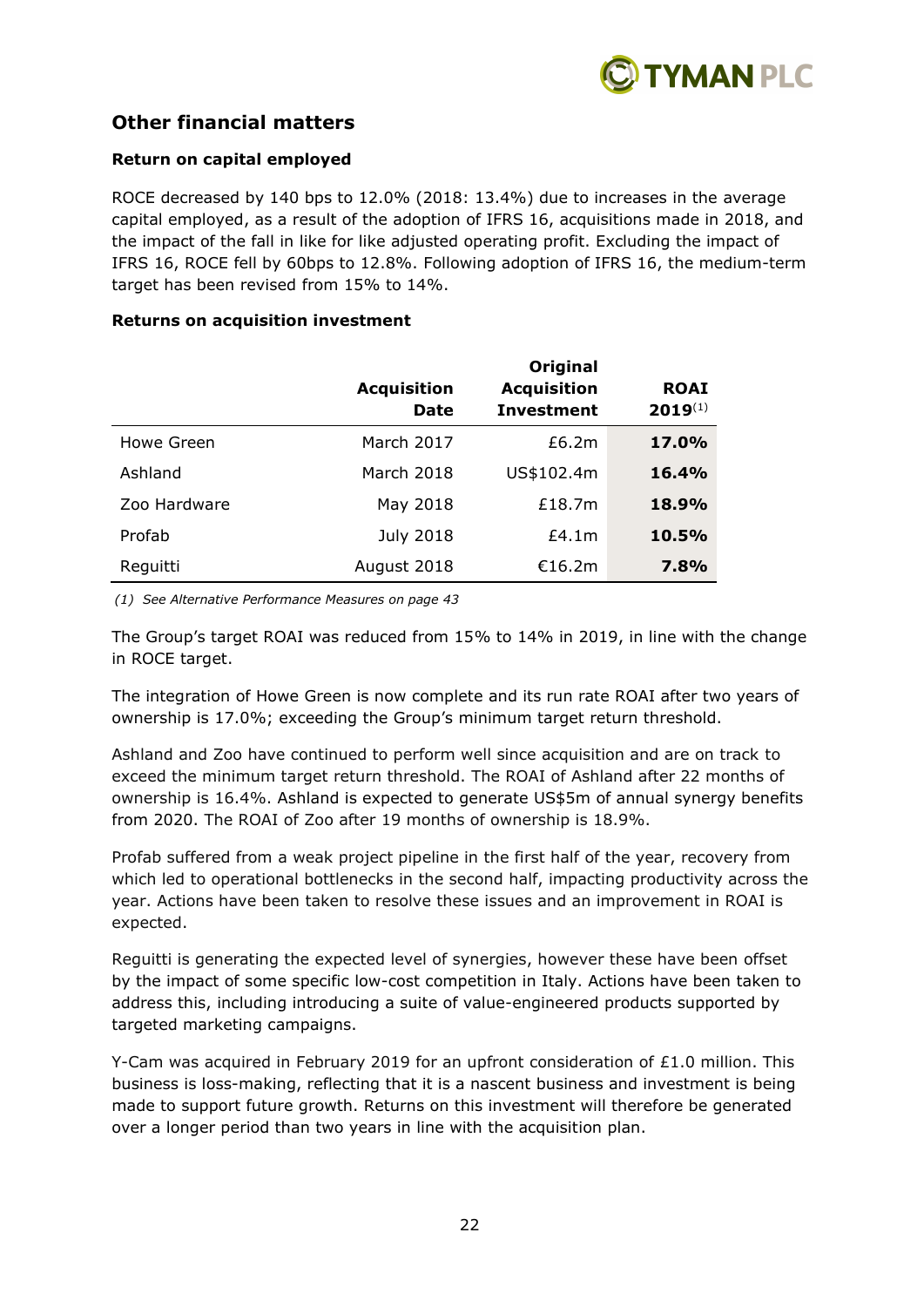## Other financial matters

**Return on capital employed**

ROCE decreased by 140 bps to 12.0% (2018: 13.4%) due to increases in the average capital employed, as a result of the adoption of IFRS 16, acquisitions made in 2018, and the impact of the fall in like for like adjusted operating profit. Excluding the impact of IFRS 16, ROCE fell by 60bps to 12.8%. Following adoption of IFRS 16, the medium-term target has been revised from 15% to 14%.

**Returns on acquisition investment**

| | Acquisition Date | Original Acquisition Investment | ROAI 2019(1) |
|---|---|---|---|
| Howe Green | March 2017 | £6.2m | **17.0%** |
| Ashland | March 2018 | US$102.4m | **16.4%** |
| Zoo Hardware | May 2018 | £18.7m | **18.9%** |
| Profab | July 2018 | £4.1m | **10.5%** |
| Reguitti | August 2018 | €16.2m | **7.8%** |

*(1) See Alternative Performance Measures on page 43*

The Group's target ROAI was reduced from 15% to 14% in 2019, in line with the change in ROCE target.

The integration of Howe Green is now complete and its run rate ROAI after two years of ownership is 17.0%; exceeding the Group's minimum target return threshold.

Ashland and Zoo have continued to perform well since acquisition and are on track to exceed the minimum target return threshold. The ROAI of Ashland after 22 months of ownership is 16.4%. Ashland is expected to generate US$5m of annual synergy benefits from 2020. The ROAI of Zoo after 19 months of ownership is 18.9%.

Profab suffered from a weak project pipeline in the first half of the year, recovery from which led to operational bottlenecks in the second half, impacting productivity across the year. Actions have been taken to resolve these issues and an improvement in ROAI is expected.

Reguitti is generating the expected level of synergies, however these have been offset by the impact of some specific low-cost competition in Italy. Actions have been taken to address this, including introducing a suite of value-engineered products supported by targeted marketing campaigns.

Y-Cam was acquired in February 2019 for an upfront consideration of £1.0 million. This business is loss-making, reflecting that it is a nascent business and investment is being made to support future growth. Returns on this investment will therefore be generated over a longer period than two years in line with the acquisition plan.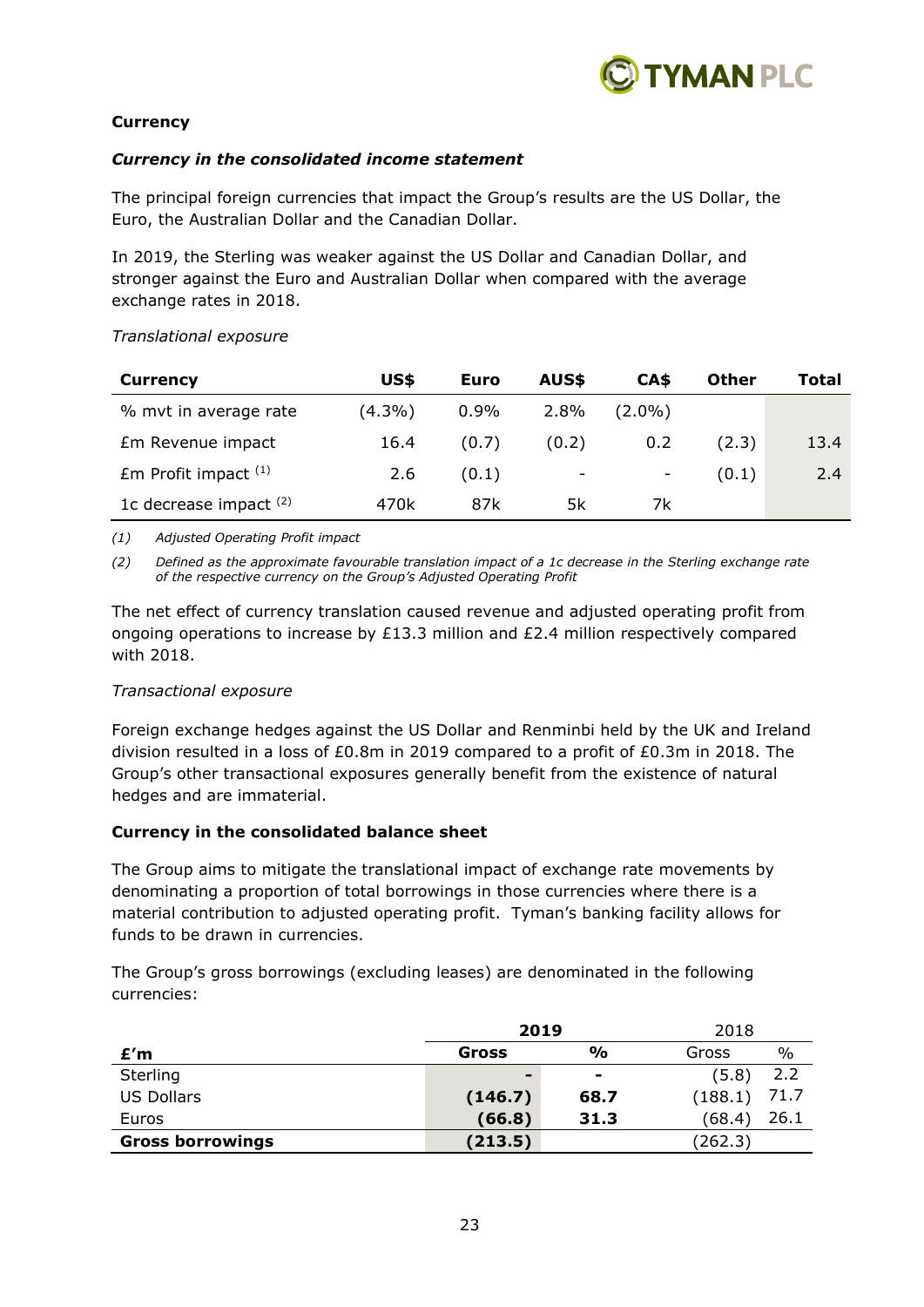**Currency**

***Currency in the consolidated income statement***

The principal foreign currencies that impact the Group's results are the US Dollar, the Euro, the Australian Dollar and the Canadian Dollar.

In 2019, the Sterling was weaker against the US Dollar and Canadian Dollar, and stronger against the Euro and Australian Dollar when compared with the average exchange rates in 2018.

*Translational exposure*

| Currency | US$ | Euro | AUS$ | CA$ | Other | Total |
|---|---|---|---|---|---|---|
| % mvt in average rate | (4.3%) | 0.9% | 2.8% | (2.0%) | | |
| £m Revenue impact | 16.4 | (0.7) | (0.2) | 0.2 | (2.3) | 13.4 |
| £m Profit impact (1) | 2.6 | (0.1) | - | - | (0.1) | 2.4 |
| 1c decrease impact (2) | 470k | 87k | 5k | 7k | | |

*(1) Adjusted Operating Profit impact*

*(2) Defined as the approximate favourable translation impact of a 1c decrease in the Sterling exchange rate of the respective currency on the Group's Adjusted Operating Profit*

The net effect of currency translation caused revenue and adjusted operating profit from ongoing operations to increase by £13.3 million and £2.4 million respectively compared with 2018.

*Transactional exposure*

Foreign exchange hedges against the US Dollar and Renminbi held by the UK and Ireland division resulted in a loss of £0.8m in 2019 compared to a profit of £0.3m in 2018. The Group's other transactional exposures generally benefit from the existence of natural hedges and are immaterial.

**Currency in the consolidated balance sheet**

The Group aims to mitigate the translational impact of exchange rate movements by denominating a proportion of total borrowings in those currencies where there is a material contribution to adjusted operating profit. Tyman's banking facility allows for funds to be drawn in currencies.

The Group's gross borrowings (excluding leases) are denominated in the following currencies:

| | **2019** | | 2018 | |
|---|---|---|---|---|
| **£'m** | **Gross** | **%** | Gross | % |
| Sterling | **-** | **-** | (5.8) | 2.2 |
| US Dollars | **(146.7)** | **68.7** | (188.1) | 71.7 |
| Euros | **(66.8)** | **31.3** | (68.4) | 26.1 |
| **Gross borrowings** | **(213.5)** | | (262.3) | |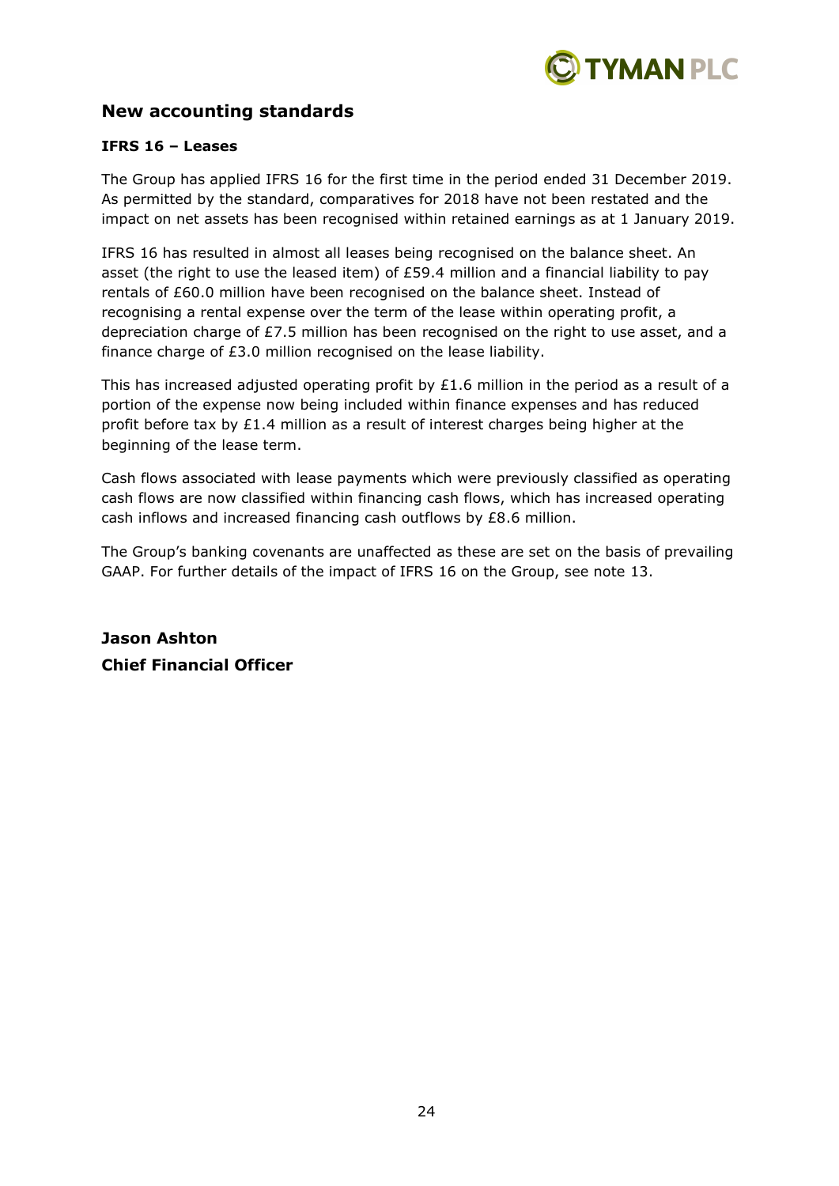## New accounting standards

### IFRS 16 – Leases

The Group has applied IFRS 16 for the first time in the period ended 31 December 2019. As permitted by the standard, comparatives for 2018 have not been restated and the impact on net assets has been recognised within retained earnings as at 1 January 2019.

IFRS 16 has resulted in almost all leases being recognised on the balance sheet. An asset (the right to use the leased item) of £59.4 million and a financial liability to pay rentals of £60.0 million have been recognised on the balance sheet. Instead of recognising a rental expense over the term of the lease within operating profit, a depreciation charge of £7.5 million has been recognised on the right to use asset, and a finance charge of £3.0 million recognised on the lease liability.

This has increased adjusted operating profit by £1.6 million in the period as a result of a portion of the expense now being included within finance expenses and has reduced profit before tax by £1.4 million as a result of interest charges being higher at the beginning of the lease term.

Cash flows associated with lease payments which were previously classified as operating cash flows are now classified within financing cash flows, which has increased operating cash inflows and increased financing cash outflows by £8.6 million.

The Group's banking covenants are unaffected as these are set on the basis of prevailing GAAP. For further details of the impact of IFRS 16 on the Group, see note 13.

**Jason Ashton**
**Chief Financial Officer**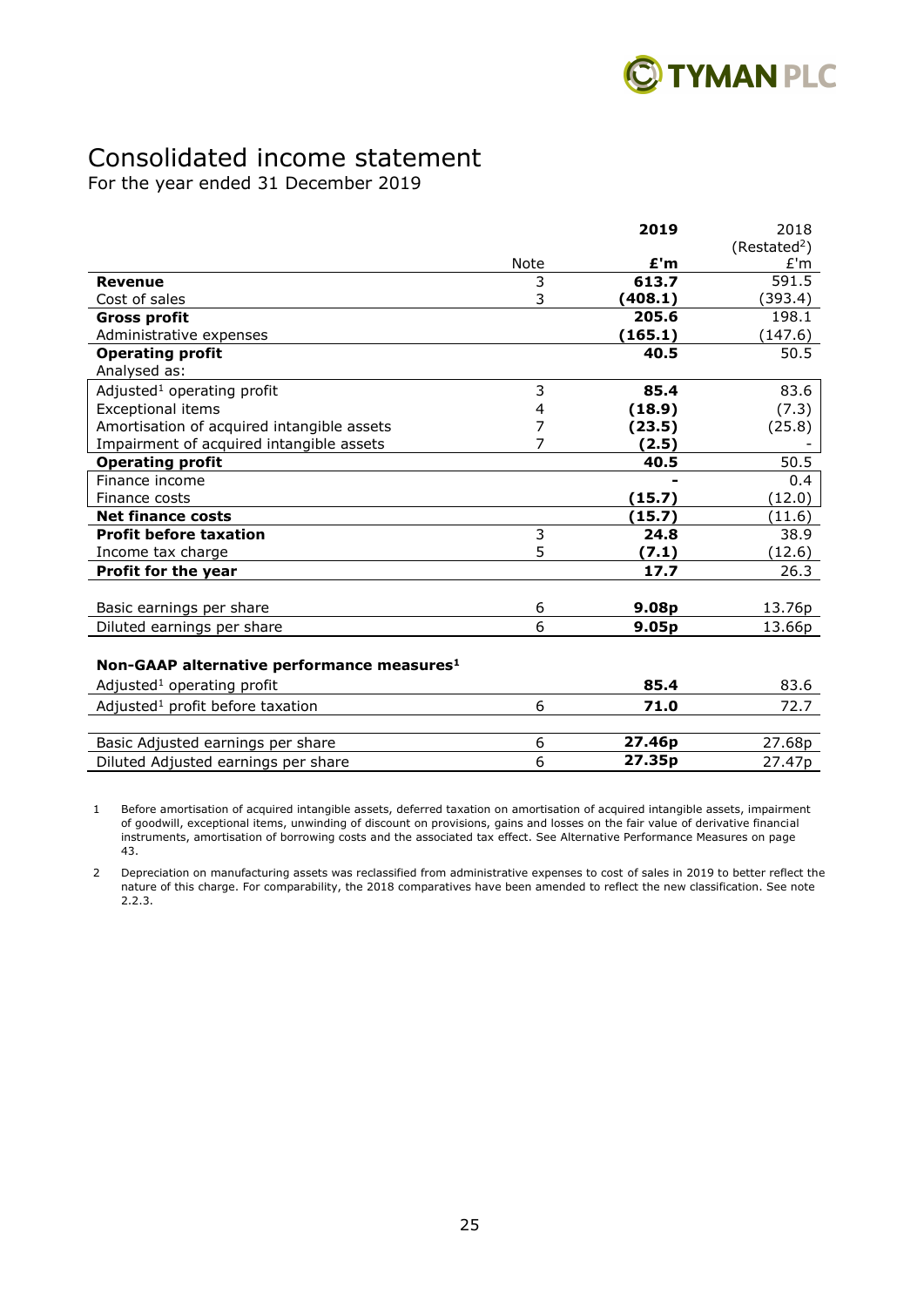# Consolidated income statement

For the year ended 31 December 2019

| | Note | 2019 £'m | 2018 (Restated[2]) £'m |
|---|---|---|---|
| **Revenue** | 3 | **613.7** | 591.5 |
| Cost of sales | 3 | **(408.1)** | (393.4) |
| **Gross profit** | | **205.6** | 198.1 |
| Administrative expenses | | **(165.1)** | (147.6) |
| **Operating profit** | | **40.5** | 50.5 |
| Analysed as: | | | |
| Adjusted[1] operating profit | 3 | **85.4** | 83.6 |
| Exceptional items | 4 | **(18.9)** | (7.3) |
| Amortisation of acquired intangible assets | 7 | **(23.5)** | (25.8) |
| Impairment of acquired intangible assets | 7 | **(2.5)** | - |
| **Operating profit** | | **40.5** | 50.5 |
| Finance income | | **-** | 0.4 |
| Finance costs | | **(15.7)** | (12.0) |
| **Net finance costs** | | **(15.7)** | (11.6) |
| **Profit before taxation** | 3 | **24.8** | 38.9 |
| Income tax charge | 5 | **(7.1)** | (12.6) |
| **Profit for the year** | | **17.7** | 26.3 |
| | | | |
| Basic earnings per share | 6 | **9.08p** | 13.76p |
| Diluted earnings per share | 6 | **9.05p** | 13.66p |
| | | | |
| **Non-GAAP alternative performance measures[1]** | | | |
| Adjusted[1] operating profit | | **85.4** | 83.6 |
| Adjusted[1] profit before taxation | 6 | **71.0** | 72.7 |
| | | | |
| Basic Adjusted earnings per share | 6 | **27.46p** | 27.68p |
| Diluted Adjusted earnings per share | 6 | **27.35p** | 27.47p |

1 Before amortisation of acquired intangible assets, deferred taxation on amortisation of acquired intangible assets, impairment of goodwill, exceptional items, unwinding of discount on provisions, gains and losses on the fair value of derivative financial instruments, amortisation of borrowing costs and the associated tax effect. See Alternative Performance Measures on page 43.

2 Depreciation on manufacturing assets was reclassified from administrative expenses to cost of sales in 2019 to better reflect the nature of this charge. For comparability, the 2018 comparatives have been amended to reflect the new classification. See note 2.2.3.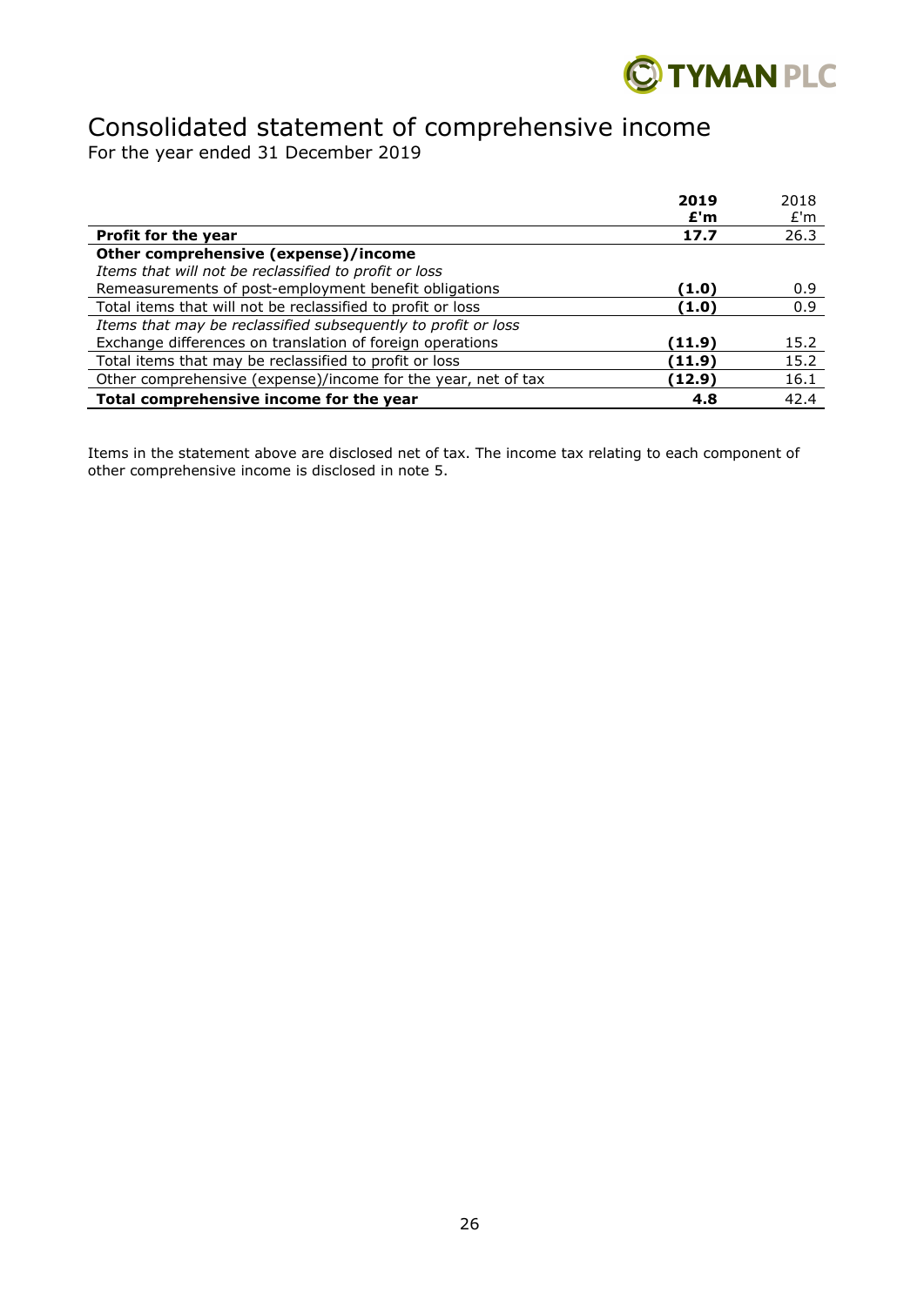# Consolidated statement of comprehensive income

For the year ended 31 December 2019

| | **2019** | 2018 |
|---|---|---|
| | **£'m** | £'m |
| **Profit for the year** | **17.7** | 26.3 |
| **Other comprehensive (expense)/income** | | |
| *Items that will not be reclassified to profit or loss* | | |
| Remeasurements of post-employment benefit obligations | **(1.0)** | 0.9 |
| Total items that will not be reclassified to profit or loss | **(1.0)** | 0.9 |
| *Items that may be reclassified subsequently to profit or loss* | | |
| Exchange differences on translation of foreign operations | **(11.9)** | 15.2 |
| Total items that may be reclassified to profit or loss | **(11.9)** | 15.2 |
| Other comprehensive (expense)/income for the year, net of tax | **(12.9)** | 16.1 |
| **Total comprehensive income for the year** | **4.8** | 42.4 |

Items in the statement above are disclosed net of tax. The income tax relating to each component of other comprehensive income is disclosed in note 5.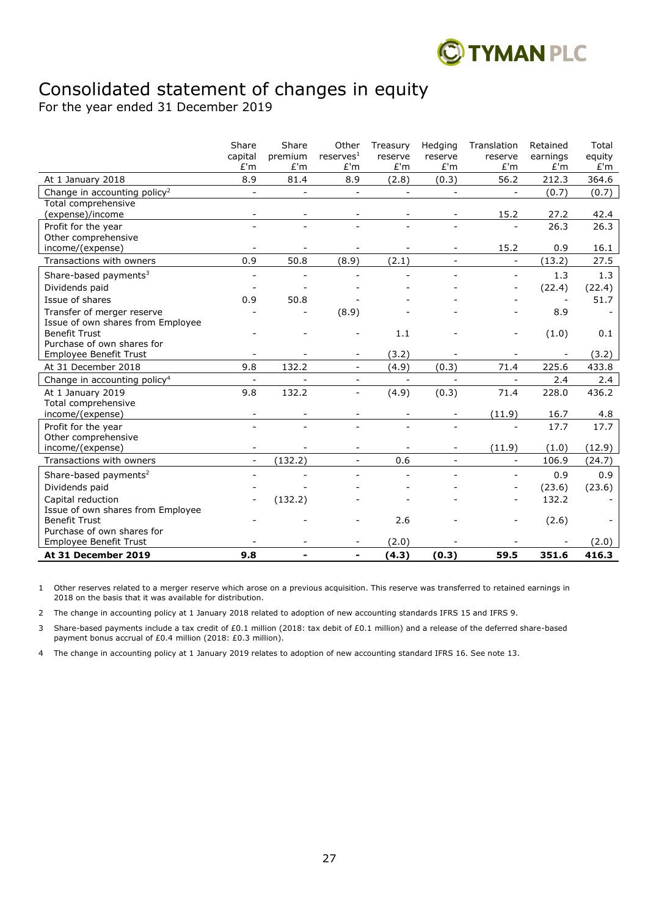# Consolidated statement of changes in equity

For the year ended 31 December 2019

| | Share capital £'m | Share premium £'m | Other reserves[1] £'m | Treasury reserve £'m | Hedging reserve £'m | Translation reserve £'m | Retained earnings £'m | Total equity £'m |
|---|---|---|---|---|---|---|---|---|
| At 1 January 2018 | 8.9 | 81.4 | 8.9 | (2.8) | (0.3) | 56.2 | 212.3 | 364.6 |
| Change in accounting policy[2] | - | - | - | - | - | - | (0.7) | (0.7) |
| Total comprehensive (expense)/income | - | - | - | - | - | 15.2 | 27.2 | 42.4 |
| Profit for the year | - | - | - | - | - | - | 26.3 | 26.3 |
| Other comprehensive income/(expense) | - | - | - | - | - | 15.2 | 0.9 | 16.1 |
| Transactions with owners | 0.9 | 50.8 | (8.9) | (2.1) | - | - | (13.2) | 27.5 |
| Share-based payments[3] | - | - | - | - | - | - | 1.3 | 1.3 |
| Dividends paid | - | - | - | - | - | - | (22.4) | (22.4) |
| Issue of shares | 0.9 | 50.8 | - | - | - | - | - | 51.7 |
| Transfer of merger reserve | - | - | (8.9) | - | - | - | 8.9 | - |
| Issue of own shares from Employee Benefit Trust | - | - | - | 1.1 | - | - | (1.0) | 0.1 |
| Purchase of own shares for Employee Benefit Trust | - | - | - | (3.2) | - | - | - | (3.2) |
| At 31 December 2018 | 9.8 | 132.2 | - | (4.9) | (0.3) | 71.4 | 225.6 | 433.8 |
| Change in accounting policy[4] | - | - | - | - | - | - | 2.4 | 2.4 |
| At 1 January 2019 | 9.8 | 132.2 | - | (4.9) | (0.3) | 71.4 | 228.0 | 436.2 |
| Total comprehensive income/(expense) | - | - | - | - | - | (11.9) | 16.7 | 4.8 |
| Profit for the year | - | - | - | - | - | - | 17.7 | 17.7 |
| Other comprehensive income/(expense) | - | - | - | - | - | (11.9) | (1.0) | (12.9) |
| Transactions with owners | - | (132.2) | - | 0.6 | - | - | 106.9 | (24.7) |
| Share-based payments[2] | - | - | - | - | - | - | 0.9 | 0.9 |
| Dividends paid | - | - | - | - | - | - | (23.6) | (23.6) |
| Capital reduction | - | (132.2) | - | - | - | - | 132.2 | - |
| Issue of own shares from Employee Benefit Trust | - | - | - | 2.6 | - | - | (2.6) | - |
| Purchase of own shares for Employee Benefit Trust | - | - | - | (2.0) | - | - | - | (2.0) |
| **At 31 December 2019** | **9.8** | **-** | **-** | **(4.3)** | **(0.3)** | **59.5** | **351.6** | **416.3** |

1 Other reserves related to a merger reserve which arose on a previous acquisition. This reserve was transferred to retained earnings in 2018 on the basis that it was available for distribution.

2 The change in accounting policy at 1 January 2018 related to adoption of new accounting standards IFRS 15 and IFRS 9.

3 Share-based payments include a tax credit of £0.1 million (2018: tax debit of £0.1 million) and a release of the deferred share-based payment bonus accrual of £0.4 million (2018: £0.3 million).

4 The change in accounting policy at 1 January 2019 relates to adoption of new accounting standard IFRS 16. See note 13.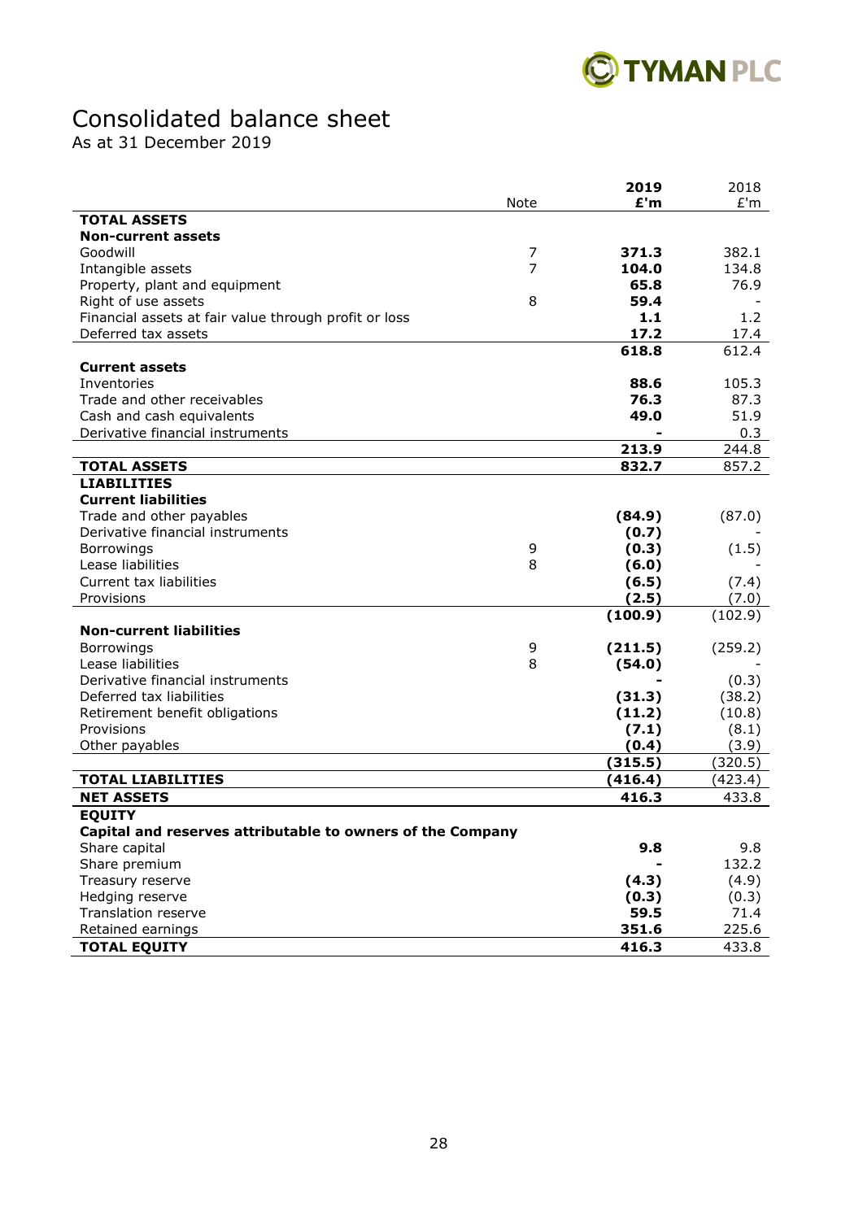# Consolidated balance sheet

As at 31 December 2019

| | Note | **2019 £'m** | 2018 £'m |
|---|---|---|---|
| **TOTAL ASSETS** | | | |
| **Non-current assets** | | | |
| Goodwill | 7 | **371.3** | 382.1 |
| Intangible assets | 7 | **104.0** | 134.8 |
| Property, plant and equipment | | **65.8** | 76.9 |
| Right of use assets | 8 | **59.4** | - |
| Financial assets at fair value through profit or loss | | **1.1** | 1.2 |
| Deferred tax assets | | **17.2** | 17.4 |
| | | **618.8** | 612.4 |
| **Current assets** | | | |
| Inventories | | **88.6** | 105.3 |
| Trade and other receivables | | **76.3** | 87.3 |
| Cash and cash equivalents | | **49.0** | 51.9 |
| Derivative financial instruments | | **-** | 0.3 |
| | | **213.9** | 244.8 |
| **TOTAL ASSETS** | | **832.7** | 857.2 |
| **LIABILITIES** | | | |
| **Current liabilities** | | | |
| Trade and other payables | | **(84.9)** | (87.0) |
| Derivative financial instruments | | **(0.7)** | - |
| Borrowings | 9 | **(0.3)** | (1.5) |
| Lease liabilities | 8 | **(6.0)** | - |
| Current tax liabilities | | **(6.5)** | (7.4) |
| Provisions | | **(2.5)** | (7.0) |
| | | **(100.9)** | (102.9) |
| **Non-current liabilities** | | | |
| Borrowings | 9 | **(211.5)** | (259.2) |
| Lease liabilities | 8 | **(54.0)** | - |
| Derivative financial instruments | | **-** | (0.3) |
| Deferred tax liabilities | | **(31.3)** | (38.2) |
| Retirement benefit obligations | | **(11.2)** | (10.8) |
| Provisions | | **(7.1)** | (8.1) |
| Other payables | | **(0.4)** | (3.9) |
| | | **(315.5)** | (320.5) |
| **TOTAL LIABILITIES** | | **(416.4)** | (423.4) |
| **NET ASSETS** | | **416.3** | 433.8 |
| **EQUITY** | | | |
| **Capital and reserves attributable to owners of the Company** | | | |
| Share capital | | **9.8** | 9.8 |
| Share premium | | **-** | 132.2 |
| Treasury reserve | | **(4.3)** | (4.9) |
| Hedging reserve | | **(0.3)** | (0.3) |
| Translation reserve | | **59.5** | 71.4 |
| Retained earnings | | **351.6** | 225.6 |
| **TOTAL EQUITY** | | **416.3** | 433.8 |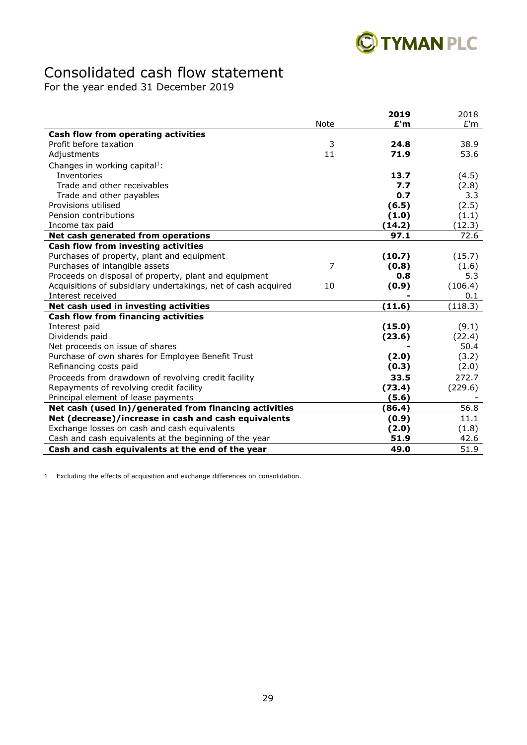# Consolidated cash flow statement

For the year ended 31 December 2019

| | Note | 2019 £'m | 2018 £'m |
|---|---|---|---|
| **Cash flow from operating activities** | | | |
| Profit before taxation | 3 | **24.8** | 38.9 |
| Adjustments | 11 | **71.9** | 53.6 |
| Changes in working capital[1]: | | | |
| Inventories | | **13.7** | (4.5) |
| Trade and other receivables | | **7.7** | (2.8) |
| Trade and other payables | | **0.7** | 3.3 |
| Provisions utilised | | **(6.5)** | (2.5) |
| Pension contributions | | **(1.0)** | (1.1) |
| Income tax paid | | **(14.2)** | (12.3) |
| **Net cash generated from operations** | | **97.1** | 72.6 |
| **Cash flow from investing activities** | | | |
| Purchases of property, plant and equipment | | **(10.7)** | (15.7) |
| Purchases of intangible assets | 7 | **(0.8)** | (1.6) |
| Proceeds on disposal of property, plant and equipment | | **0.8** | 5.3 |
| Acquisitions of subsidiary undertakings, net of cash acquired | 10 | **(0.9)** | (106.4) |
| Interest received | | **-** | 0.1 |
| **Net cash used in investing activities** | | **(11.6)** | (118.3) |
| **Cash flow from financing activities** | | | |
| Interest paid | | **(15.0)** | (9.1) |
| Dividends paid | | **(23.6)** | (22.4) |
| Net proceeds on issue of shares | | **-** | 50.4 |
| Purchase of own shares for Employee Benefit Trust | | **(2.0)** | (3.2) |
| Refinancing costs paid | | **(0.3)** | (2.0) |
| Proceeds from drawdown of revolving credit facility | | **33.5** | 272.7 |
| Repayments of revolving credit facility | | **(73.4)** | (229.6) |
| Principal element of lease payments | | **(5.6)** | - |
| **Net cash (used in)/generated from financing activities** | | **(86.4)** | 56.8 |
| **Net (decrease)/increase in cash and cash equivalents** | | **(0.9)** | 11.1 |
| Exchange losses on cash and cash equivalents | | **(2.0)** | (1.8) |
| Cash and cash equivalents at the beginning of the year | | **51.9** | 42.6 |
| **Cash and cash equivalents at the end of the year** | | **49.0** | 51.9 |

1 Excluding the effects of acquisition and exchange differences on consolidation.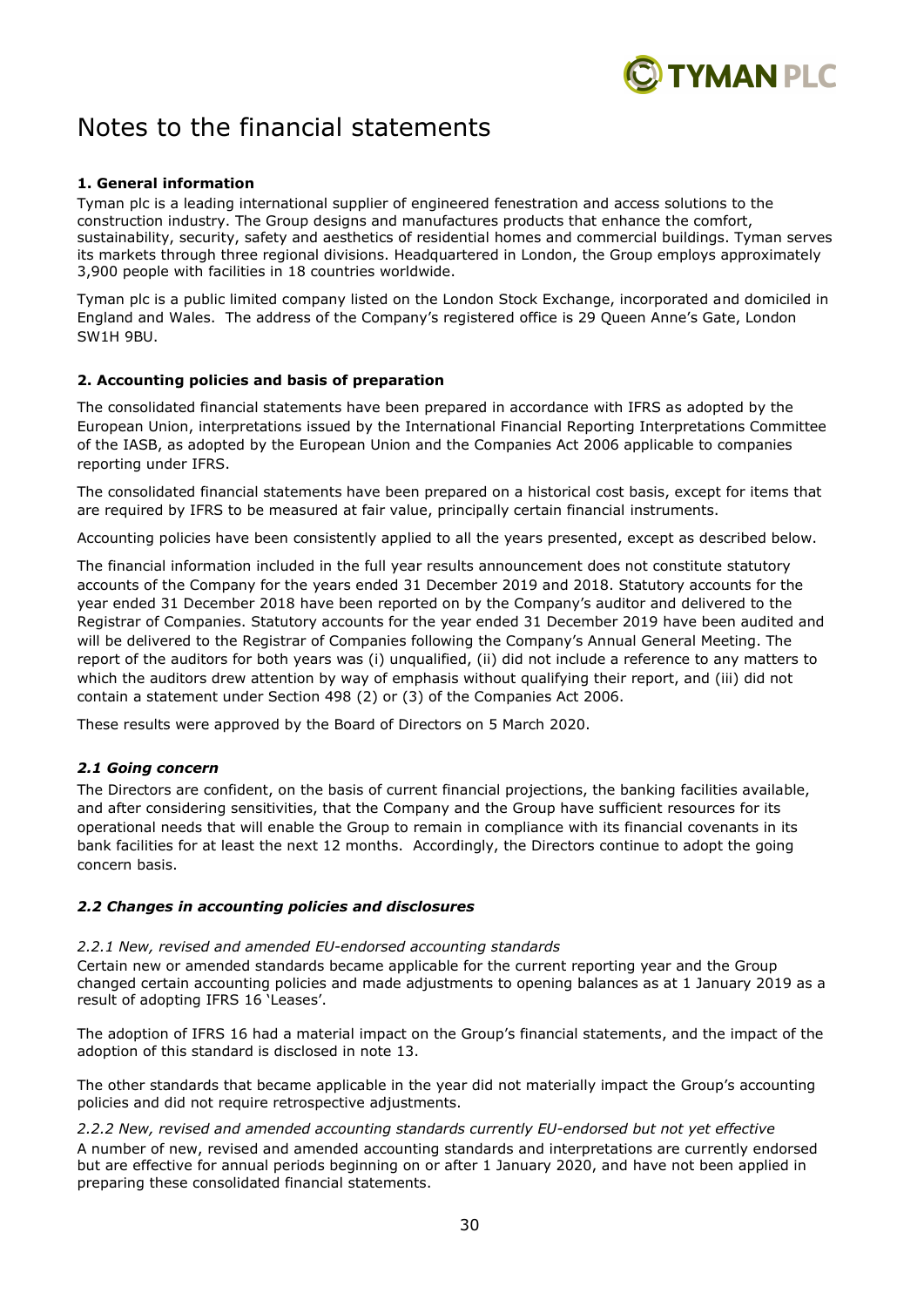# Notes to the financial statements

**1. General information**

Tyman plc is a leading international supplier of engineered fenestration and access solutions to the construction industry. The Group designs and manufactures products that enhance the comfort, sustainability, security, safety and aesthetics of residential homes and commercial buildings. Tyman serves its markets through three regional divisions. Headquartered in London, the Group employs approximately 3,900 people with facilities in 18 countries worldwide.

Tyman plc is a public limited company listed on the London Stock Exchange, incorporated and domiciled in England and Wales. The address of the Company's registered office is 29 Queen Anne's Gate, London SW1H 9BU.

**2. Accounting policies and basis of preparation**

The consolidated financial statements have been prepared in accordance with IFRS as adopted by the European Union, interpretations issued by the International Financial Reporting Interpretations Committee of the IASB, as adopted by the European Union and the Companies Act 2006 applicable to companies reporting under IFRS.

The consolidated financial statements have been prepared on a historical cost basis, except for items that are required by IFRS to be measured at fair value, principally certain financial instruments.

Accounting policies have been consistently applied to all the years presented, except as described below.

The financial information included in the full year results announcement does not constitute statutory accounts of the Company for the years ended 31 December 2019 and 2018. Statutory accounts for the year ended 31 December 2018 have been reported on by the Company's auditor and delivered to the Registrar of Companies. Statutory accounts for the year ended 31 December 2019 have been audited and will be delivered to the Registrar of Companies following the Company's Annual General Meeting. The report of the auditors for both years was (i) unqualified, (ii) did not include a reference to any matters to which the auditors drew attention by way of emphasis without qualifying their report, and (iii) did not contain a statement under Section 498 (2) or (3) of the Companies Act 2006.

These results were approved by the Board of Directors on 5 March 2020.

***2.1 Going concern***

The Directors are confident, on the basis of current financial projections, the banking facilities available, and after considering sensitivities, that the Company and the Group have sufficient resources for its operational needs that will enable the Group to remain in compliance with its financial covenants in its bank facilities for at least the next 12 months. Accordingly, the Directors continue to adopt the going concern basis.

***2.2 Changes in accounting policies and disclosures***

*2.2.1 New, revised and amended EU-endorsed accounting standards*

Certain new or amended standards became applicable for the current reporting year and the Group changed certain accounting policies and made adjustments to opening balances as at 1 January 2019 as a result of adopting IFRS 16 'Leases'.

The adoption of IFRS 16 had a material impact on the Group's financial statements, and the impact of the adoption of this standard is disclosed in note 13.

The other standards that became applicable in the year did not materially impact the Group's accounting policies and did not require retrospective adjustments.

*2.2.2 New, revised and amended accounting standards currently EU-endorsed but not yet effective*

A number of new, revised and amended accounting standards and interpretations are currently endorsed but are effective for annual periods beginning on or after 1 January 2020, and have not been applied in preparing these consolidated financial statements.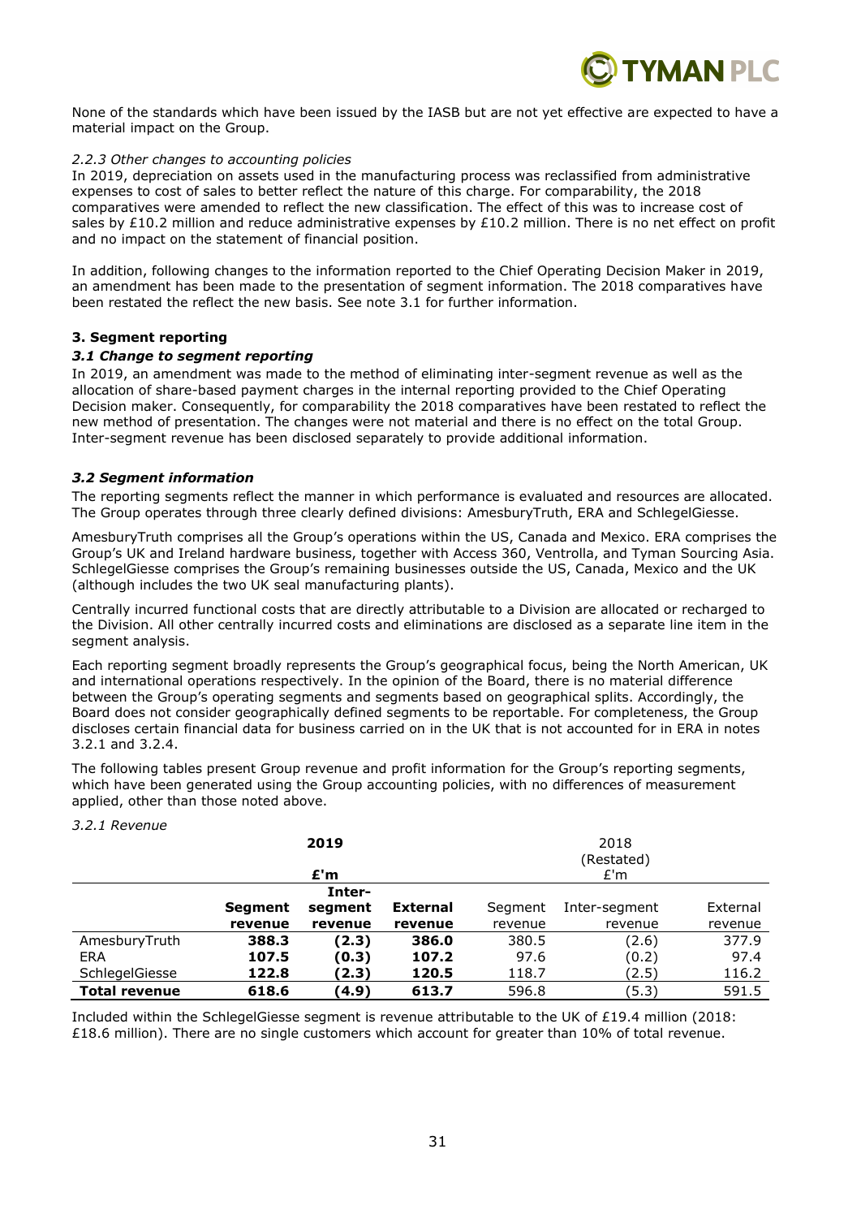None of the standards which have been issued by the IASB but are not yet effective are expected to have a material impact on the Group.

*2.2.3 Other changes to accounting policies*

In 2019, depreciation on assets used in the manufacturing process was reclassified from administrative expenses to cost of sales to better reflect the nature of this charge. For comparability, the 2018 comparatives were amended to reflect the new classification. The effect of this was to increase cost of sales by £10.2 million and reduce administrative expenses by £10.2 million. There is no net effect on profit and no impact on the statement of financial position.

In addition, following changes to the information reported to the Chief Operating Decision Maker in 2019, an amendment has been made to the presentation of segment information. The 2018 comparatives have been restated the reflect the new basis. See note 3.1 for further information.

## 3. Segment reporting

### *3.1 Change to segment reporting*

In 2019, an amendment was made to the method of eliminating inter-segment revenue as well as the allocation of share-based payment charges in the internal reporting provided to the Chief Operating Decision maker. Consequently, for comparability the 2018 comparatives have been restated to reflect the new method of presentation. The changes were not material and there is no effect on the total Group. Inter-segment revenue has been disclosed separately to provide additional information.

### *3.2 Segment information*

The reporting segments reflect the manner in which performance is evaluated and resources are allocated. The Group operates through three clearly defined divisions: AmesburyTruth, ERA and SchlegelGiesse.

AmesburyTruth comprises all the Group's operations within the US, Canada and Mexico. ERA comprises the Group's UK and Ireland hardware business, together with Access 360, Ventrolla, and Tyman Sourcing Asia. SchlegelGiesse comprises the Group's remaining businesses outside the US, Canada, Mexico and the UK (although includes the two UK seal manufacturing plants).

Centrally incurred functional costs that are directly attributable to a Division are allocated or recharged to the Division. All other centrally incurred costs and eliminations are disclosed as a separate line item in the segment analysis.

Each reporting segment broadly represents the Group's geographical focus, being the North American, UK and international operations respectively. In the opinion of the Board, there is no material difference between the Group's operating segments and segments based on geographical splits. Accordingly, the Board does not consider geographically defined segments to be reportable. For completeness, the Group discloses certain financial data for business carried on in the UK that is not accounted for in ERA in notes 3.2.1 and 3.2.4.

The following tables present Group revenue and profit information for the Group's reporting segments, which have been generated using the Group accounting policies, with no differences of measurement applied, other than those noted above.

*3.2.1 Revenue*

| | **2019** | | | 2018 (Restated) | | |
|---|---|---|---|---|---|---|
| | **£'m** | | | £'m | | |
| | **Segment revenue** | **Inter-segment revenue** | **External revenue** | Segment revenue | Inter-segment revenue | External revenue |
| AmesburyTruth | **388.3** | **(2.3)** | **386.0** | 380.5 | (2.6) | 377.9 |
| ERA | **107.5** | **(0.3)** | **107.2** | 97.6 | (0.2) | 97.4 |
| SchlegelGiesse | **122.8** | **(2.3)** | **120.5** | 118.7 | (2.5) | 116.2 |
| **Total revenue** | **618.6** | **(4.9)** | **613.7** | 596.8 | (5.3) | 591.5 |

Included within the SchlegelGiesse segment is revenue attributable to the UK of £19.4 million (2018: £18.6 million). There are no single customers which account for greater than 10% of total revenue.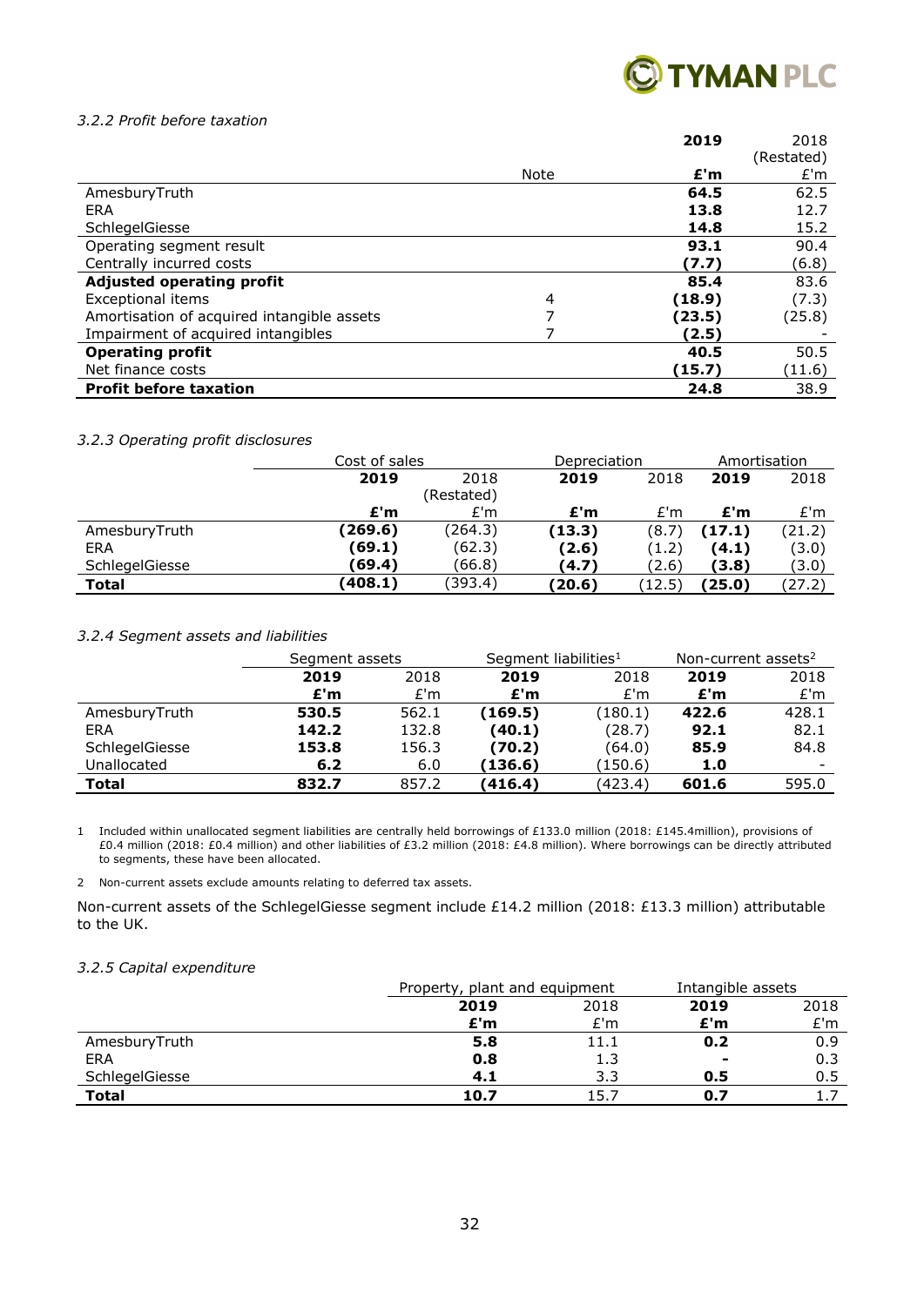### *3.2.2 Profit before taxation*

| | Note | 2019 | 2018 (Restated) |
|---|---|---|---|
| | | **£'m** | £'m |
| AmesburyTruth | | **64.5** | 62.5 |
| ERA | | **13.8** | 12.7 |
| SchlegelGiesse | | **14.8** | 15.2 |
| Operating segment result | | **93.1** | 90.4 |
| Centrally incurred costs | | **(7.7)** | (6.8) |
| **Adjusted operating profit** | | **85.4** | 83.6 |
| Exceptional items | 4 | **(18.9)** | (7.3) |
| Amortisation of acquired intangible assets | 7 | **(23.5)** | (25.8) |
| Impairment of acquired intangibles | 7 | **(2.5)** | - |
| **Operating profit** | | **40.5** | 50.5 |
| Net finance costs | | **(15.7)** | (11.6) |
| **Profit before taxation** | | **24.8** | 38.9 |

### *3.2.3 Operating profit disclosures*

| | Cost of sales | | Depreciation | | Amortisation | |
|---|---|---|---|---|---|---|
| | **2019** | 2018 (Restated) | **2019** | 2018 | **2019** | 2018 |
| | **£'m** | £'m | **£'m** | £'m | **£'m** | £'m |
| AmesburyTruth | **(269.6)** | (264.3) | **(13.3)** | (8.7) | **(17.1)** | (21.2) |
| ERA | **(69.1)** | (62.3) | **(2.6)** | (1.2) | **(4.1)** | (3.0) |
| SchlegelGiesse | **(69.4)** | (66.8) | **(4.7)** | (2.6) | **(3.8)** | (3.0) |
| **Total** | **(408.1)** | (393.4) | **(20.6)** | (12.5) | **(25.0)** | (27.2) |

### *3.2.4 Segment assets and liabilities*

| | Segment assets | | Segment liabilities[1] | | Non-current assets[2] | |
|---|---|---|---|---|---|---|
| | **2019** | 2018 | **2019** | 2018 | **2019** | 2018 |
| | **£'m** | £'m | **£'m** | £'m | **£'m** | £'m |
| AmesburyTruth | **530.5** | 562.1 | **(169.5)** | (180.1) | **422.6** | 428.1 |
| ERA | **142.2** | 132.8 | **(40.1)** | (28.7) | **92.1** | 82.1 |
| SchlegelGiesse | **153.8** | 156.3 | **(70.2)** | (64.0) | **85.9** | 84.8 |
| Unallocated | **6.2** | 6.0 | **(136.6)** | (150.6) | **1.0** | - |
| **Total** | **832.7** | 857.2 | **(416.4)** | (423.4) | **601.6** | 595.0 |

1 Included within unallocated segment liabilities are centrally held borrowings of £133.0 million (2018: £145.4million), provisions of £0.4 million (2018: £0.4 million) and other liabilities of £3.2 million (2018: £4.8 million). Where borrowings can be directly attributed to segments, these have been allocated.

2 Non-current assets exclude amounts relating to deferred tax assets.

Non-current assets of the SchlegelGiesse segment include £14.2 million (2018: £13.3 million) attributable to the UK.

### *3.2.5 Capital expenditure*

| | Property, plant and equipment | | Intangible assets | |
|---|---|---|---|---|
| | **2019** | 2018 | **2019** | 2018 |
| | **£'m** | £'m | **£'m** | £'m |
| AmesburyTruth | **5.8** | 11.1 | **0.2** | 0.9 |
| ERA | **0.8** | 1.3 | **-** | 0.3 |
| SchlegelGiesse | **4.1** | 3.3 | **0.5** | 0.5 |
| **Total** | **10.7** | 15.7 | **0.7** | 1.7 |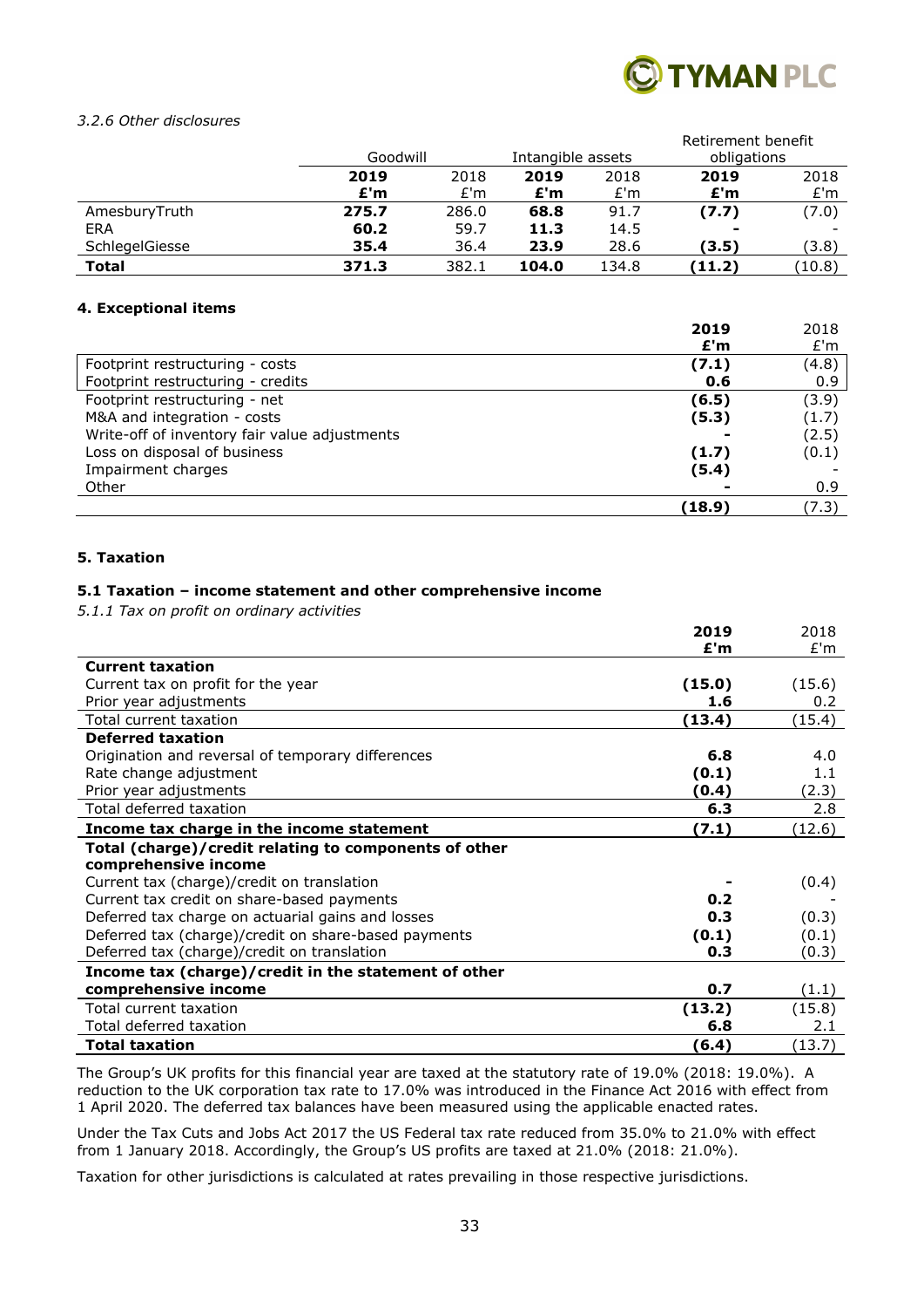*3.2.6 Other disclosures*

| | Goodwill | | Intangible assets | | Retirement benefit obligations | |
|---|---|---|---|---|---|---|
| | **2019** | 2018 | **2019** | 2018 | **2019** | 2018 |
| | **£'m** | £'m | **£'m** | £'m | **£'m** | £'m |
| AmesburyTruth | **275.7** | 286.0 | **68.8** | 91.7 | **(7.7)** | (7.0) |
| ERA | **60.2** | 59.7 | **11.3** | 14.5 | **-** | - |
| SchlegelGiesse | **35.4** | 36.4 | **23.9** | 28.6 | **(3.5)** | (3.8) |
| **Total** | **371.3** | 382.1 | **104.0** | 134.8 | **(11.2)** | (10.8) |

### 4. Exceptional items

| | **2019** | 2018 |
|---|---|---|
| | **£'m** | £'m |
| Footprint restructuring - costs | **(7.1)** | (4.8) |
| Footprint restructuring - credits | **0.6** | 0.9 |
| Footprint restructuring - net | **(6.5)** | (3.9) |
| M&A and integration - costs | **(5.3)** | (1.7) |
| Write-off of inventory fair value adjustments | **-** | (2.5) |
| Loss on disposal of business | **(1.7)** | (0.1) |
| Impairment charges | **(5.4)** | - |
| Other | **-** | 0.9 |
| | **(18.9)** | (7.3) |

### 5. Taxation

#### 5.1 Taxation – income statement and other comprehensive income

*5.1.1 Tax on profit on ordinary activities*

| | **2019** | 2018 |
|---|---|---|
| | **£'m** | £'m |
| **Current taxation** | | |
| Current tax on profit for the year | **(15.0)** | (15.6) |
| Prior year adjustments | **1.6** | 0.2 |
| Total current taxation | **(13.4)** | (15.4) |
| **Deferred taxation** | | |
| Origination and reversal of temporary differences | **6.8** | 4.0 |
| Rate change adjustment | **(0.1)** | 1.1 |
| Prior year adjustments | **(0.4)** | (2.3) |
| Total deferred taxation | **6.3** | 2.8 |
| **Income tax charge in the income statement** | **(7.1)** | (12.6) |
| **Total (charge)/credit relating to components of other comprehensive income** | | |
| Current tax (charge)/credit on translation | **-** | (0.4) |
| Current tax credit on share-based payments | **0.2** | - |
| Deferred tax charge on actuarial gains and losses | **0.3** | (0.3) |
| Deferred tax (charge)/credit on share-based payments | **(0.1)** | (0.1) |
| Deferred tax (charge)/credit on translation | **0.3** | (0.3) |
| **Income tax (charge)/credit in the statement of other comprehensive income** | **0.7** | (1.1) |
| Total current taxation | **(13.2)** | (15.8) |
| Total deferred taxation | **6.8** | 2.1 |
| **Total taxation** | **(6.4)** | (13.7) |

The Group's UK profits for this financial year are taxed at the statutory rate of 19.0% (2018: 19.0%). A reduction to the UK corporation tax rate to 17.0% was introduced in the Finance Act 2016 with effect from 1 April 2020. The deferred tax balances have been measured using the applicable enacted rates.

Under the Tax Cuts and Jobs Act 2017 the US Federal tax rate reduced from 35.0% to 21.0% with effect from 1 January 2018. Accordingly, the Group's US profits are taxed at 21.0% (2018: 21.0%).

Taxation for other jurisdictions is calculated at rates prevailing in those respective jurisdictions.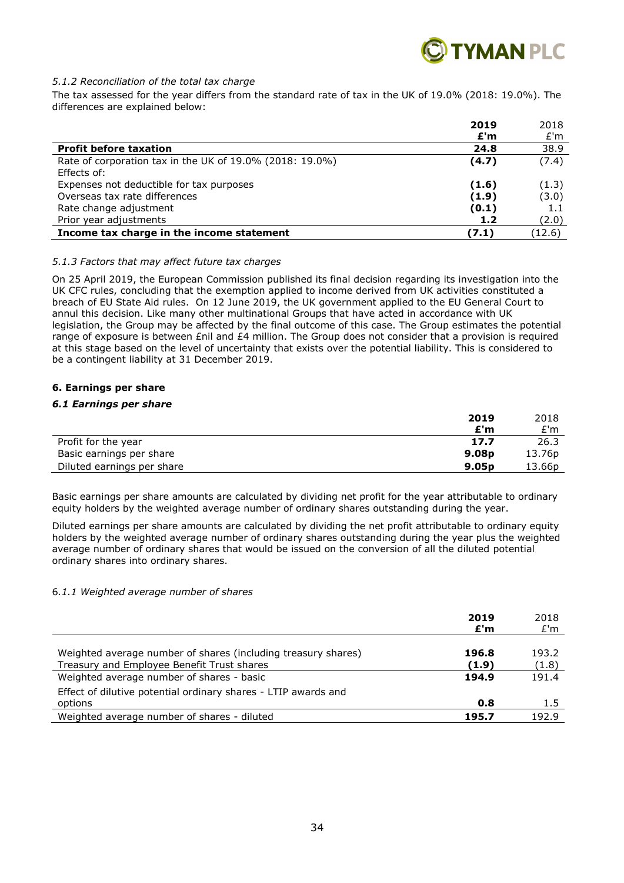*5.1.2 Reconciliation of the total tax charge*

The tax assessed for the year differs from the standard rate of tax in the UK of 19.0% (2018: 19.0%). The differences are explained below:

| | 2019<br>£'m | 2018<br>£'m |
|---|---|---|
| **Profit before taxation** | **24.8** | 38.9 |
| Rate of corporation tax in the UK of 19.0% (2018: 19.0%) | **(4.7)** | (7.4) |
| Effects of: | | |
| Expenses not deductible for tax purposes | **(1.6)** | (1.3) |
| Overseas tax rate differences | **(1.9)** | (3.0) |
| Rate change adjustment | **(0.1)** | 1.1 |
| Prior year adjustments | **1.2** | (2.0) |
| **Income tax charge in the income statement** | **(7.1)** | (12.6) |

*5.1.3 Factors that may affect future tax charges*

On 25 April 2019, the European Commission published its final decision regarding its investigation into the UK CFC rules, concluding that the exemption applied to income derived from UK activities constituted a breach of EU State Aid rules. On 12 June 2019, the UK government applied to the EU General Court to annul this decision. Like many other multinational Groups that have acted in accordance with UK legislation, the Group may be affected by the final outcome of this case. The Group estimates the potential range of exposure is between £nil and £4 million. The Group does not consider that a provision is required at this stage based on the level of uncertainty that exists over the potential liability. This is considered to be a contingent liability at 31 December 2019.

### 6. Earnings per share

#### *6.1 Earnings per share*

| | 2019<br>£'m | 2018<br>£'m |
|---|---|---|
| Profit for the year | **17.7** | 26.3 |
| Basic earnings per share | **9.08p** | 13.76p |
| Diluted earnings per share | **9.05p** | 13.66p |

Basic earnings per share amounts are calculated by dividing net profit for the year attributable to ordinary equity holders by the weighted average number of ordinary shares outstanding during the year.

Diluted earnings per share amounts are calculated by dividing the net profit attributable to ordinary equity holders by the weighted average number of ordinary shares outstanding during the year plus the weighted average number of ordinary shares that would be issued on the conversion of all the diluted potential ordinary shares into ordinary shares.

6*.1.1 Weighted average number of shares*

| | 2019<br>£'m | 2018<br>£'m |
|---|---|---|
| Weighted average number of shares (including treasury shares) | **196.8** | 193.2 |
| Treasury and Employee Benefit Trust shares | **(1.9)** | (1.8) |
| Weighted average number of shares - basic | **194.9** | 191.4 |
| Effect of dilutive potential ordinary shares - LTIP awards and options | **0.8** | 1.5 |
| Weighted average number of shares - diluted | **195.7** | 192.9 |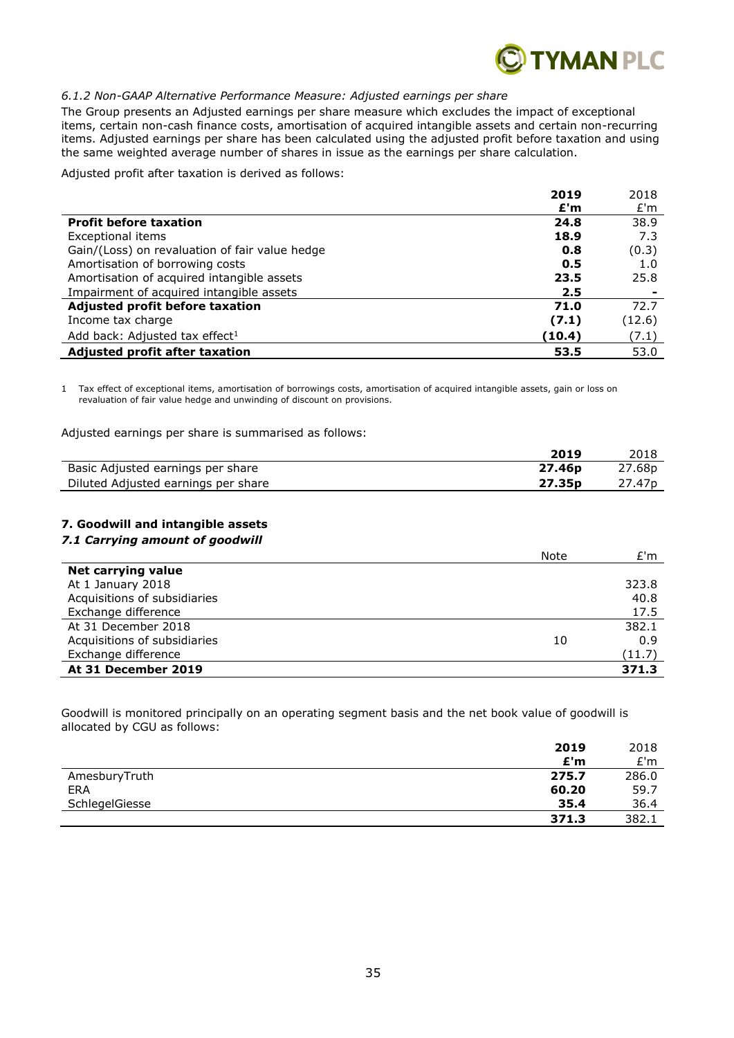*6.1.2 Non-GAAP Alternative Performance Measure: Adjusted earnings per share*

The Group presents an Adjusted earnings per share measure which excludes the impact of exceptional items, certain non-cash finance costs, amortisation of acquired intangible assets and certain non-recurring items. Adjusted earnings per share has been calculated using the adjusted profit before taxation and using the same weighted average number of shares in issue as the earnings per share calculation.

Adjusted profit after taxation is derived as follows:

| | **2019** | 2018 |
|---|---|---|
| | **£'m** | £'m |
| **Profit before taxation** | **24.8** | 38.9 |
| Exceptional items | **18.9** | 7.3 |
| Gain/(Loss) on revaluation of fair value hedge | **0.8** | (0.3) |
| Amortisation of borrowing costs | **0.5** | 1.0 |
| Amortisation of acquired intangible assets | **23.5** | 25.8 |
| Impairment of acquired intangible assets | **2.5** | - |
| **Adjusted profit before taxation** | **71.0** | 72.7 |
| Income tax charge | **(7.1)** | (12.6) |
| Add back: Adjusted tax effect[1] | **(10.4)** | (7.1) |
| **Adjusted profit after taxation** | **53.5** | 53.0 |

1 Tax effect of exceptional items, amortisation of borrowings costs, amortisation of acquired intangible assets, gain or loss on revaluation of fair value hedge and unwinding of discount on provisions.

Adjusted earnings per share is summarised as follows:

| | **2019** | 2018 |
|---|---|---|
| Basic Adjusted earnings per share | **27.46p** | 27.68p |
| Diluted Adjusted earnings per share | **27.35p** | 27.47p |

## 7. Goodwill and intangible assets

### *7.1 Carrying amount of goodwill*

| | Note | £'m |
|---|---|---|
| **Net carrying value** | | |
| At 1 January 2018 | | 323.8 |
| Acquisitions of subsidiaries | | 40.8 |
| Exchange difference | | 17.5 |
| At 31 December 2018 | | 382.1 |
| Acquisitions of subsidiaries | 10 | 0.9 |
| Exchange difference | | (11.7) |
| **At 31 December 2019** | | **371.3** |

Goodwill is monitored principally on an operating segment basis and the net book value of goodwill is allocated by CGU as follows:

| | **2019** | 2018 |
|---|---|---|
| | **£'m** | £'m |
| AmesburyTruth | **275.7** | 286.0 |
| ERA | **60.20** | 59.7 |
| SchlegelGiesse | **35.4** | 36.4 |
| | **371.3** | 382.1 |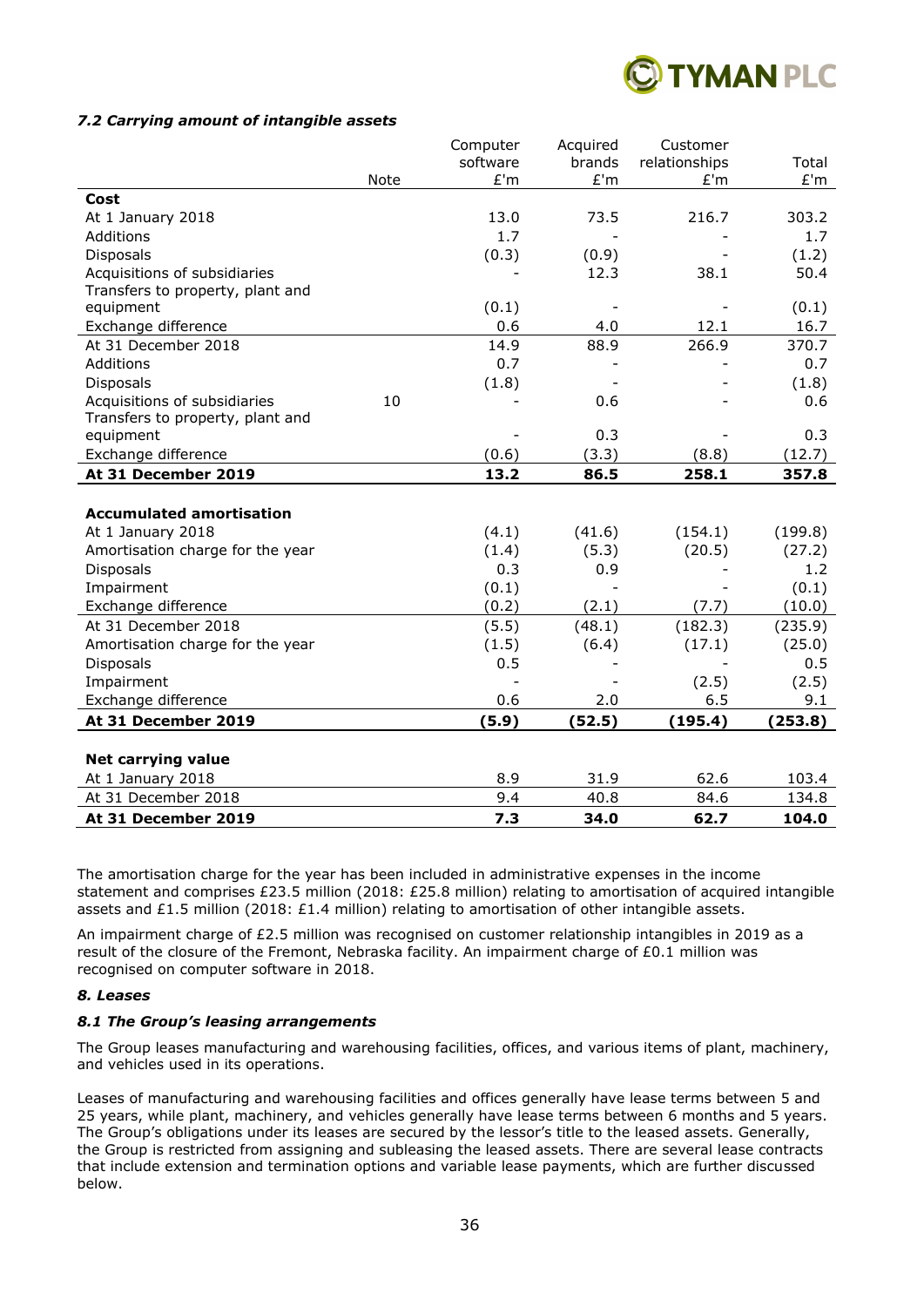### *7.2 Carrying amount of intangible assets*

| | Note | Computer software £'m | Acquired brands £'m | Customer relationships £'m | Total £'m |
|---|---|---|---|---|---|
| **Cost** | | | | | |
| At 1 January 2018 | | 13.0 | 73.5 | 216.7 | 303.2 |
| Additions | | 1.7 | - | - | 1.7 |
| Disposals | | (0.3) | (0.9) | - | (1.2) |
| Acquisitions of subsidiaries | | - | 12.3 | 38.1 | 50.4 |
| Transfers to property, plant and equipment | | (0.1) | - | - | (0.1) |
| Exchange difference | | 0.6 | 4.0 | 12.1 | 16.7 |
| At 31 December 2018 | | 14.9 | 88.9 | 266.9 | 370.7 |
| Additions | | 0.7 | - | - | 0.7 |
| Disposals | | (1.8) | - | - | (1.8) |
| Acquisitions of subsidiaries | 10 | - | 0.6 | - | 0.6 |
| Transfers to property, plant and equipment | | - | 0.3 | - | 0.3 |
| Exchange difference | | (0.6) | (3.3) | (8.8) | (12.7) |
| **At 31 December 2019** | | **13.2** | **86.5** | **258.1** | **357.8** |
| | | | | | |
| **Accumulated amortisation** | | | | | |
| At 1 January 2018 | | (4.1) | (41.6) | (154.1) | (199.8) |
| Amortisation charge for the year | | (1.4) | (5.3) | (20.5) | (27.2) |
| Disposals | | 0.3 | 0.9 | - | 1.2 |
| Impairment | | (0.1) | - | - | (0.1) |
| Exchange difference | | (0.2) | (2.1) | (7.7) | (10.0) |
| At 31 December 2018 | | (5.5) | (48.1) | (182.3) | (235.9) |
| Amortisation charge for the year | | (1.5) | (6.4) | (17.1) | (25.0) |
| Disposals | | 0.5 | - | - | 0.5 |
| Impairment | | - | - | (2.5) | (2.5) |
| Exchange difference | | 0.6 | 2.0 | 6.5 | 9.1 |
| **At 31 December 2019** | | **(5.9)** | **(52.5)** | **(195.4)** | **(253.8)** |
| | | | | | |
| **Net carrying value** | | | | | |
| At 1 January 2018 | | 8.9 | 31.9 | 62.6 | 103.4 |
| At 31 December 2018 | | 9.4 | 40.8 | 84.6 | 134.8 |
| **At 31 December 2019** | | **7.3** | **34.0** | **62.7** | **104.0** |

The amortisation charge for the year has been included in administrative expenses in the income statement and comprises £23.5 million (2018: £25.8 million) relating to amortisation of acquired intangible assets and £1.5 million (2018: £1.4 million) relating to amortisation of other intangible assets.

An impairment charge of £2.5 million was recognised on customer relationship intangibles in 2019 as a result of the closure of the Fremont, Nebraska facility. An impairment charge of £0.1 million was recognised on computer software in 2018.

### *8. Leases*

### *8.1 The Group's leasing arrangements*

The Group leases manufacturing and warehousing facilities, offices, and various items of plant, machinery, and vehicles used in its operations.

Leases of manufacturing and warehousing facilities and offices generally have lease terms between 5 and 25 years, while plant, machinery, and vehicles generally have lease terms between 6 months and 5 years. The Group's obligations under its leases are secured by the lessor's title to the leased assets. Generally, the Group is restricted from assigning and subleasing the leased assets. There are several lease contracts that include extension and termination options and variable lease payments, which are further discussed below.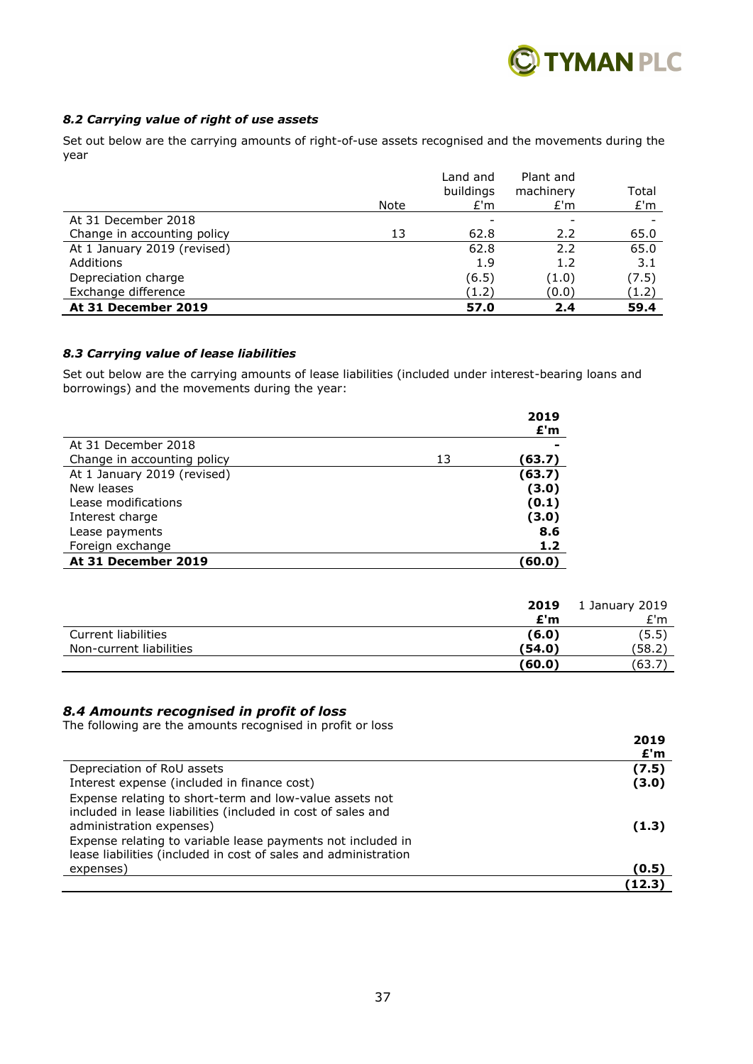### *8.2 Carrying value of right of use assets*

Set out below are the carrying amounts of right-of-use assets recognised and the movements during the year

| | Note | Land and buildings £'m | Plant and machinery £'m | Total £'m |
|---|---|---|---|---|
| At 31 December 2018 | | - | - | - |
| Change in accounting policy | 13 | 62.8 | 2.2 | 65.0 |
| At 1 January 2019 (revised) | | 62.8 | 2.2 | 65.0 |
| Additions | | 1.9 | 1.2 | 3.1 |
| Depreciation charge | | (6.5) | (1.0) | (7.5) |
| Exchange difference | | (1.2) | (0.0) | (1.2) |
| **At 31 December 2019** | | **57.0** | **2.4** | **59.4** |

### *8.3 Carrying value of lease liabilities*

Set out below are the carrying amounts of lease liabilities (included under interest-bearing loans and borrowings) and the movements during the year:

| | | **2019 £'m** |
|---|---|---|
| At 31 December 2018 | | **-** |
| Change in accounting policy | 13 | **(63.7)** |
| At 1 January 2019 (revised) | | **(63.7)** |
| New leases | | **(3.0)** |
| Lease modifications | | **(0.1)** |
| Interest charge | | **(3.0)** |
| Lease payments | | **8.6** |
| Foreign exchange | | **1.2** |
| **At 31 December 2019** | | **(60.0)** |

| | **2019 £'m** | 1 January 2019 £'m |
|---|---|---|
| Current liabilities | **(6.0)** | (5.5) |
| Non-current liabilities | **(54.0)** | (58.2) |
| | **(60.0)** | (63.7) |

## *8.4 Amounts recognised in profit of loss*

The following are the amounts recognised in profit or loss

| | **2019 £'m** |
|---|---|
| Depreciation of RoU assets | **(7.5)** |
| Interest expense (included in finance cost) | **(3.0)** |
| Expense relating to short-term and low-value assets not included in lease liabilities (included in cost of sales and administration expenses) | **(1.3)** |
| Expense relating to variable lease payments not included in lease liabilities (included in cost of sales and administration expenses) | **(0.5)** |
| | **(12.3)** |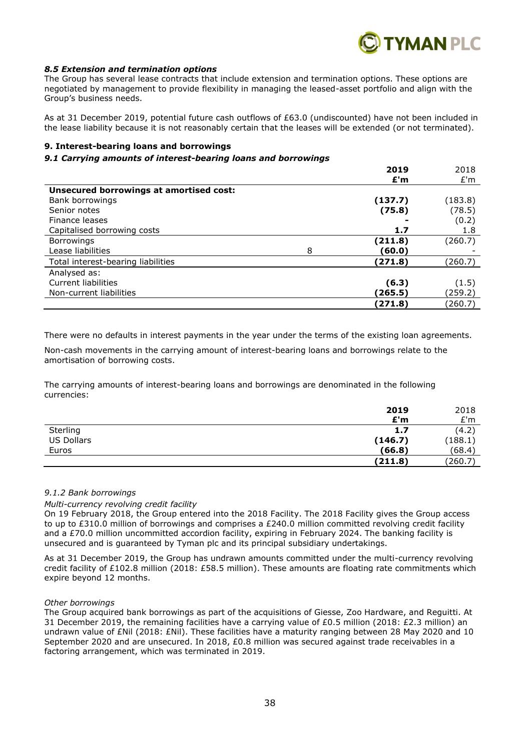### *8.5 Extension and termination options*

The Group has several lease contracts that include extension and termination options. These options are negotiated by management to provide flexibility in managing the leased-asset portfolio and align with the Group's business needs.

As at 31 December 2019, potential future cash outflows of £63.0 (undiscounted) have not been included in the lease liability because it is not reasonably certain that the leases will be extended (or not terminated).

### 9. Interest-bearing loans and borrowings

#### *9.1 Carrying amounts of interest-bearing loans and borrowings*

| | | **2019** | 2018 |
|---|---|---|---|
| | | **£'m** | £'m |
| **Unsecured borrowings at amortised cost:** | | | |
| Bank borrowings | | **(137.7)** | (183.8) |
| Senior notes | | **(75.8)** | (78.5) |
| Finance leases | | **-** | (0.2) |
| Capitalised borrowing costs | | **1.7** | 1.8 |
| Borrowings | | **(211.8)** | (260.7) |
| Lease liabilities | 8 | **(60.0)** | - |
| Total interest-bearing liabilities | | **(271.8)** | (260.7) |
| Analysed as: | | | |
| Current liabilities | | **(6.3)** | (1.5) |
| Non-current liabilities | | **(265.5)** | (259.2) |
| | | **(271.8)** | (260.7) |

There were no defaults in interest payments in the year under the terms of the existing loan agreements.

Non-cash movements in the carrying amount of interest-bearing loans and borrowings relate to the amortisation of borrowing costs.

The carrying amounts of interest-bearing loans and borrowings are denominated in the following currencies:

| | **2019** | 2018 |
|---|---|---|
| | **£'m** | £'m |
| Sterling | **1.7** | (4.2) |
| US Dollars | **(146.7)** | (188.1) |
| Euros | **(66.8)** | (68.4) |
| | **(211.8)** | (260.7) |

#### *9.1.2 Bank borrowings*

*Multi-currency revolving credit facility*

On 19 February 2018, the Group entered into the 2018 Facility. The 2018 Facility gives the Group access to up to £310.0 million of borrowings and comprises a £240.0 million committed revolving credit facility and a £70.0 million uncommitted accordion facility, expiring in February 2024. The banking facility is unsecured and is guaranteed by Tyman plc and its principal subsidiary undertakings.

As at 31 December 2019, the Group has undrawn amounts committed under the multi-currency revolving credit facility of £102.8 million (2018: £58.5 million). These amounts are floating rate commitments which expire beyond 12 months.

*Other borrowings*

The Group acquired bank borrowings as part of the acquisitions of Giesse, Zoo Hardware, and Reguitti. At 31 December 2019, the remaining facilities have a carrying value of £0.5 million (2018: £2.3 million) an undrawn value of £Nil (2018: £Nil). These facilities have a maturity ranging between 28 May 2020 and 10 September 2020 and are unsecured. In 2018, £0.8 million was secured against trade receivables in a factoring arrangement, which was terminated in 2019.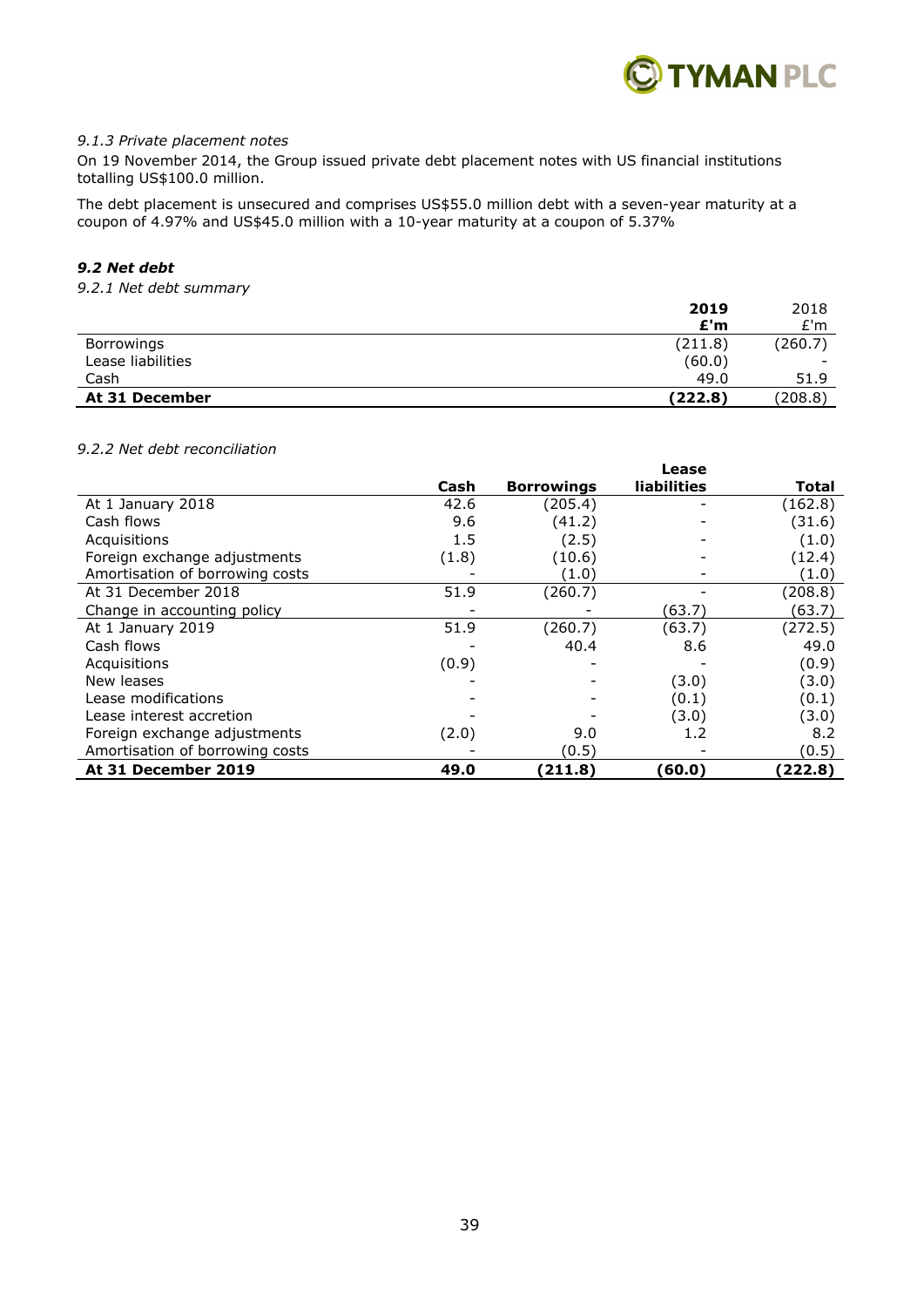*9.1.3 Private placement notes*

On 19 November 2014, the Group issued private debt placement notes with US financial institutions totalling US$100.0 million.

The debt placement is unsecured and comprises US$55.0 million debt with a seven-year maturity at a coupon of 4.97% and US$45.0 million with a 10-year maturity at a coupon of 5.37%

### *9.2 Net debt*

*9.2.1 Net debt summary*

| | **2019 £'m** | 2018 £'m |
|---|---|---|
| Borrowings | (211.8) | (260.7) |
| Lease liabilities | (60.0) | - |
| Cash | 49.0 | 51.9 |
| **At 31 December** | **(222.8)** | (208.8) |

*9.2.2 Net debt reconciliation*

| | **Cash** | **Borrowings** | **Lease liabilities** | **Total** |
|---|---|---|---|---|
| At 1 January 2018 | 42.6 | (205.4) | - | (162.8) |
| Cash flows | 9.6 | (41.2) | - | (31.6) |
| Acquisitions | 1.5 | (2.5) | - | (1.0) |
| Foreign exchange adjustments | (1.8) | (10.6) | - | (12.4) |
| Amortisation of borrowing costs | - | (1.0) | - | (1.0) |
| At 31 December 2018 | 51.9 | (260.7) | - | (208.8) |
| Change in accounting policy | - | - | (63.7) | (63.7) |
| At 1 January 2019 | 51.9 | (260.7) | (63.7) | (272.5) |
| Cash flows | - | 40.4 | 8.6 | 49.0 |
| Acquisitions | (0.9) | - | - | (0.9) |
| New leases | - | - | (3.0) | (3.0) |
| Lease modifications | - | - | (0.1) | (0.1) |
| Lease interest accretion | - | - | (3.0) | (3.0) |
| Foreign exchange adjustments | (2.0) | 9.0 | 1.2 | 8.2 |
| Amortisation of borrowing costs | - | (0.5) | - | (0.5) |
| **At 31 December 2019** | **49.0** | **(211.8)** | **(60.0)** | **(222.8)** |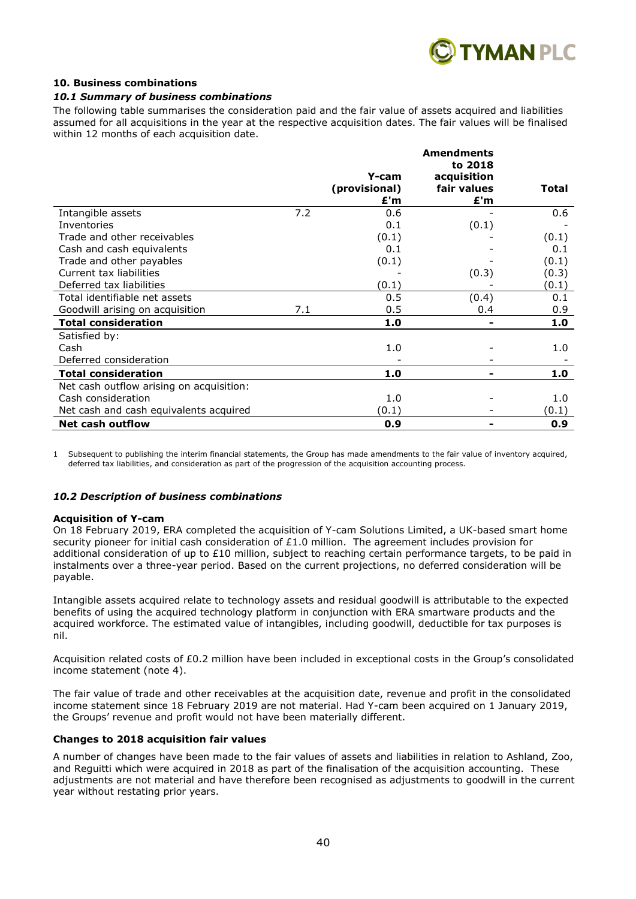## 10. Business combinations

### *10.1 Summary of business combinations*

The following table summarises the consideration paid and the fair value of assets acquired and liabilities assumed for all acquisitions in the year at the respective acquisition dates. The fair values will be finalised within 12 months of each acquisition date.

| | | Y-cam (provisional) £'m | Amendments to 2018 acquisition fair values £'m | Total |
|---|---|---|---|---|
| Intangible assets | 7.2 | 0.6 | - | 0.6 |
| Inventories | | 0.1 | (0.1) | - |
| Trade and other receivables | | (0.1) | - | (0.1) |
| Cash and cash equivalents | | 0.1 | - | 0.1 |
| Trade and other payables | | (0.1) | - | (0.1) |
| Current tax liabilities | | - | (0.3) | (0.3) |
| Deferred tax liabilities | | (0.1) | - | (0.1) |
| Total identifiable net assets | | 0.5 | (0.4) | 0.1 |
| Goodwill arising on acquisition | 7.1 | 0.5 | 0.4 | 0.9 |
| **Total consideration** | | **1.0** | **-** | **1.0** |
| Satisfied by: | | | | |
| Cash | | 1.0 | - | 1.0 |
| Deferred consideration | | - | - | - |
| **Total consideration** | | **1.0** | **-** | **1.0** |
| Net cash outflow arising on acquisition: | | | | |
| Cash consideration | | 1.0 | - | 1.0 |
| Net cash and cash equivalents acquired | | (0.1) | - | (0.1) |
| **Net cash outflow** | | **0.9** | **-** | **0.9** |

1 Subsequent to publishing the interim financial statements, the Group has made amendments to the fair value of inventory acquired, deferred tax liabilities, and consideration as part of the progression of the acquisition accounting process.

### *10.2 Description of business combinations*

**Acquisition of Y-cam**

On 18 February 2019, ERA completed the acquisition of Y-cam Solutions Limited, a UK-based smart home security pioneer for initial cash consideration of £1.0 million. The agreement includes provision for additional consideration of up to £10 million, subject to reaching certain performance targets, to be paid in instalments over a three-year period. Based on the current projections, no deferred consideration will be payable.

Intangible assets acquired relate to technology assets and residual goodwill is attributable to the expected benefits of using the acquired technology platform in conjunction with ERA smartware products and the acquired workforce. The estimated value of intangibles, including goodwill, deductible for tax purposes is nil.

Acquisition related costs of £0.2 million have been included in exceptional costs in the Group's consolidated income statement (note 4).

The fair value of trade and other receivables at the acquisition date, revenue and profit in the consolidated income statement since 18 February 2019 are not material. Had Y-cam been acquired on 1 January 2019, the Groups' revenue and profit would not have been materially different.

**Changes to 2018 acquisition fair values**

A number of changes have been made to the fair values of assets and liabilities in relation to Ashland, Zoo, and Reguitti which were acquired in 2018 as part of the finalisation of the acquisition accounting. These adjustments are not material and have therefore been recognised as adjustments to goodwill in the current year without restating prior years.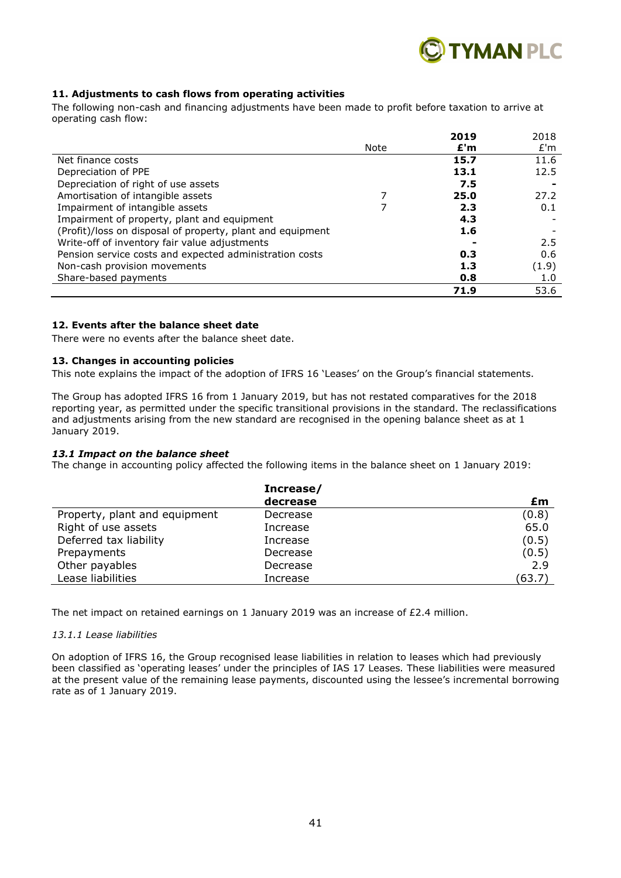### 11. Adjustments to cash flows from operating activities

The following non-cash and financing adjustments have been made to profit before taxation to arrive at operating cash flow:

| | Note | 2019 £'m | 2018 £'m |
|---|---|---|---|
| Net finance costs | | **15.7** | 11.6 |
| Depreciation of PPE | | **13.1** | 12.5 |
| Depreciation of right of use assets | | **7.5** | - |
| Amortisation of intangible assets | 7 | **25.0** | 27.2 |
| Impairment of intangible assets | 7 | **2.3** | 0.1 |
| Impairment of property, plant and equipment | | **4.3** | - |
| (Profit)/loss on disposal of property, plant and equipment | | **1.6** | - |
| Write-off of inventory fair value adjustments | | **-** | 2.5 |
| Pension service costs and expected administration costs | | **0.3** | 0.6 |
| Non-cash provision movements | | **1.3** | (1.9) |
| Share-based payments | | **0.8** | 1.0 |
| | | **71.9** | 53.6 |

### 12. Events after the balance sheet date

There were no events after the balance sheet date.

### 13. Changes in accounting policies

This note explains the impact of the adoption of IFRS 16 'Leases' on the Group's financial statements.

The Group has adopted IFRS 16 from 1 January 2019, but has not restated comparatives for the 2018 reporting year, as permitted under the specific transitional provisions in the standard. The reclassifications and adjustments arising from the new standard are recognised in the opening balance sheet as at 1 January 2019.

#### *13.1 Impact on the balance sheet*

The change in accounting policy affected the following items in the balance sheet on 1 January 2019:

| | Increase/ decrease | £m |
|---|---|---|
| Property, plant and equipment | Decrease | (0.8) |
| Right of use assets | Increase | 65.0 |
| Deferred tax liability | Increase | (0.5) |
| Prepayments | Decrease | (0.5) |
| Other payables | Decrease | 2.9 |
| Lease liabilities | Increase | (63.7) |

The net impact on retained earnings on 1 January 2019 was an increase of £2.4 million.

*13.1.1 Lease liabilities*

On adoption of IFRS 16, the Group recognised lease liabilities in relation to leases which had previously been classified as 'operating leases' under the principles of IAS 17 Leases. These liabilities were measured at the present value of the remaining lease payments, discounted using the lessee's incremental borrowing rate as of 1 January 2019.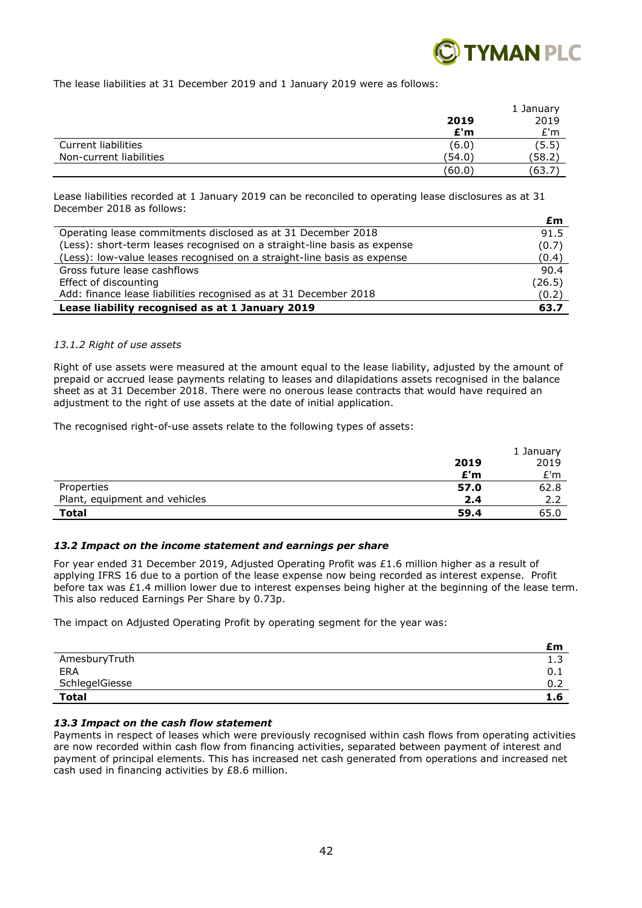The lease liabilities at 31 December 2019 and 1 January 2019 were as follows:

| | **2019** **£'m** | 1 January 2019 £'m |
|---|---|---|
| Current liabilities | (6.0) | (5.5) |
| Non-current liabilities | (54.0) | (58.2) |
| | (60.0) | (63.7) |

Lease liabilities recorded at 1 January 2019 can be reconciled to operating lease disclosures as at 31 December 2018 as follows:

| | **£m** |
|---|---|
| Operating lease commitments disclosed as at 31 December 2018 | 91.5 |
| (Less): short-term leases recognised on a straight-line basis as expense | (0.7) |
| (Less): low-value leases recognised on a straight-line basis as expense | (0.4) |
| Gross future lease cashflows | 90.4 |
| Effect of discounting | (26.5) |
| Add: finance lease liabilities recognised as at 31 December 2018 | (0.2) |
| **Lease liability recognised as at 1 January 2019** | **63.7** |

*13.1.2 Right of use assets*

Right of use assets were measured at the amount equal to the lease liability, adjusted by the amount of prepaid or accrued lease payments relating to leases and dilapidations assets recognised in the balance sheet as at 31 December 2018. There were no onerous lease contracts that would have required an adjustment to the right of use assets at the date of initial application.

The recognised right-of-use assets relate to the following types of assets:

| | **2019** **£'m** | 1 January 2019 £'m |
|---|---|---|
| Properties | **57.0** | 62.8 |
| Plant, equipment and vehicles | **2.4** | 2.2 |
| **Total** | **59.4** | 65.0 |

***13.2 Impact on the income statement and earnings per share***

For year ended 31 December 2019, Adjusted Operating Profit was £1.6 million higher as a result of applying IFRS 16 due to a portion of the lease expense now being recorded as interest expense. Profit before tax was £1.4 million lower due to interest expenses being higher at the beginning of the lease term. This also reduced Earnings Per Share by 0.73p.

The impact on Adjusted Operating Profit by operating segment for the year was:

| | **£m** |
|---|---|
| AmesburyTruth | 1.3 |
| ERA | 0.1 |
| SchlegelGiesse | 0.2 |
| **Total** | **1.6** |

***13.3 Impact on the cash flow statement***

Payments in respect of leases which were previously recognised within cash flows from operating activities are now recorded within cash flow from financing activities, separated between payment of interest and payment of principal elements. This has increased net cash generated from operations and increased net cash used in financing activities by £8.6 million.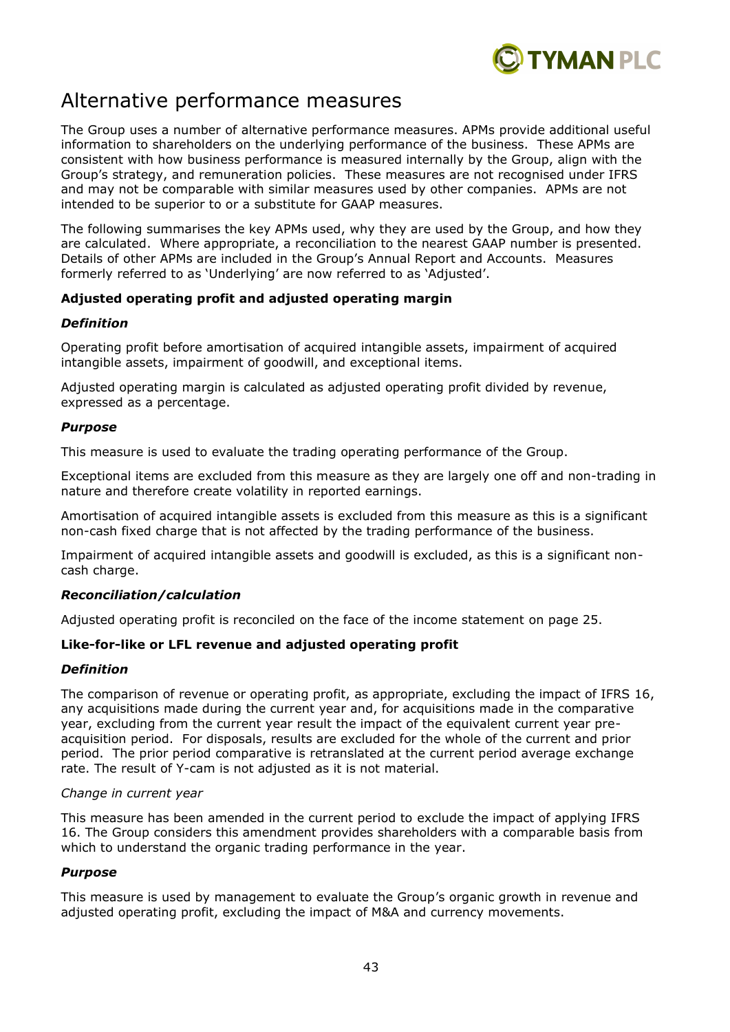# Alternative performance measures

The Group uses a number of alternative performance measures. APMs provide additional useful information to shareholders on the underlying performance of the business. These APMs are consistent with how business performance is measured internally by the Group, align with the Group's strategy, and remuneration policies. These measures are not recognised under IFRS and may not be comparable with similar measures used by other companies. APMs are not intended to be superior to or a substitute for GAAP measures.

The following summarises the key APMs used, why they are used by the Group, and how they are calculated. Where appropriate, a reconciliation to the nearest GAAP number is presented. Details of other APMs are included in the Group's Annual Report and Accounts. Measures formerly referred to as 'Underlying' are now referred to as 'Adjusted'.

**Adjusted operating profit and adjusted operating margin**

***Definition***

Operating profit before amortisation of acquired intangible assets, impairment of acquired intangible assets, impairment of goodwill, and exceptional items.

Adjusted operating margin is calculated as adjusted operating profit divided by revenue, expressed as a percentage.

***Purpose***

This measure is used to evaluate the trading operating performance of the Group.

Exceptional items are excluded from this measure as they are largely one off and non-trading in nature and therefore create volatility in reported earnings.

Amortisation of acquired intangible assets is excluded from this measure as this is a significant non-cash fixed charge that is not affected by the trading performance of the business.

Impairment of acquired intangible assets and goodwill is excluded, as this is a significant non-cash charge.

***Reconciliation/calculation***

Adjusted operating profit is reconciled on the face of the income statement on page 25.

**Like-for-like or LFL revenue and adjusted operating profit**

***Definition***

The comparison of revenue or operating profit, as appropriate, excluding the impact of IFRS 16, any acquisitions made during the current year and, for acquisitions made in the comparative year, excluding from the current year result the impact of the equivalent current year pre-acquisition period. For disposals, results are excluded for the whole of the current and prior period. The prior period comparative is retranslated at the current period average exchange rate. The result of Y-cam is not adjusted as it is not material.

*Change in current year*

This measure has been amended in the current period to exclude the impact of applying IFRS 16. The Group considers this amendment provides shareholders with a comparable basis from which to understand the organic trading performance in the year.

***Purpose***

This measure is used by management to evaluate the Group's organic growth in revenue and adjusted operating profit, excluding the impact of M&A and currency movements.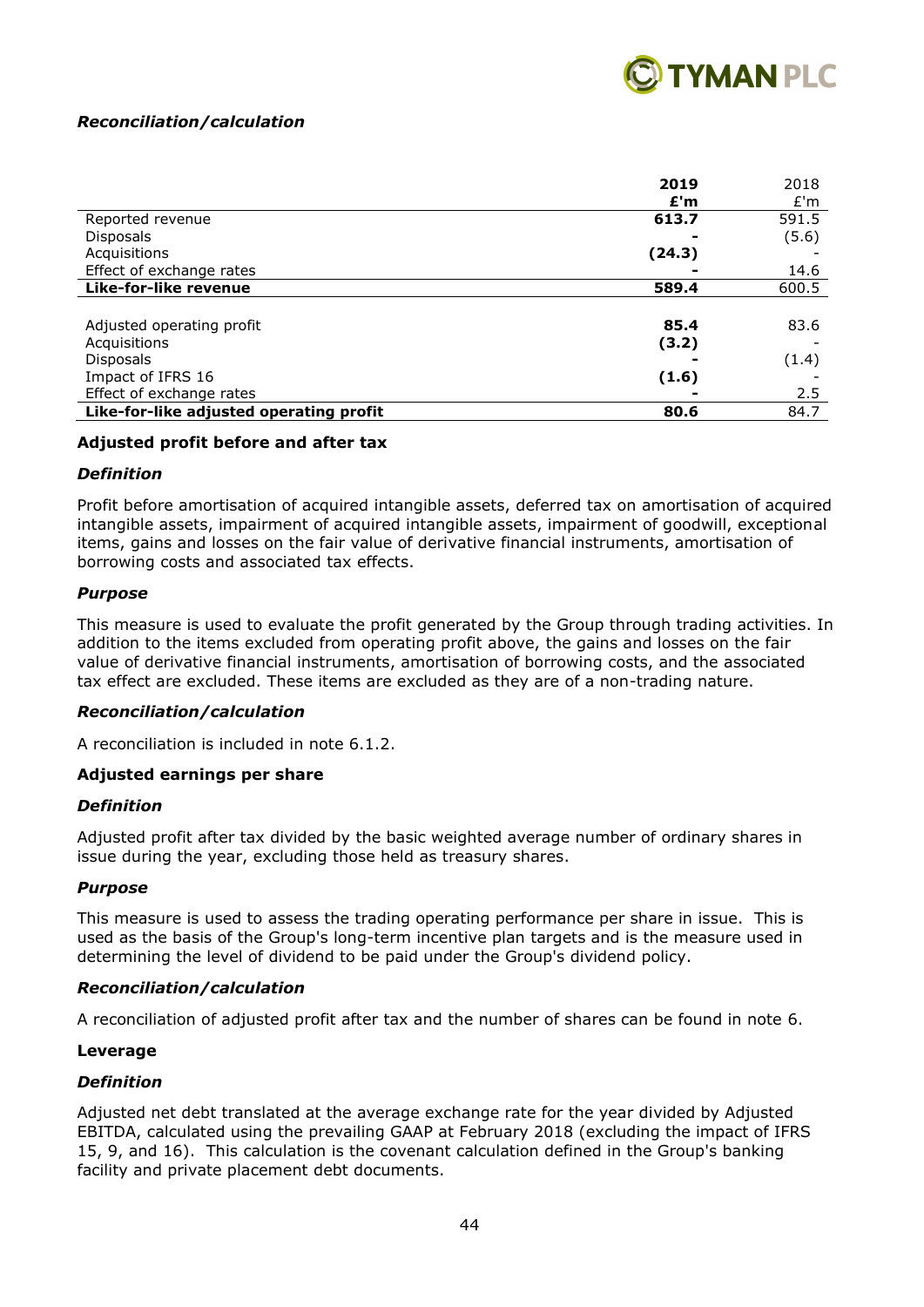***Reconciliation/calculation***

| | **2019** | 2018 |
|---|---|---|
| | **£'m** | £'m |
| Reported revenue | **613.7** | 591.5 |
| Disposals | **-** | (5.6) |
| Acquisitions | **(24.3)** | - |
| Effect of exchange rates | **-** | 14.6 |
| **Like-for-like revenue** | **589.4** | 600.5 |
| | | |
| Adjusted operating profit | **85.4** | 83.6 |
| Acquisitions | **(3.2)** | - |
| Disposals | **-** | (1.4) |
| Impact of IFRS 16 | **(1.6)** | - |
| Effect of exchange rates | **-** | 2.5 |
| **Like-for-like adjusted operating profit** | **80.6** | 84.7 |

**Adjusted profit before and after tax**

***Definition***

Profit before amortisation of acquired intangible assets, deferred tax on amortisation of acquired intangible assets, impairment of acquired intangible assets, impairment of goodwill, exceptional items, gains and losses on the fair value of derivative financial instruments, amortisation of borrowing costs and associated tax effects.

***Purpose***

This measure is used to evaluate the profit generated by the Group through trading activities. In addition to the items excluded from operating profit above, the gains and losses on the fair value of derivative financial instruments, amortisation of borrowing costs, and the associated tax effect are excluded. These items are excluded as they are of a non-trading nature.

***Reconciliation/calculation***

A reconciliation is included in note 6.1.2.

**Adjusted earnings per share**

***Definition***

Adjusted profit after tax divided by the basic weighted average number of ordinary shares in issue during the year, excluding those held as treasury shares.

***Purpose***

This measure is used to assess the trading operating performance per share in issue. This is used as the basis of the Group's long-term incentive plan targets and is the measure used in determining the level of dividend to be paid under the Group's dividend policy.

***Reconciliation/calculation***

A reconciliation of adjusted profit after tax and the number of shares can be found in note 6.

**Leverage**

***Definition***

Adjusted net debt translated at the average exchange rate for the year divided by Adjusted EBITDA, calculated using the prevailing GAAP at February 2018 (excluding the impact of IFRS 15, 9, and 16). This calculation is the covenant calculation defined in the Group's banking facility and private placement debt documents.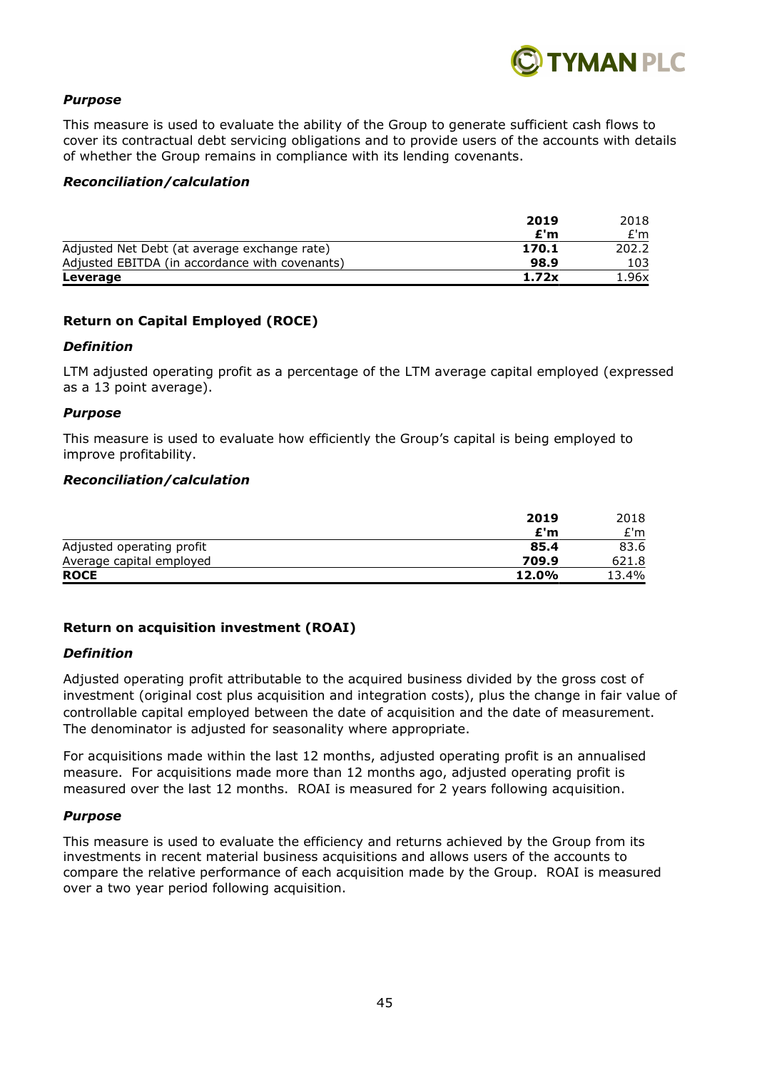### *Purpose*

This measure is used to evaluate the ability of the Group to generate sufficient cash flows to cover its contractual debt servicing obligations and to provide users of the accounts with details of whether the Group remains in compliance with its lending covenants.

### *Reconciliation/calculation*

| | **2019** | 2018 |
|---|---|---|
| | **£'m** | £'m |
| Adjusted Net Debt (at average exchange rate) | **170.1** | 202.2 |
| Adjusted EBITDA (in accordance with covenants) | **98.9** | 103 |
| **Leverage** | **1.72x** | 1.96x |

## Return on Capital Employed (ROCE)

### *Definition*

LTM adjusted operating profit as a percentage of the LTM average capital employed (expressed as a 13 point average).

### *Purpose*

This measure is used to evaluate how efficiently the Group's capital is being employed to improve profitability.

### *Reconciliation/calculation*

| | **2019** | 2018 |
|---|---|---|
| | **£'m** | £'m |
| Adjusted operating profit | **85.4** | 83.6 |
| Average capital employed | **709.9** | 621.8 |
| **ROCE** | **12.0%** | 13.4% |

## Return on acquisition investment (ROAI)

### *Definition*

Adjusted operating profit attributable to the acquired business divided by the gross cost of investment (original cost plus acquisition and integration costs), plus the change in fair value of controllable capital employed between the date of acquisition and the date of measurement. The denominator is adjusted for seasonality where appropriate.

For acquisitions made within the last 12 months, adjusted operating profit is an annualised measure. For acquisitions made more than 12 months ago, adjusted operating profit is measured over the last 12 months. ROAI is measured for 2 years following acquisition.

### *Purpose*

This measure is used to evaluate the efficiency and returns achieved by the Group from its investments in recent material business acquisitions and allows users of the accounts to compare the relative performance of each acquisition made by the Group. ROAI is measured over a two year period following acquisition.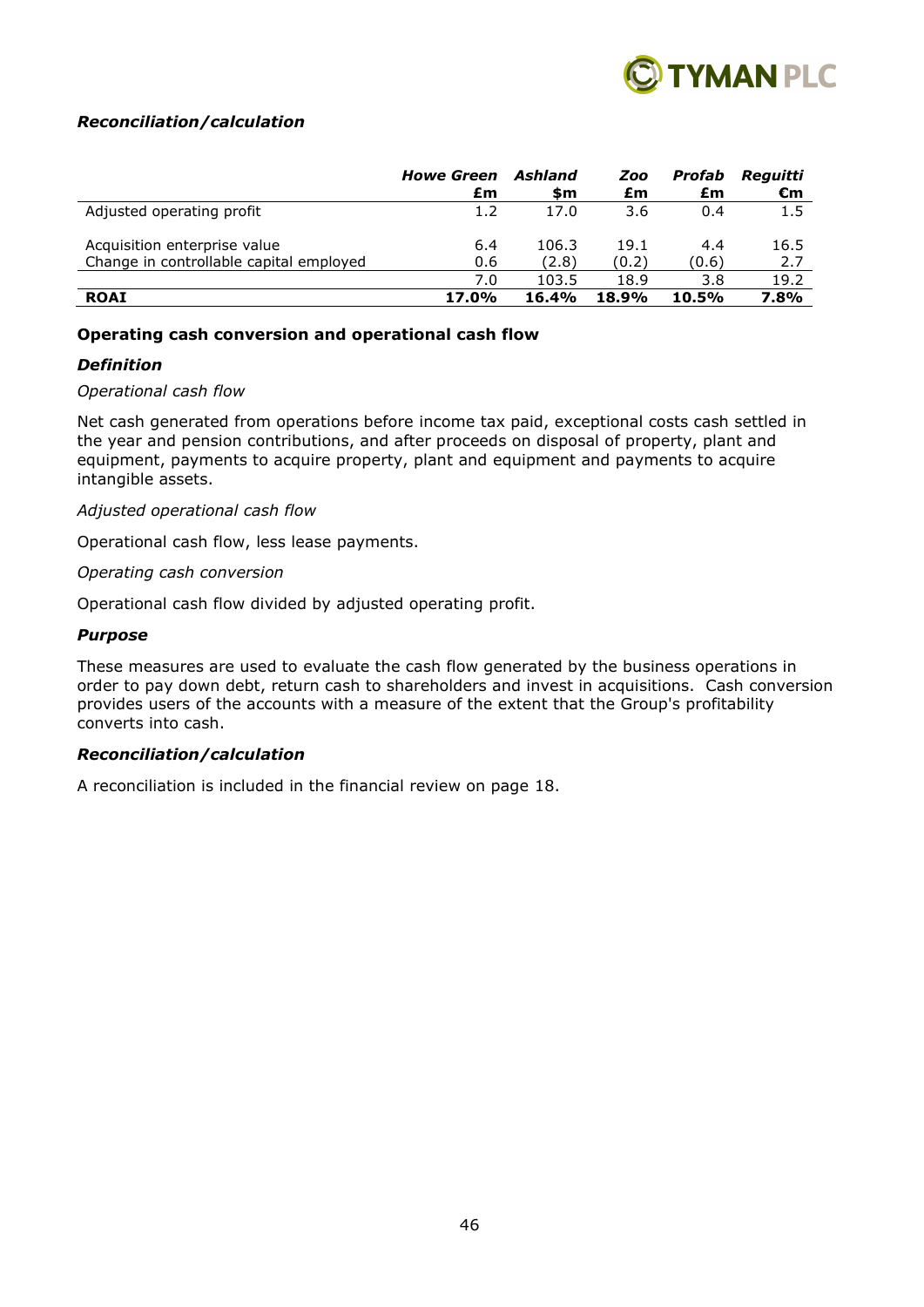### *Reconciliation/calculation*

| | ***Howe Green*** **£m** | ***Ashland*** **$m** | ***Zoo*** **£m** | ***Profab*** **£m** | ***Reguitti*** **€m** |
|---|---|---|---|---|---|
| Adjusted operating profit | 1.2 | 17.0 | 3.6 | 0.4 | 1.5 |
| Acquisition enterprise value | 6.4 | 106.3 | 19.1 | 4.4 | 16.5 |
| Change in controllable capital employed | 0.6 | (2.8) | (0.2) | (0.6) | 2.7 |
| | 7.0 | 103.5 | 18.9 | 3.8 | 19.2 |
| **ROAI** | **17.0%** | **16.4%** | **18.9%** | **10.5%** | **7.8%** |

### Operating cash conversion and operational cash flow

#### *Definition*

*Operational cash flow*

Net cash generated from operations before income tax paid, exceptional costs cash settled in the year and pension contributions, and after proceeds on disposal of property, plant and equipment, payments to acquire property, plant and equipment and payments to acquire intangible assets.

*Adjusted operational cash flow*

Operational cash flow, less lease payments.

*Operating cash conversion*

Operational cash flow divided by adjusted operating profit.

#### *Purpose*

These measures are used to evaluate the cash flow generated by the business operations in order to pay down debt, return cash to shareholders and invest in acquisitions. Cash conversion provides users of the accounts with a measure of the extent that the Group's profitability converts into cash.

#### *Reconciliation/calculation*

A reconciliation is included in the financial review on page 18.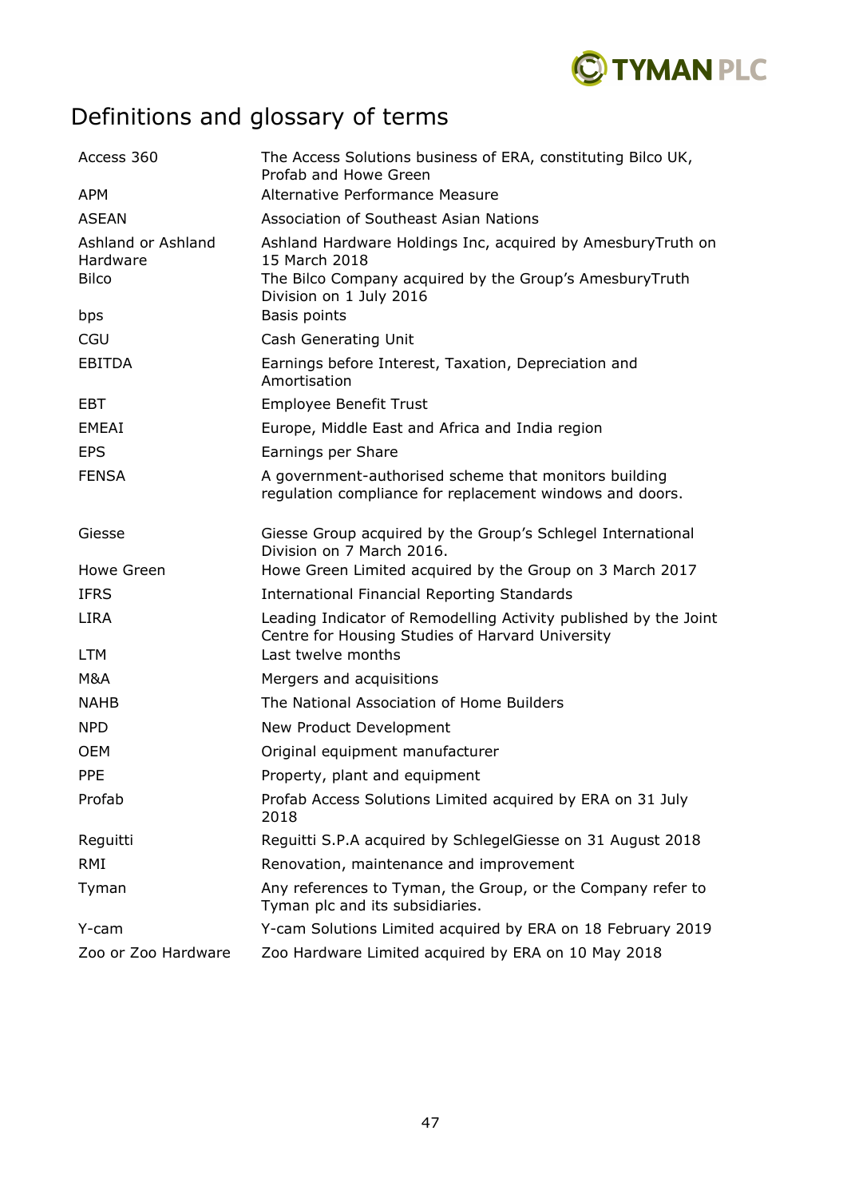# Definitions and glossary of terms

| | |
|---|---|
| Access 360 | The Access Solutions business of ERA, constituting Bilco UK, Profab and Howe Green |
| APM | Alternative Performance Measure |
| ASEAN | Association of Southeast Asian Nations |
| Ashland or Ashland Hardware | Ashland Hardware Holdings Inc, acquired by AmesburyTruth on 15 March 2018 |
| Bilco | The Bilco Company acquired by the Group's AmesburyTruth Division on 1 July 2016 |
| bps | Basis points |
| CGU | Cash Generating Unit |
| EBITDA | Earnings before Interest, Taxation, Depreciation and Amortisation |
| EBT | Employee Benefit Trust |
| EMEAI | Europe, Middle East and Africa and India region |
| EPS | Earnings per Share |
| FENSA | A government-authorised scheme that monitors building regulation compliance for replacement windows and doors. |
| Giesse | Giesse Group acquired by the Group's Schlegel International Division on 7 March 2016. |
| Howe Green | Howe Green Limited acquired by the Group on 3 March 2017 |
| IFRS | International Financial Reporting Standards |
| LIRA | Leading Indicator of Remodelling Activity published by the Joint Centre for Housing Studies of Harvard University |
| LTM | Last twelve months |
| M&A | Mergers and acquisitions |
| NAHB | The National Association of Home Builders |
| NPD | New Product Development |
| OEM | Original equipment manufacturer |
| PPE | Property, plant and equipment |
| Profab | Profab Access Solutions Limited acquired by ERA on 31 July 2018 |
| Reguitti | Reguitti S.P.A acquired by SchlegelGiesse on 31 August 2018 |
| RMI | Renovation, maintenance and improvement |
| Tyman | Any references to Tyman, the Group, or the Company refer to Tyman plc and its subsidiaries. |
| Y-cam | Y-cam Solutions Limited acquired by ERA on 18 February 2019 |
| Zoo or Zoo Hardware | Zoo Hardware Limited acquired by ERA on 10 May 2018 |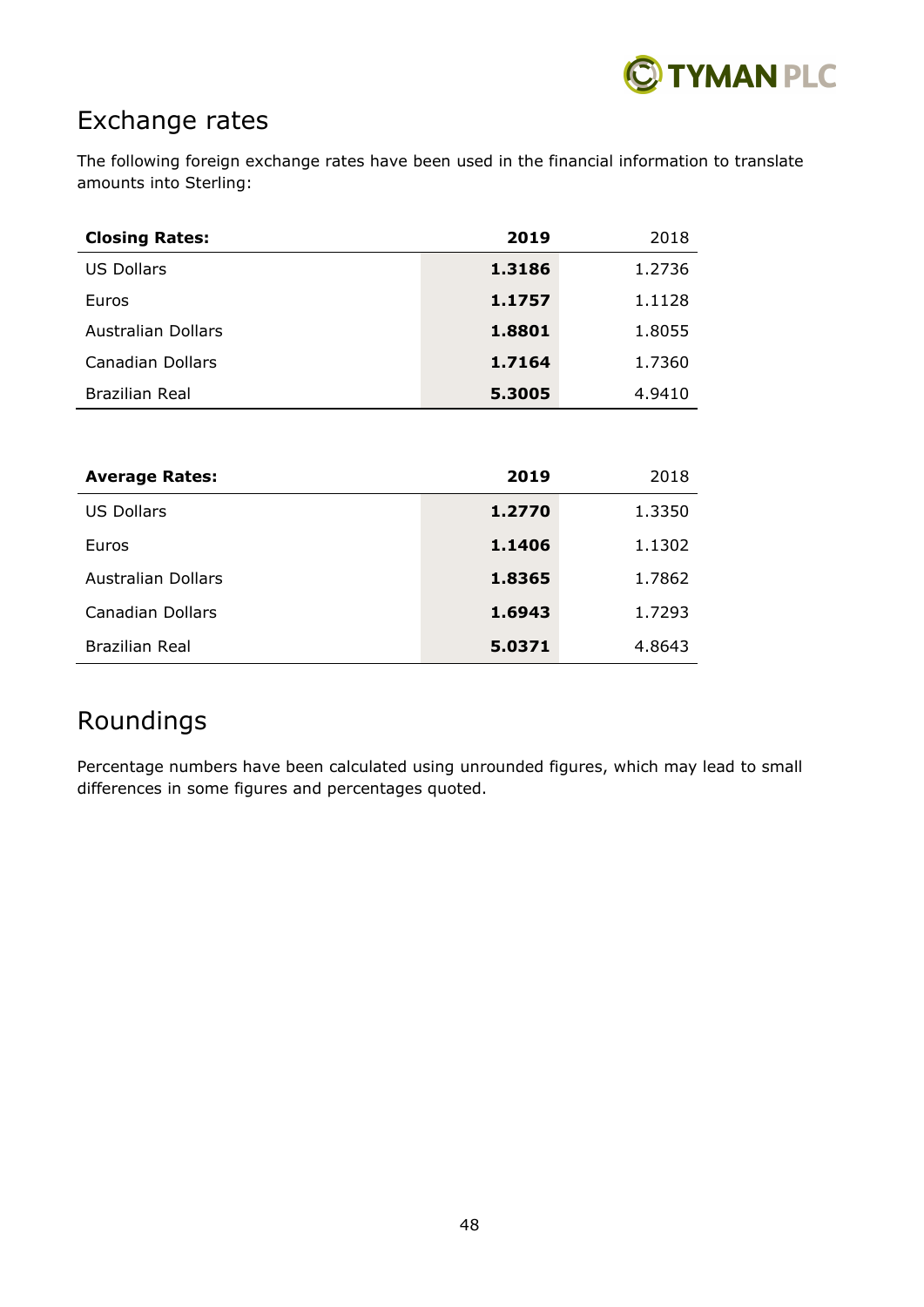## Exchange rates

The following foreign exchange rates have been used in the financial information to translate amounts into Sterling:

| **Closing Rates:** | **2019** | 2018 |
|---|---|---|
| US Dollars | **1.3186** | 1.2736 |
| Euros | **1.1757** | 1.1128 |
| Australian Dollars | **1.8801** | 1.8055 |
| Canadian Dollars | **1.7164** | 1.7360 |
| Brazilian Real | **5.3005** | 4.9410 |

| **Average Rates:** | **2019** | 2018 |
|---|---|---|
| US Dollars | **1.2770** | 1.3350 |
| Euros | **1.1406** | 1.1302 |
| Australian Dollars | **1.8365** | 1.7862 |
| Canadian Dollars | **1.6943** | 1.7293 |
| Brazilian Real | **5.0371** | 4.8643 |

## Roundings

Percentage numbers have been calculated using unrounded figures, which may lead to small differences in some figures and percentages quoted.